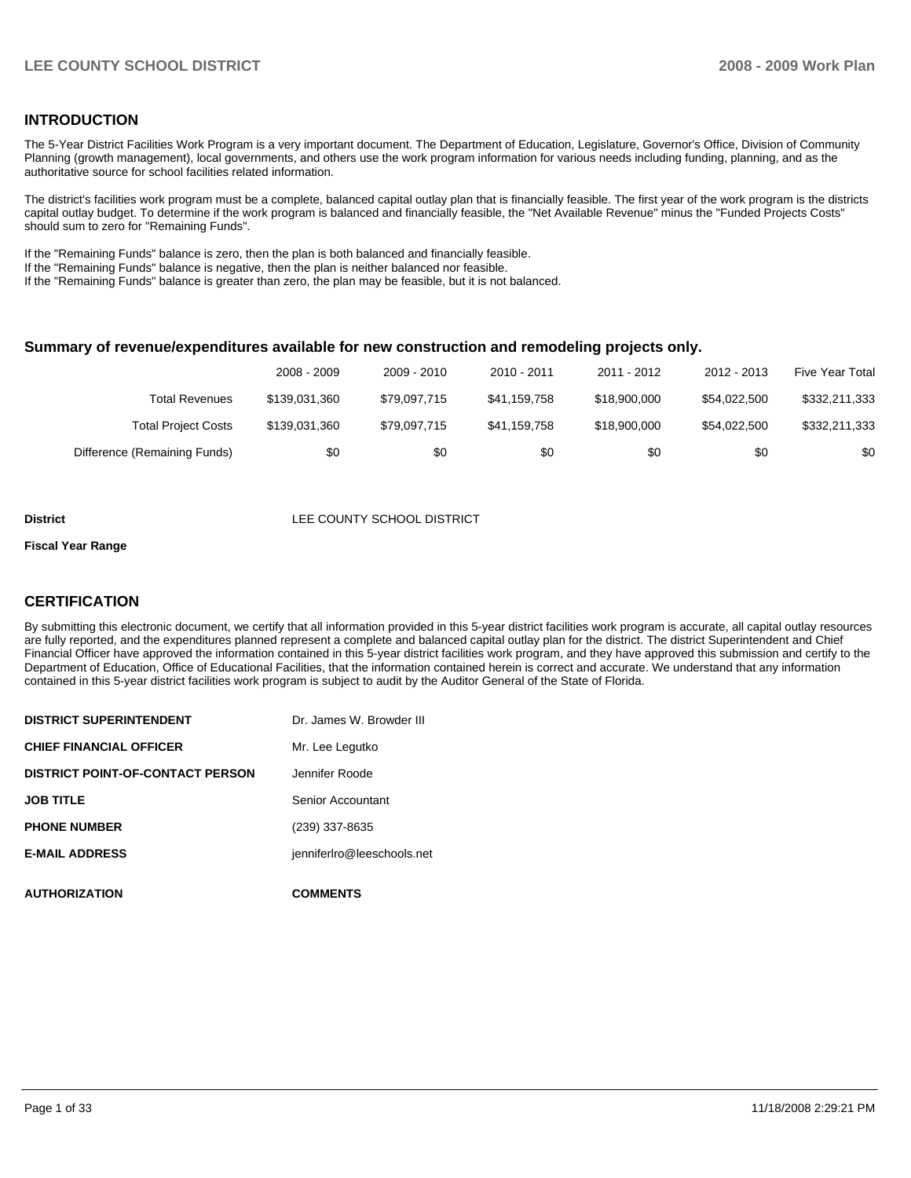## INTRODUCTION

The 5-Year District Facilities Work Program is a very important document. The Department of Education, Legislature, Governor's Office, Division of Community Planning (growth management), local governments, and others use the work program information for various needs including funding, planning, and as the authoritative source for school facilities related information.

The district's facilities work program must be a complete, balanced capital outlay plan that is financially feasible. The first year of the work program is the districts capital outlay budget. To determine if the work program is balanced and financially feasible, the "Net Available Revenue" minus the "Funded Projects Costs" should sum to zero for "Remaining Funds".

If the "Remaining Funds" balance is zero, then the plan is both balanced and financially feasible.
If the "Remaining Funds" balance is negative, then the plan is neither balanced nor feasible.
If the "Remaining Funds" balance is greater than zero, the plan may be feasible, but it is not balanced.

### Summary of revenue/expenditures available for new construction and remodeling projects only.

| | 2008 - 2009 | 2009 - 2010 | 2010 - 2011 | 2011 - 2012 | 2012 - 2013 | Five Year Total |
|---|---|---|---|---|---|---|
| Total Revenues | $139,031,360 | $79,097,715 | $41,159,758 | $18,900,000 | $54,022,500 | $332,211,333 |
| Total Project Costs | $139,031,360 | $79,097,715 | $41,159,758 | $18,900,000 | $54,022,500 | $332,211,333 |
| Difference (Remaining Funds) | $0 | $0 | $0 | $0 | $0 | $0 |

**District** LEE COUNTY SCHOOL DISTRICT

**Fiscal Year Range**

## CERTIFICATION

By submitting this electronic document, we certify that all information provided in this 5-year district facilities work program is accurate, all capital outlay resources are fully reported, and the expenditures planned represent a complete and balanced capital outlay plan for the district. The district Superintendent and Chief Financial Officer have approved the information contained in this 5-year district facilities work program, and they have approved this submission and certify to the Department of Education, Office of Educational Facilities, that the information contained herein is correct and accurate. We understand that any information contained in this 5-year district facilities work program is subject to audit by the Auditor General of the State of Florida.

| | |
|---|---|
| **DISTRICT SUPERINTENDENT** | Dr. James W. Browder III |
| **CHIEF FINANCIAL OFFICER** | Mr. Lee Legutko |
| **DISTRICT POINT-OF-CONTACT PERSON** | Jennifer Roode |
| **JOB TITLE** | Senior Accountant |
| **PHONE NUMBER** | (239) 337-8635 |
| **E-MAIL ADDRESS** | jenniferlro@leeschools.net |

**AUTHORIZATION** **COMMENTS**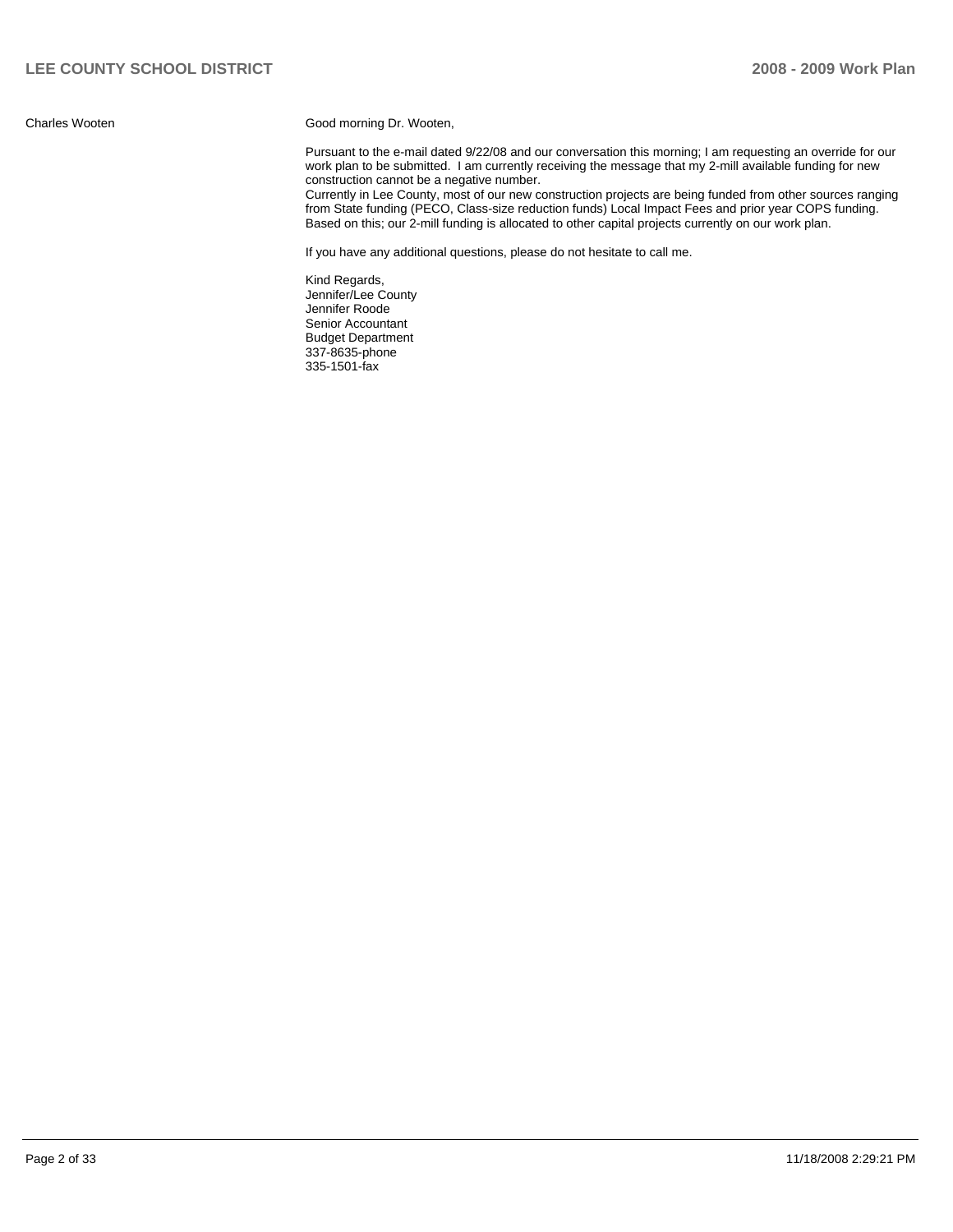Charles Wooten

Good morning Dr. Wooten,

Pursuant to the e-mail dated 9/22/08 and our conversation this morning; I am requesting an override for our work plan to be submitted. I am currently receiving the message that my 2-mill available funding for new construction cannot be a negative number.
Currently in Lee County, most of our new construction projects are being funded from other sources ranging from State funding (PECO, Class-size reduction funds) Local Impact Fees and prior year COPS funding. Based on this; our 2-mill funding is allocated to other capital projects currently on our work plan.

If you have any additional questions, please do not hesitate to call me.

Kind Regards,
Jennifer/Lee County
Jennifer Roode
Senior Accountant
Budget Department
337-8635-phone
335-1501-fax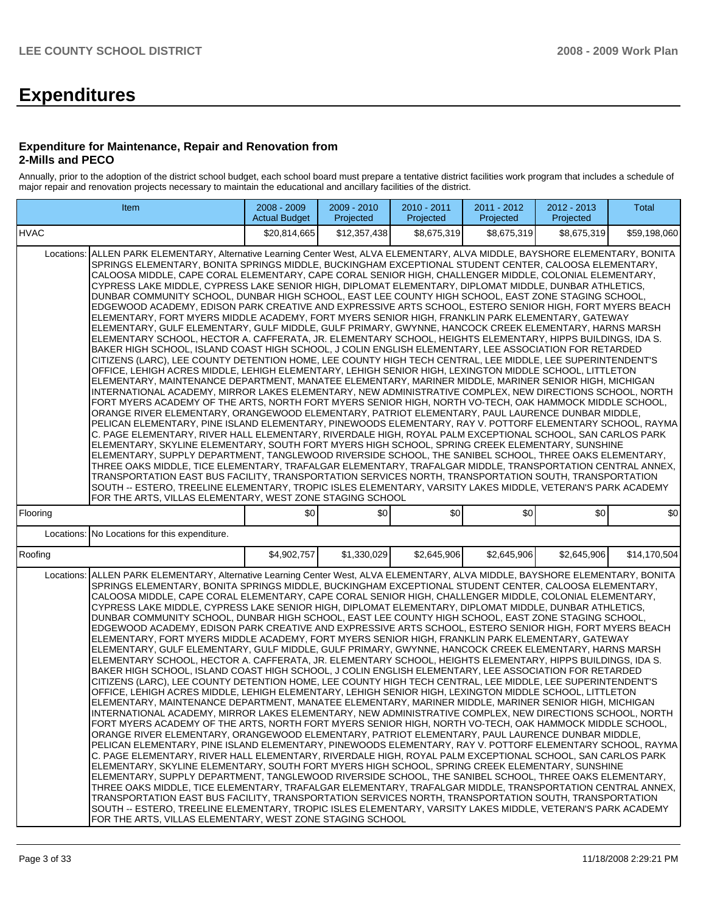# Expenditures

### Expenditure for Maintenance, Repair and Renovation from 2-Mills and PECO

Annually, prior to the adoption of the district school budget, each school board must prepare a tentative district facilities work program that includes a schedule of major repair and renovation projects necessary to maintain the educational and ancillary facilities of the district.

| Item | | 2008 - 2009 Actual Budget | 2009 - 2010 Projected | 2010 - 2011 Projected | 2011 - 2012 Projected | 2012 - 2013 Projected | Total |
|---|---|---|---|---|---|---|---|
| HVAC | | $20,814,665 | $12,357,438 | $8,675,319 | $8,675,319 | $8,675,319 | $59,198,060 |
| | Locations: | ALLEN PARK ELEMENTARY, Alternative Learning Center West, ALVA ELEMENTARY, ALVA MIDDLE, BAYSHORE ELEMENTARY, BONITA SPRINGS ELEMENTARY, BONITA SPRINGS MIDDLE, BUCKINGHAM EXCEPTIONAL STUDENT CENTER, CALOOSA ELEMENTARY, CALOOSA MIDDLE, CAPE CORAL ELEMENTARY, CAPE CORAL SENIOR HIGH, CHALLENGER MIDDLE, COLONIAL ELEMENTARY, CYPRESS LAKE MIDDLE, CYPRESS LAKE SENIOR HIGH, DIPLOMAT ELEMENTARY, DIPLOMAT MIDDLE, DUNBAR ATHLETICS, DUNBAR COMMUNITY SCHOOL, DUNBAR HIGH SCHOOL, EAST LEE COUNTY HIGH SCHOOL, EAST ZONE STAGING SCHOOL, EDGEWOOD ACADEMY, EDISON PARK CREATIVE AND EXPRESSIVE ARTS SCHOOL, ESTERO SENIOR HIGH, FORT MYERS BEACH ELEMENTARY, FORT MYERS MIDDLE ACADEMY, FORT MYERS SENIOR HIGH, FRANKLIN PARK ELEMENTARY, GATEWAY ELEMENTARY, GULF ELEMENTARY, GULF MIDDLE, GULF PRIMARY, GWYNNE, HANCOCK CREEK ELEMENTARY, HARNS MARSH ELEMENTARY SCHOOL, HECTOR A. CAFFERATA, JR. ELEMENTARY SCHOOL, HEIGHTS ELEMENTARY, HIPPS BUILDINGS, IDA S. BAKER HIGH SCHOOL, ISLAND COAST HIGH SCHOOL, J COLIN ENGLISH ELEMENTARY, LEE ASSOCIATION FOR RETARDED CITIZENS (LARC), LEE COUNTY DETENTION HOME, LEE COUNTY HIGH TECH CENTRAL, LEE MIDDLE, LEE SUPERINTENDENT'S OFFICE, LEHIGH ACRES MIDDLE, LEHIGH ELEMENTARY, LEHIGH SENIOR HIGH, LEXINGTON MIDDLE SCHOOL, LITTLETON ELEMENTARY, MAINTENANCE DEPARTMENT, MANATEE ELEMENTARY, MARINER MIDDLE, MARINER SENIOR HIGH, MICHIGAN INTERNATIONAL ACADEMY, MIRROR LAKES ELEMENTARY, NEW ADMINISTRATIVE COMPLEX, NEW DIRECTIONS SCHOOL, NORTH FORT MYERS ACADEMY OF THE ARTS, NORTH FORT MYERS SENIOR HIGH, NORTH VO-TECH, OAK HAMMOCK MIDDLE SCHOOL, ORANGE RIVER ELEMENTARY, ORANGEWOOD ELEMENTARY, PATRIOT ELEMENTARY, PAUL LAURENCE DUNBAR MIDDLE, PELICAN ELEMENTARY, PINE ISLAND ELEMENTARY, PINEWOODS ELEMENTARY, RAY V. POTTORF ELEMENTARY SCHOOL, RAYMA C. PAGE ELEMENTARY, RIVER HALL ELEMENTARY, RIVERDALE HIGH, ROYAL PALM EXCEPTIONAL SCHOOL, SAN CARLOS PARK ELEMENTARY, SKYLINE ELEMENTARY, SOUTH FORT MYERS HIGH SCHOOL, SPRING CREEK ELEMENTARY, SUNSHINE ELEMENTARY, SUPPLY DEPARTMENT, TANGLEWOOD RIVERSIDE SCHOOL, THE SANIBEL SCHOOL, THREE OAKS ELEMENTARY, THREE OAKS MIDDLE, TICE ELEMENTARY, TRAFALGAR ELEMENTARY, TRAFALGAR MIDDLE, TRANSPORTATION CENTRAL ANNEX, TRANSPORTATION EAST BUS FACILITY, TRANSPORTATION SERVICES NORTH, TRANSPORTATION SOUTH, TRANSPORTATION SOUTH -- ESTERO, TREELINE ELEMENTARY, TROPIC ISLES ELEMENTARY, VARSITY LAKES MIDDLE, VETERAN'S PARK ACADEMY FOR THE ARTS, VILLAS ELEMENTARY, WEST ZONE STAGING SCHOOL | | | | | |
| Flooring | | $0 | $0 | $0 | $0 | $0 | $0 |
| | Locations: | No Locations for this expenditure. | | | | | |
| Roofing | | $4,902,757 | $1,330,029 | $2,645,906 | $2,645,906 | $2,645,906 | $14,170,504 |
| | Locations: | ALLEN PARK ELEMENTARY, Alternative Learning Center West, ALVA ELEMENTARY, ALVA MIDDLE, BAYSHORE ELEMENTARY, BONITA SPRINGS ELEMENTARY, BONITA SPRINGS MIDDLE, BUCKINGHAM EXCEPTIONAL STUDENT CENTER, CALOOSA ELEMENTARY, CALOOSA MIDDLE, CAPE CORAL ELEMENTARY, CAPE CORAL SENIOR HIGH, CHALLENGER MIDDLE, COLONIAL ELEMENTARY, CYPRESS LAKE MIDDLE, CYPRESS LAKE SENIOR HIGH, DIPLOMAT ELEMENTARY, DIPLOMAT MIDDLE, DUNBAR ATHLETICS, DUNBAR COMMUNITY SCHOOL, DUNBAR HIGH SCHOOL, EAST LEE COUNTY HIGH SCHOOL, EAST ZONE STAGING SCHOOL, EDGEWOOD ACADEMY, EDISON PARK CREATIVE AND EXPRESSIVE ARTS SCHOOL, ESTERO SENIOR HIGH, FORT MYERS BEACH ELEMENTARY, FORT MYERS MIDDLE ACADEMY, FORT MYERS SENIOR HIGH, FRANKLIN PARK ELEMENTARY, GATEWAY ELEMENTARY, GULF ELEMENTARY, GULF MIDDLE, GULF PRIMARY, GWYNNE, HANCOCK CREEK ELEMENTARY, HARNS MARSH ELEMENTARY SCHOOL, HECTOR A. CAFFERATA, JR. ELEMENTARY SCHOOL, HEIGHTS ELEMENTARY, HIPPS BUILDINGS, IDA S. BAKER HIGH SCHOOL, ISLAND COAST HIGH SCHOOL, J COLIN ENGLISH ELEMENTARY, LEE ASSOCIATION FOR RETARDED CITIZENS (LARC), LEE COUNTY DETENTION HOME, LEE COUNTY HIGH TECH CENTRAL, LEE MIDDLE, LEE SUPERINTENDENT'S OFFICE, LEHIGH ACRES MIDDLE, LEHIGH ELEMENTARY, LEHIGH SENIOR HIGH, LEXINGTON MIDDLE SCHOOL, LITTLETON ELEMENTARY, MAINTENANCE DEPARTMENT, MANATEE ELEMENTARY, MARINER MIDDLE, MARINER SENIOR HIGH, MICHIGAN INTERNATIONAL ACADEMY, MIRROR LAKES ELEMENTARY, NEW ADMINISTRATIVE COMPLEX, NEW DIRECTIONS SCHOOL, NORTH FORT MYERS ACADEMY OF THE ARTS, NORTH FORT MYERS SENIOR HIGH, NORTH VO-TECH, OAK HAMMOCK MIDDLE SCHOOL, ORANGE RIVER ELEMENTARY, ORANGEWOOD ELEMENTARY, PATRIOT ELEMENTARY, PAUL LAURENCE DUNBAR MIDDLE, PELICAN ELEMENTARY, PINE ISLAND ELEMENTARY, PINEWOODS ELEMENTARY, RAY V. POTTORF ELEMENTARY SCHOOL, RAYMA C. PAGE ELEMENTARY, RIVER HALL ELEMENTARY, RIVERDALE HIGH, ROYAL PALM EXCEPTIONAL SCHOOL, SAN CARLOS PARK ELEMENTARY, SKYLINE ELEMENTARY, SOUTH FORT MYERS HIGH SCHOOL, SPRING CREEK ELEMENTARY, SUNSHINE ELEMENTARY, SUPPLY DEPARTMENT, TANGLEWOOD RIVERSIDE SCHOOL, THE SANIBEL SCHOOL, THREE OAKS ELEMENTARY, THREE OAKS MIDDLE, TICE ELEMENTARY, TRAFALGAR ELEMENTARY, TRAFALGAR MIDDLE, TRANSPORTATION CENTRAL ANNEX, TRANSPORTATION EAST BUS FACILITY, TRANSPORTATION SERVICES NORTH, TRANSPORTATION SOUTH, TRANSPORTATION SOUTH -- ESTERO, TREELINE ELEMENTARY, TROPIC ISLES ELEMENTARY, VARSITY LAKES MIDDLE, VETERAN'S PARK ACADEMY FOR THE ARTS, VILLAS ELEMENTARY, WEST ZONE STAGING SCHOOL | | | | | |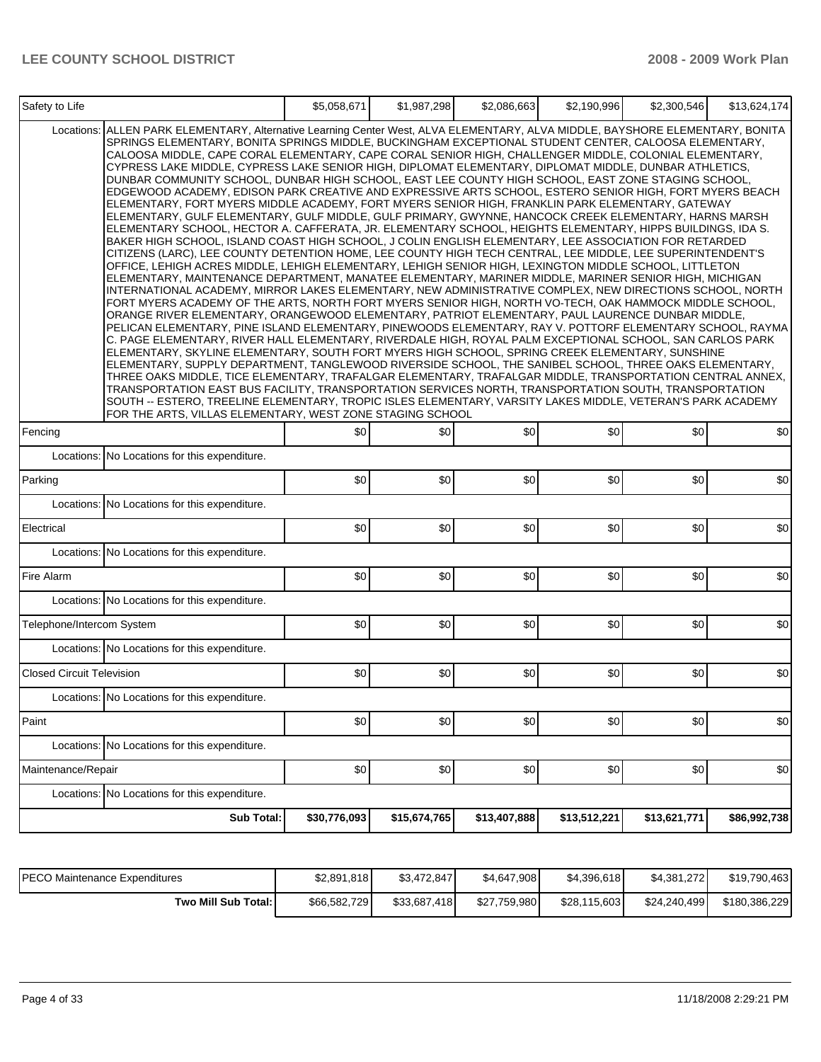| Safety to Life | | $5,058,671 | $1,987,298 | $2,086,663 | $2,190,996 | $2,300,546 | $13,624,174 |
|---|---|---|---|---|---|---|---|
| | Locations: | ALLEN PARK ELEMENTARY, Alternative Learning Center West, ALVA ELEMENTARY, ALVA MIDDLE, BAYSHORE ELEMENTARY, BONITA SPRINGS ELEMENTARY, BONITA SPRINGS MIDDLE, BUCKINGHAM EXCEPTIONAL STUDENT CENTER, CALOOSA ELEMENTARY, CALOOSA MIDDLE, CAPE CORAL ELEMENTARY, CAPE CORAL SENIOR HIGH, CHALLENGER MIDDLE, COLONIAL ELEMENTARY, CYPRESS LAKE MIDDLE, CYPRESS LAKE SENIOR HIGH, DIPLOMAT ELEMENTARY, DIPLOMAT MIDDLE, DUNBAR ATHLETICS, DUNBAR COMMUNITY SCHOOL, DUNBAR HIGH SCHOOL, EAST LEE COUNTY HIGH SCHOOL, EAST ZONE STAGING SCHOOL, EDGEWOOD ACADEMY, EDISON PARK CREATIVE AND EXPRESSIVE ARTS SCHOOL, ESTERO SENIOR HIGH, FORT MYERS BEACH ELEMENTARY, FORT MYERS MIDDLE ACADEMY, FORT MYERS SENIOR HIGH, FRANKLIN PARK ELEMENTARY, GATEWAY ELEMENTARY, GULF ELEMENTARY, GULF MIDDLE, GULF PRIMARY, GWYNNE, HANCOCK CREEK ELEMENTARY, HARNS MARSH ELEMENTARY SCHOOL, HECTOR A. CAFFERATA, JR. ELEMENTARY SCHOOL, HEIGHTS ELEMENTARY, HIPPS BUILDINGS, IDA S. BAKER HIGH SCHOOL, ISLAND COAST HIGH SCHOOL, J COLIN ENGLISH ELEMENTARY, LEE ASSOCIATION FOR RETARDED CITIZENS (LARC), LEE COUNTY DETENTION HOME, LEE COUNTY HIGH TECH CENTRAL, LEE MIDDLE, LEE SUPERINTENDENT'S OFFICE, LEHIGH ACRES MIDDLE, LEHIGH ELEMENTARY, LEHIGH SENIOR HIGH, LEXINGTON MIDDLE SCHOOL, LITTLETON ELEMENTARY, MAINTENANCE DEPARTMENT, MANATEE ELEMENTARY, MARINER MIDDLE, MARINER SENIOR HIGH, MICHIGAN INTERNATIONAL ACADEMY, MIRROR LAKES ELEMENTARY, NEW ADMINISTRATIVE COMPLEX, NEW DIRECTIONS SCHOOL, NORTH FORT MYERS ACADEMY OF THE ARTS, NORTH FORT MYERS SENIOR HIGH, NORTH VO-TECH, OAK HAMMOCK MIDDLE SCHOOL, ORANGE RIVER ELEMENTARY, ORANGEWOOD ELEMENTARY, PATRIOT ELEMENTARY, PAUL LAURENCE DUNBAR MIDDLE, PELICAN ELEMENTARY, PINE ISLAND ELEMENTARY, PINEWOODS ELEMENTARY, RAY V. POTTORF ELEMENTARY SCHOOL, RAYMA C. PAGE ELEMENTARY, RIVER HALL ELEMENTARY, RIVERDALE HIGH, ROYAL PALM EXCEPTIONAL SCHOOL, SAN CARLOS PARK ELEMENTARY, SKYLINE ELEMENTARY, SOUTH FORT MYERS HIGH SCHOOL, SPRING CREEK ELEMENTARY, SUNSHINE ELEMENTARY, SUPPLY DEPARTMENT, TANGLEWOOD RIVERSIDE SCHOOL, THE SANIBEL SCHOOL, THREE OAKS ELEMENTARY, THREE OAKS MIDDLE, TICE ELEMENTARY, TRAFALGAR ELEMENTARY, TRAFALGAR MIDDLE, TRANSPORTATION CENTRAL ANNEX, TRANSPORTATION EAST BUS FACILITY, TRANSPORTATION SERVICES NORTH, TRANSPORTATION SOUTH, TRANSPORTATION SOUTH -- ESTERO, TREELINE ELEMENTARY, TROPIC ISLES ELEMENTARY, VARSITY LAKES MIDDLE, VETERAN'S PARK ACADEMY FOR THE ARTS, VILLAS ELEMENTARY, WEST ZONE STAGING SCHOOL | | | | | |
| Fencing | | $0 | $0 | $0 | $0 | $0 | $0 |
| | Locations: | No Locations for this expenditure. | | | | | |
| Parking | | $0 | $0 | $0 | $0 | $0 | $0 |
| | Locations: | No Locations for this expenditure. | | | | | |
| Electrical | | $0 | $0 | $0 | $0 | $0 | $0 |
| | Locations: | No Locations for this expenditure. | | | | | |
| Fire Alarm | | $0 | $0 | $0 | $0 | $0 | $0 |
| | Locations: | No Locations for this expenditure. | | | | | |
| Telephone/Intercom System | | $0 | $0 | $0 | $0 | $0 | $0 |
| | Locations: | No Locations for this expenditure. | | | | | |
| Closed Circuit Television | | $0 | $0 | $0 | $0 | $0 | $0 |
| | Locations: | No Locations for this expenditure. | | | | | |
| Paint | | $0 | $0 | $0 | $0 | $0 | $0 |
| | Locations: | No Locations for this expenditure. | | | | | |
| Maintenance/Repair | | $0 | $0 | $0 | $0 | $0 | $0 |
| | Locations: | No Locations for this expenditure. | | | | | |
| | **Sub Total:** | **$30,776,093** | **$15,674,765** | **$13,407,888** | **$13,512,221** | **$13,621,771** | **$86,992,738** |

| PECO Maintenance Expenditures | $2,891,818 | $3,472,847 | $4,647,908 | $4,396,618 | $4,381,272 | $19,790,463 |
|---|---|---|---|---|---|---|
| **Two Mill Sub Total:** | $66,582,729 | $33,687,418 | $27,759,980 | $28,115,603 | $24,240,499 | $180,386,229 |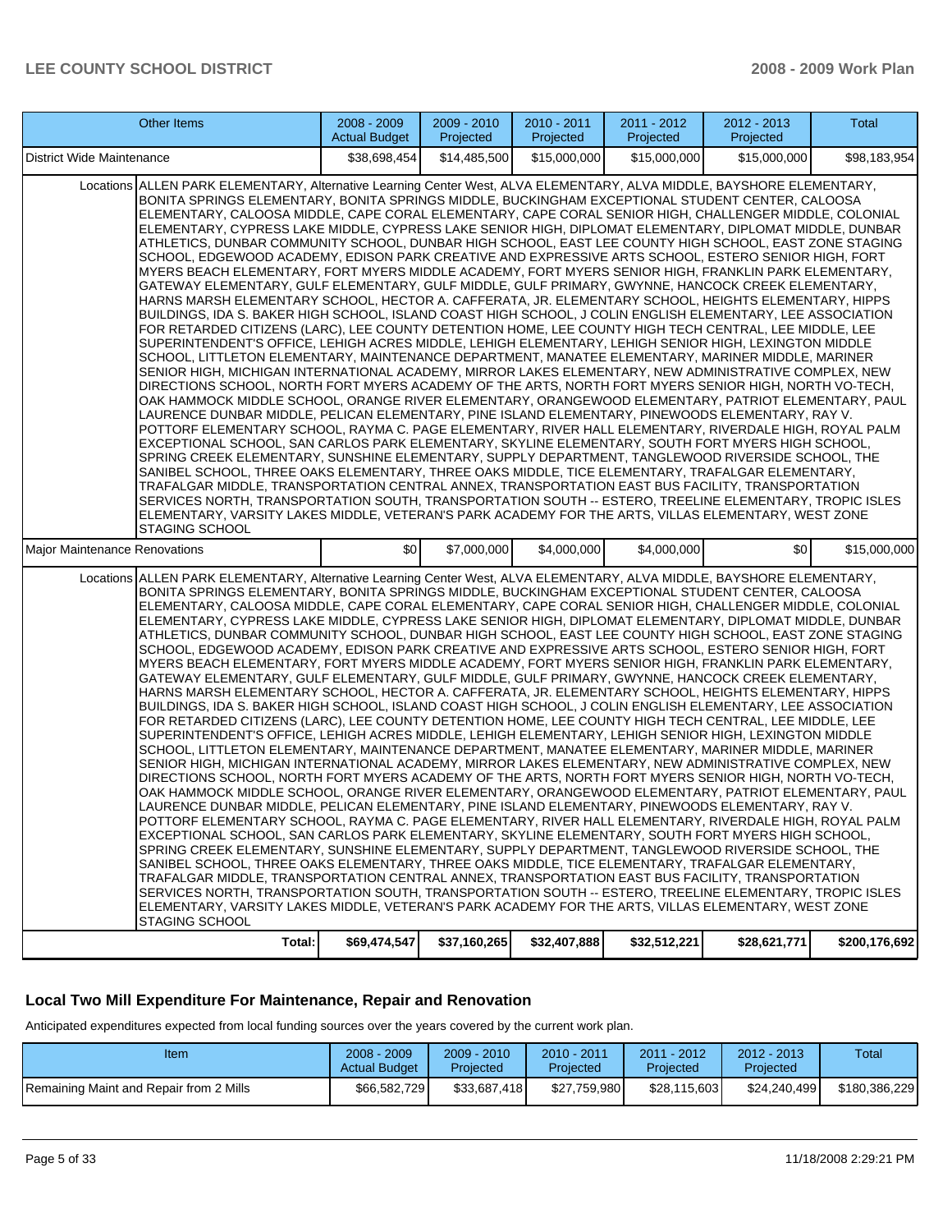| Other Items | 2008 - 2009 Actual Budget | 2009 - 2010 Projected | 2010 - 2011 Projected | 2011 - 2012 Projected | 2012 - 2013 Projected | Total |
|---|---|---|---|---|---|---|
| District Wide Maintenance | $38,698,454 | $14,485,500 | $15,000,000 | $15,000,000 | $15,000,000 | $98,183,954 |
| Locations ALLEN PARK ELEMENTARY, Alternative Learning Center West, ALVA ELEMENTARY, ALVA MIDDLE, BAYSHORE ELEMENTARY, BONITA SPRINGS ELEMENTARY, BONITA SPRINGS MIDDLE, BUCKINGHAM EXCEPTIONAL STUDENT CENTER, CALOOSA ELEMENTARY, CALOOSA MIDDLE, CAPE CORAL ELEMENTARY, CAPE CORAL SENIOR HIGH, CHALLENGER MIDDLE, COLONIAL ELEMENTARY, CYPRESS LAKE MIDDLE, CYPRESS LAKE SENIOR HIGH, DIPLOMAT ELEMENTARY, DIPLOMAT MIDDLE, DUNBAR ATHLETICS, DUNBAR COMMUNITY SCHOOL, DUNBAR HIGH SCHOOL, EAST LEE COUNTY HIGH SCHOOL, EAST ZONE STAGING SCHOOL, EDGEWOOD ACADEMY, EDISON PARK CREATIVE AND EXPRESSIVE ARTS SCHOOL, ESTERO SENIOR HIGH, FORT MYERS BEACH ELEMENTARY, FORT MYERS MIDDLE ACADEMY, FORT MYERS SENIOR HIGH, FRANKLIN PARK ELEMENTARY, GATEWAY ELEMENTARY, GULF ELEMENTARY, GULF MIDDLE, GULF PRIMARY, GWYNNE, HANCOCK CREEK ELEMENTARY, HARNS MARSH ELEMENTARY SCHOOL, HECTOR A. CAFFERATA, JR. ELEMENTARY SCHOOL, HEIGHTS ELEMENTARY, HIPPS BUILDINGS, IDA S. BAKER HIGH SCHOOL, ISLAND COAST HIGH SCHOOL, J COLIN ENGLISH ELEMENTARY, LEE ASSOCIATION FOR RETARDED CITIZENS (LARC), LEE COUNTY DETENTION HOME, LEE COUNTY HIGH TECH CENTRAL, LEE MIDDLE, LEE SUPERINTENDENT'S OFFICE, LEHIGH ACRES MIDDLE, LEHIGH ELEMENTARY, LEHIGH SENIOR HIGH, LEXINGTON MIDDLE SCHOOL, LITTLETON ELEMENTARY, MAINTENANCE DEPARTMENT, MANATEE ELEMENTARY, MARINER MIDDLE, MARINER SENIOR HIGH, MICHIGAN INTERNATIONAL ACADEMY, MIRROR LAKES ELEMENTARY, NEW ADMINISTRATIVE COMPLEX, NEW DIRECTIONS SCHOOL, NORTH FORT MYERS ACADEMY OF THE ARTS, NORTH FORT MYERS SENIOR HIGH, NORTH VO-TECH, OAK HAMMOCK MIDDLE SCHOOL, ORANGE RIVER ELEMENTARY, ORANGEWOOD ELEMENTARY, PATRIOT ELEMENTARY, PAUL LAURENCE DUNBAR MIDDLE, PELICAN ELEMENTARY, PINE ISLAND ELEMENTARY, PINEWOODS ELEMENTARY, RAY V. POTTORF ELEMENTARY SCHOOL, RAYMA C. PAGE ELEMENTARY, RIVER HALL ELEMENTARY, RIVERDALE HIGH, ROYAL PALM EXCEPTIONAL SCHOOL, SAN CARLOS PARK ELEMENTARY, SKYLINE ELEMENTARY, SOUTH FORT MYERS HIGH SCHOOL, SPRING CREEK ELEMENTARY, SUNSHINE ELEMENTARY, SUPPLY DEPARTMENT, TANGLEWOOD RIVERSIDE SCHOOL, THE SANIBEL SCHOOL, THREE OAKS ELEMENTARY, THREE OAKS MIDDLE, TICE ELEMENTARY, TRAFALGAR ELEMENTARY, TRAFALGAR MIDDLE, TRANSPORTATION CENTRAL ANNEX, TRANSPORTATION EAST BUS FACILITY, TRANSPORTATION SERVICES NORTH, TRANSPORTATION SOUTH, TRANSPORTATION SOUTH -- ESTERO, TREELINE ELEMENTARY, TROPIC ISLES ELEMENTARY, VARSITY LAKES MIDDLE, VETERAN'S PARK ACADEMY FOR THE ARTS, VILLAS ELEMENTARY, WEST ZONE STAGING SCHOOL | | | | | | |
| Major Maintenance Renovations | $0 | $7,000,000 | $4,000,000 | $4,000,000 | $0 | $15,000,000 |
| Locations ALLEN PARK ELEMENTARY, Alternative Learning Center West, ALVA ELEMENTARY, ALVA MIDDLE, BAYSHORE ELEMENTARY, BONITA SPRINGS ELEMENTARY, BONITA SPRINGS MIDDLE, BUCKINGHAM EXCEPTIONAL STUDENT CENTER, CALOOSA ELEMENTARY, CALOOSA MIDDLE, CAPE CORAL ELEMENTARY, CAPE CORAL SENIOR HIGH, CHALLENGER MIDDLE, COLONIAL ELEMENTARY, CYPRESS LAKE MIDDLE, CYPRESS LAKE SENIOR HIGH, DIPLOMAT ELEMENTARY, DIPLOMAT MIDDLE, DUNBAR ATHLETICS, DUNBAR COMMUNITY SCHOOL, DUNBAR HIGH SCHOOL, EAST LEE COUNTY HIGH SCHOOL, EAST ZONE STAGING SCHOOL, EDGEWOOD ACADEMY, EDISON PARK CREATIVE AND EXPRESSIVE ARTS SCHOOL, ESTERO SENIOR HIGH, FORT MYERS BEACH ELEMENTARY, FORT MYERS MIDDLE ACADEMY, FORT MYERS SENIOR HIGH, FRANKLIN PARK ELEMENTARY, GATEWAY ELEMENTARY, GULF ELEMENTARY, GULF MIDDLE, GULF PRIMARY, GWYNNE, HANCOCK CREEK ELEMENTARY, HARNS MARSH ELEMENTARY SCHOOL, HECTOR A. CAFFERATA, JR. ELEMENTARY SCHOOL, HEIGHTS ELEMENTARY, HIPPS BUILDINGS, IDA S. BAKER HIGH SCHOOL, ISLAND COAST HIGH SCHOOL, J COLIN ENGLISH ELEMENTARY, LEE ASSOCIATION FOR RETARDED CITIZENS (LARC), LEE COUNTY DETENTION HOME, LEE COUNTY HIGH TECH CENTRAL, LEE MIDDLE, LEE SUPERINTENDENT'S OFFICE, LEHIGH ACRES MIDDLE, LEHIGH ELEMENTARY, LEHIGH SENIOR HIGH, LEXINGTON MIDDLE SCHOOL, LITTLETON ELEMENTARY, MAINTENANCE DEPARTMENT, MANATEE ELEMENTARY, MARINER MIDDLE, MARINER SENIOR HIGH, MICHIGAN INTERNATIONAL ACADEMY, MIRROR LAKES ELEMENTARY, NEW ADMINISTRATIVE COMPLEX, NEW DIRECTIONS SCHOOL, NORTH FORT MYERS ACADEMY OF THE ARTS, NORTH FORT MYERS SENIOR HIGH, NORTH VO-TECH, OAK HAMMOCK MIDDLE SCHOOL, ORANGE RIVER ELEMENTARY, ORANGEWOOD ELEMENTARY, PATRIOT ELEMENTARY, PAUL LAURENCE DUNBAR MIDDLE, PELICAN ELEMENTARY, PINE ISLAND ELEMENTARY, PINEWOODS ELEMENTARY, RAY V. POTTORF ELEMENTARY SCHOOL, RAYMA C. PAGE ELEMENTARY, RIVER HALL ELEMENTARY, RIVERDALE HIGH, ROYAL PALM EXCEPTIONAL SCHOOL, SAN CARLOS PARK ELEMENTARY, SKYLINE ELEMENTARY, SOUTH FORT MYERS HIGH SCHOOL, SPRING CREEK ELEMENTARY, SUNSHINE ELEMENTARY, SUPPLY DEPARTMENT, TANGLEWOOD RIVERSIDE SCHOOL, THE SANIBEL SCHOOL, THREE OAKS ELEMENTARY, THREE OAKS MIDDLE, TICE ELEMENTARY, TRAFALGAR ELEMENTARY, TRAFALGAR MIDDLE, TRANSPORTATION CENTRAL ANNEX, TRANSPORTATION EAST BUS FACILITY, TRANSPORTATION SERVICES NORTH, TRANSPORTATION SOUTH, TRANSPORTATION SOUTH -- ESTERO, TREELINE ELEMENTARY, TROPIC ISLES ELEMENTARY, VARSITY LAKES MIDDLE, VETERAN'S PARK ACADEMY FOR THE ARTS, VILLAS ELEMENTARY, WEST ZONE STAGING SCHOOL | | | | | | |
| Total: | $69,474,547 | $37,160,265 | $32,407,888 | $32,512,221 | $28,621,771 | $200,176,692 |

## Local Two Mill Expenditure For Maintenance, Repair and Renovation

Anticipated expenditures expected from local funding sources over the years covered by the current work plan.

| Item | 2008 - 2009 Actual Budget | 2009 - 2010 Projected | 2010 - 2011 Projected | 2011 - 2012 Projected | 2012 - 2013 Projected | Total |
|---|---|---|---|---|---|---|
| Remaining Maint and Repair from 2 Mills | $66,582,729 | $33,687,418 | $27,759,980 | $28,115,603 | $24,240,499 | $180,386,229 |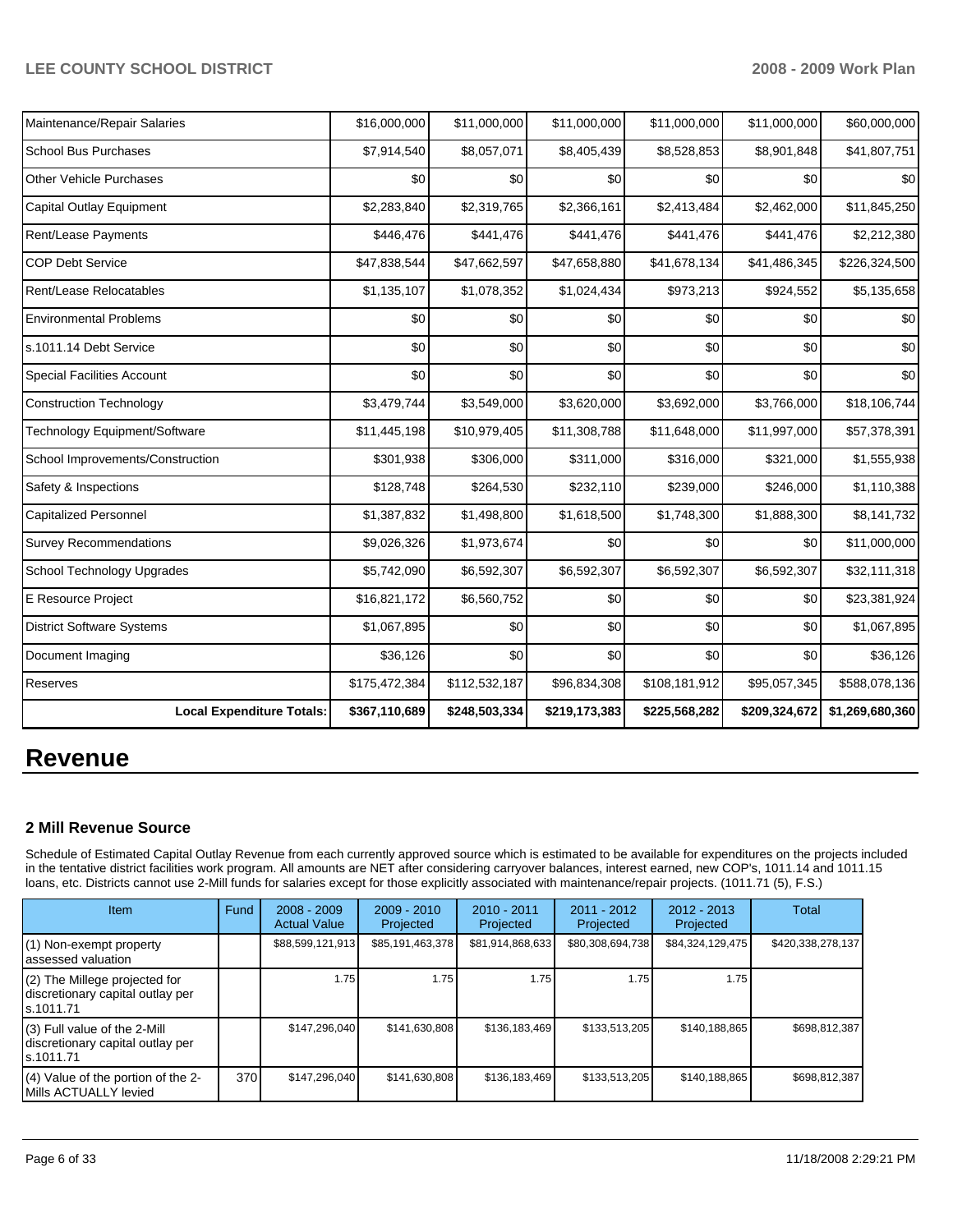| Maintenance/Repair Salaries | $16,000,000 | $11,000,000 | $11,000,000 | $11,000,000 | $11,000,000 | $60,000,000 |
|---|---|---|---|---|---|---|
| School Bus Purchases | $7,914,540 | $8,057,071 | $8,405,439 | $8,528,853 | $8,901,848 | $41,807,751 |
| Other Vehicle Purchases | $0 | $0 | $0 | $0 | $0 | $0 |
| Capital Outlay Equipment | $2,283,840 | $2,319,765 | $2,366,161 | $2,413,484 | $2,462,000 | $11,845,250 |
| Rent/Lease Payments | $446,476 | $441,476 | $441,476 | $441,476 | $441,476 | $2,212,380 |
| COP Debt Service | $47,838,544 | $47,662,597 | $47,658,880 | $41,678,134 | $41,486,345 | $226,324,500 |
| Rent/Lease Relocatables | $1,135,107 | $1,078,352 | $1,024,434 | $973,213 | $924,552 | $5,135,658 |
| Environmental Problems | $0 | $0 | $0 | $0 | $0 | $0 |
| s.1011.14 Debt Service | $0 | $0 | $0 | $0 | $0 | $0 |
| Special Facilities Account | $0 | $0 | $0 | $0 | $0 | $0 |
| Construction Technology | $3,479,744 | $3,549,000 | $3,620,000 | $3,692,000 | $3,766,000 | $18,106,744 |
| Technology Equipment/Software | $11,445,198 | $10,979,405 | $11,308,788 | $11,648,000 | $11,997,000 | $57,378,391 |
| School Improvements/Construction | $301,938 | $306,000 | $311,000 | $316,000 | $321,000 | $1,555,938 |
| Safety & Inspections | $128,748 | $264,530 | $232,110 | $239,000 | $246,000 | $1,110,388 |
| Capitalized Personnel | $1,387,832 | $1,498,800 | $1,618,500 | $1,748,300 | $1,888,300 | $8,141,732 |
| Survey Recommendations | $9,026,326 | $1,973,674 | $0 | $0 | $0 | $11,000,000 |
| School Technology Upgrades | $5,742,090 | $6,592,307 | $6,592,307 | $6,592,307 | $6,592,307 | $32,111,318 |
| E Resource Project | $16,821,172 | $6,560,752 | $0 | $0 | $0 | $23,381,924 |
| District Software Systems | $1,067,895 | $0 | $0 | $0 | $0 | $1,067,895 |
| Document Imaging | $36,126 | $0 | $0 | $0 | $0 | $36,126 |
| Reserves | $175,472,384 | $112,532,187 | $96,834,308 | $108,181,912 | $95,057,345 | $588,078,136 |
| **Local Expenditure Totals:** | **$367,110,689** | **$248,503,334** | **$219,173,383** | **$225,568,282** | **$209,324,672** | **$1,269,680,360** |

# Revenue

### 2 Mill Revenue Source

Schedule of Estimated Capital Outlay Revenue from each currently approved source which is estimated to be available for expenditures on the projects included in the tentative district facilities work program. All amounts are NET after considering carryover balances, interest earned, new COP's, 1011.14 and 1011.15 loans, etc. Districts cannot use 2-Mill funds for salaries except for those explicitly associated with maintenance/repair projects. (1011.71 (5), F.S.)

| Item | Fund | 2008 - 2009 Actual Value | 2009 - 2010 Projected | 2010 - 2011 Projected | 2011 - 2012 Projected | 2012 - 2013 Projected | Total |
|---|---|---|---|---|---|---|---|
| (1) Non-exempt property assessed valuation | | $88,599,121,913 | $85,191,463,378 | $81,914,868,633 | $80,308,694,738 | $84,324,129,475 | $420,338,278,137 |
| (2) The Millege projected for discretionary capital outlay per s.1011.71 | | 1.75 | 1.75 | 1.75 | 1.75 | 1.75 | |
| (3) Full value of the 2-Mill discretionary capital outlay per s.1011.71 | | $147,296,040 | $141,630,808 | $136,183,469 | $133,513,205 | $140,188,865 | $698,812,387 |
| (4) Value of the portion of the 2-Mills ACTUALLY levied | 370 | $147,296,040 | $141,630,808 | $136,183,469 | $133,513,205 | $140,188,865 | $698,812,387 |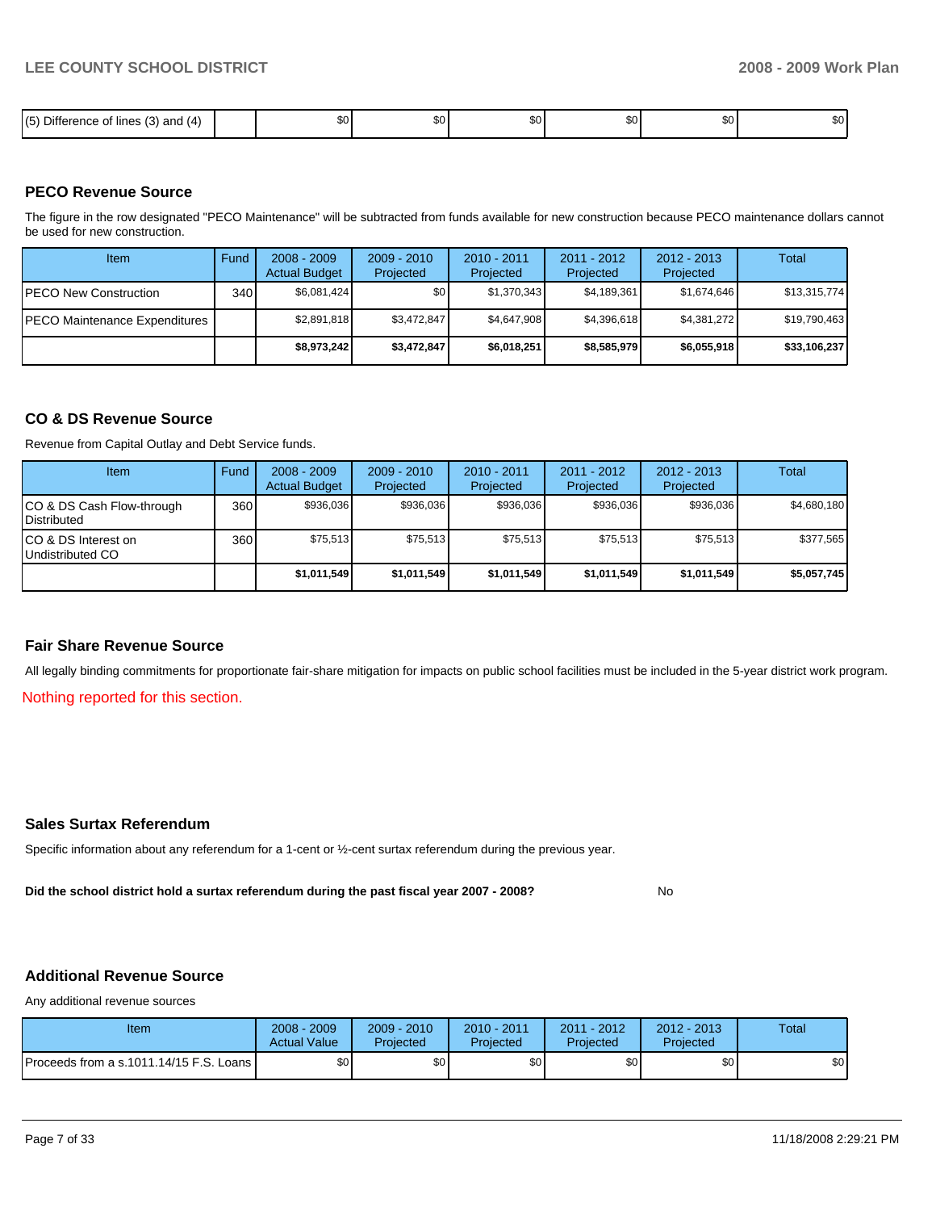| (5) Difference of lines (3) and (4) | | $0 | $0 | $0 | $0 | $0 | $0 |
|---|---|---|---|---|---|---|---|

### PECO Revenue Source

The figure in the row designated "PECO Maintenance" will be subtracted from funds available for new construction because PECO maintenance dollars cannot be used for new construction.

| Item | Fund | 2008 - 2009 Actual Budget | 2009 - 2010 Projected | 2010 - 2011 Projected | 2011 - 2012 Projected | 2012 - 2013 Projected | Total |
|---|---|---|---|---|---|---|---|
| PECO New Construction | 340 | $6,081,424 | $0 | $1,370,343 | $4,189,361 | $1,674,646 | $13,315,774 |
| PECO Maintenance Expenditures | | $2,891,818 | $3,472,847 | $4,647,908 | $4,396,618 | $4,381,272 | $19,790,463 |
| | | **$8,973,242** | **$3,472,847** | **$6,018,251** | **$8,585,979** | **$6,055,918** | **$33,106,237** |

### CO & DS Revenue Source

Revenue from Capital Outlay and Debt Service funds.

| Item | Fund | 2008 - 2009 Actual Budget | 2009 - 2010 Projected | 2010 - 2011 Projected | 2011 - 2012 Projected | 2012 - 2013 Projected | Total |
|---|---|---|---|---|---|---|---|
| CO & DS Cash Flow-through Distributed | 360 | $936,036 | $936,036 | $936,036 | $936,036 | $936,036 | $4,680,180 |
| CO & DS Interest on Undistributed CO | 360 | $75,513 | $75,513 | $75,513 | $75,513 | $75,513 | $377,565 |
| | | **$1,011,549** | **$1,011,549** | **$1,011,549** | **$1,011,549** | **$1,011,549** | **$5,057,745** |

### Fair Share Revenue Source

All legally binding commitments for proportionate fair-share mitigation for impacts on public school facilities must be included in the 5-year district work program.

Nothing reported for this section.

### Sales Surtax Referendum

Specific information about any referendum for a 1-cent or ½-cent surtax referendum during the previous year.

**Did the school district hold a surtax referendum during the past fiscal year 2007 - 2008?** No

### Additional Revenue Source

Any additional revenue sources

| Item | 2008 - 2009 Actual Value | 2009 - 2010 Projected | 2010 - 2011 Projected | 2011 - 2012 Projected | 2012 - 2013 Projected | Total |
|---|---|---|---|---|---|---|
| Proceeds from a s.1011.14/15 F.S. Loans | $0 | $0 | $0 | $0 | $0 | $0 |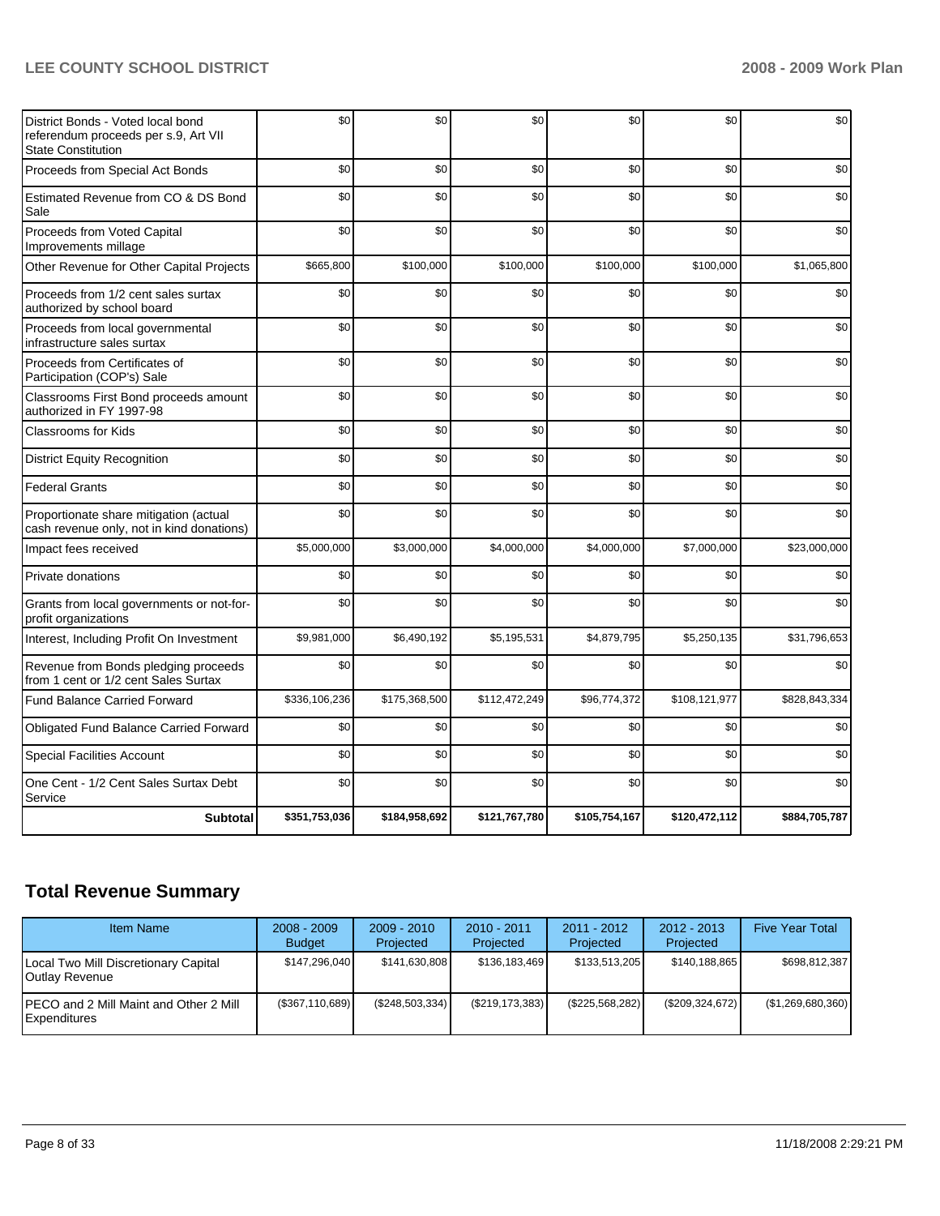| | | | | | | |
|---|---|---|---|---|---|---|
| District Bonds - Voted local bond referendum proceeds per s.9, Art VII State Constitution | $0 | $0 | $0 | $0 | $0 | $0 |
| Proceeds from Special Act Bonds | $0 | $0 | $0 | $0 | $0 | $0 |
| Estimated Revenue from CO & DS Bond Sale | $0 | $0 | $0 | $0 | $0 | $0 |
| Proceeds from Voted Capital Improvements millage | $0 | $0 | $0 | $0 | $0 | $0 |
| Other Revenue for Other Capital Projects | $665,800 | $100,000 | $100,000 | $100,000 | $100,000 | $1,065,800 |
| Proceeds from 1/2 cent sales surtax authorized by school board | $0 | $0 | $0 | $0 | $0 | $0 |
| Proceeds from local governmental infrastructure sales surtax | $0 | $0 | $0 | $0 | $0 | $0 |
| Proceeds from Certificates of Participation (COP's) Sale | $0 | $0 | $0 | $0 | $0 | $0 |
| Classrooms First Bond proceeds amount authorized in FY 1997-98 | $0 | $0 | $0 | $0 | $0 | $0 |
| Classrooms for Kids | $0 | $0 | $0 | $0 | $0 | $0 |
| District Equity Recognition | $0 | $0 | $0 | $0 | $0 | $0 |
| Federal Grants | $0 | $0 | $0 | $0 | $0 | $0 |
| Proportionate share mitigation (actual cash revenue only, not in kind donations) | $0 | $0 | $0 | $0 | $0 | $0 |
| Impact fees received | $5,000,000 | $3,000,000 | $4,000,000 | $4,000,000 | $7,000,000 | $23,000,000 |
| Private donations | $0 | $0 | $0 | $0 | $0 | $0 |
| Grants from local governments or not-for-profit organizations | $0 | $0 | $0 | $0 | $0 | $0 |
| Interest, Including Profit On Investment | $9,981,000 | $6,490,192 | $5,195,531 | $4,879,795 | $5,250,135 | $31,796,653 |
| Revenue from Bonds pledging proceeds from 1 cent or 1/2 cent Sales Surtax | $0 | $0 | $0 | $0 | $0 | $0 |
| Fund Balance Carried Forward | $336,106,236 | $175,368,500 | $112,472,249 | $96,774,372 | $108,121,977 | $828,843,334 |
| Obligated Fund Balance Carried Forward | $0 | $0 | $0 | $0 | $0 | $0 |
| Special Facilities Account | $0 | $0 | $0 | $0 | $0 | $0 |
| One Cent - 1/2 Cent Sales Surtax Debt Service | $0 | $0 | $0 | $0 | $0 | $0 |
| **Subtotal** | **$351,753,036** | **$184,958,692** | **$121,767,780** | **$105,754,167** | **$120,472,112** | **$884,705,787** |

## Total Revenue Summary

| Item Name | 2008 - 2009 Budget | 2009 - 2010 Projected | 2010 - 2011 Projected | 2011 - 2012 Projected | 2012 - 2013 Projected | Five Year Total |
|---|---|---|---|---|---|---|
| Local Two Mill Discretionary Capital Outlay Revenue | $147,296,040 | $141,630,808 | $136,183,469 | $133,513,205 | $140,188,865 | $698,812,387 |
| PECO and 2 Mill Maint and Other 2 Mill Expenditures | ($367,110,689) | ($248,503,334) | ($219,173,383) | ($225,568,282) | ($209,324,672) | ($1,269,680,360) |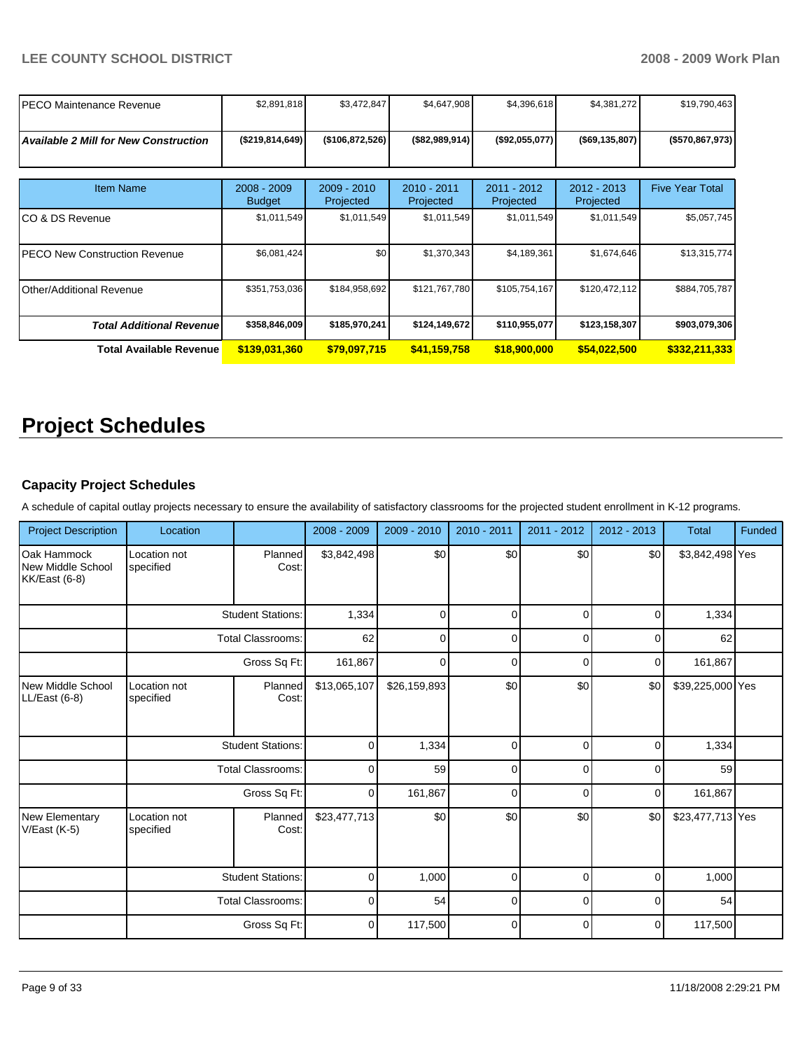| | | | | | | |
|---|---|---|---|---|---|---|
| PECO Maintenance Revenue | $2,891,818 | $3,472,847 | $4,647,908 | $4,396,618 | $4,381,272 | $19,790,463 |
| ***Available 2 Mill for New Construction*** | **($219,814,649)** | **($106,872,526)** | **($82,989,914)** | **($92,055,077)** | **($69,135,807)** | **($570,867,973)** |

| Item Name | 2008 - 2009 Budget | 2009 - 2010 Projected | 2010 - 2011 Projected | 2011 - 2012 Projected | 2012 - 2013 Projected | Five Year Total |
|---|---|---|---|---|---|---|
| CO & DS Revenue | $1,011,549 | $1,011,549 | $1,011,549 | $1,011,549 | $1,011,549 | $5,057,745 |
| PECO New Construction Revenue | $6,081,424 | $0 | $1,370,343 | $4,189,361 | $1,674,646 | $13,315,774 |
| Other/Additional Revenue | $351,753,036 | $184,958,692 | $121,767,780 | $105,754,167 | $120,472,112 | $884,705,787 |
| ***Total Additional Revenue*** | **$358,846,009** | **$185,970,241** | **$124,149,672** | **$110,955,077** | **$123,158,307** | **$903,079,306** |
| **Total Available Revenue** | **$139,031,360** | **$79,097,715** | **$41,159,758** | **$18,900,000** | **$54,022,500** | **$332,211,333** |

# Project Schedules

### Capacity Project Schedules

A schedule of capital outlay projects necessary to ensure the availability of satisfactory classrooms for the projected student enrollment in K-12 programs.

| Project Description | Location | | 2008 - 2009 | 2009 - 2010 | 2010 - 2011 | 2011 - 2012 | 2012 - 2013 | Total | Funded |
|---|---|---|---|---|---|---|---|---|---|
| Oak Hammock New Middle School KK/East (6-8) | Location not specified | Planned Cost: | $3,842,498 | $0 | $0 | $0 | $0 | $3,842,498 | Yes |
| | | Student Stations: | 1,334 | 0 | 0 | 0 | 0 | 1,334 | |
| | | Total Classrooms: | 62 | 0 | 0 | 0 | 0 | 62 | |
| | | Gross Sq Ft: | 161,867 | 0 | 0 | 0 | 0 | 161,867 | |
| New Middle School LL/East (6-8) | Location not specified | Planned Cost: | $13,065,107 | $26,159,893 | $0 | $0 | $0 | $39,225,000 | Yes |
| | | Student Stations: | 0 | 1,334 | 0 | 0 | 0 | 1,334 | |
| | | Total Classrooms: | 0 | 59 | 0 | 0 | 0 | 59 | |
| | | Gross Sq Ft: | 0 | 161,867 | 0 | 0 | 0 | 161,867 | |
| New Elementary V/East (K-5) | Location not specified | Planned Cost: | $23,477,713 | $0 | $0 | $0 | $0 | $23,477,713 | Yes |
| | | Student Stations: | 0 | 1,000 | 0 | 0 | 0 | 1,000 | |
| | | Total Classrooms: | 0 | 54 | 0 | 0 | 0 | 54 | |
| | | Gross Sq Ft: | 0 | 117,500 | 0 | 0 | 0 | 117,500 | |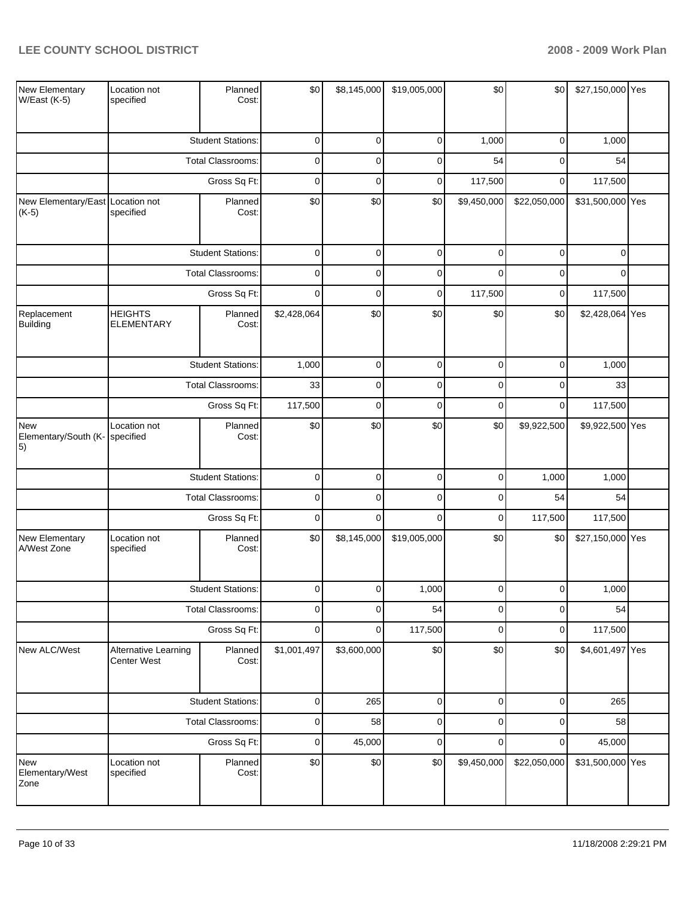| New Elementary W/East (K-5) | Location not specified | Planned Cost: | $0 | $8,145,000 | $19,005,000 | $0 | $0 | $27,150,000 | Yes |
|---|---|---|---|---|---|---|---|---|---|
| | | Student Stations: | 0 | 0 | 0 | 1,000 | 0 | 1,000 | |
| | | Total Classrooms: | 0 | 0 | 0 | 54 | 0 | 54 | |
| | | Gross Sq Ft: | 0 | 0 | 0 | 117,500 | 0 | 117,500 | |
| New Elementary/East (K-5) | Location not specified | Planned Cost: | $0 | $0 | $0 | $9,450,000 | $22,050,000 | $31,500,000 | Yes |
| | | Student Stations: | 0 | 0 | 0 | 0 | 0 | 0 | |
| | | Total Classrooms: | 0 | 0 | 0 | 0 | 0 | 0 | |
| | | Gross Sq Ft: | 0 | 0 | 0 | 117,500 | 0 | 117,500 | |
| Replacement Building | HEIGHTS ELEMENTARY | Planned Cost: | $2,428,064 | $0 | $0 | $0 | $0 | $2,428,064 | Yes |
| | | Student Stations: | 1,000 | 0 | 0 | 0 | 0 | 1,000 | |
| | | Total Classrooms: | 33 | 0 | 0 | 0 | 0 | 33 | |
| | | Gross Sq Ft: | 117,500 | 0 | 0 | 0 | 0 | 117,500 | |
| New Elementary/South (K-5) | Location not specified | Planned Cost: | $0 | $0 | $0 | $0 | $9,922,500 | $9,922,500 | Yes |
| | | Student Stations: | 0 | 0 | 0 | 0 | 1,000 | 1,000 | |
| | | Total Classrooms: | 0 | 0 | 0 | 0 | 54 | 54 | |
| | | Gross Sq Ft: | 0 | 0 | 0 | 0 | 117,500 | 117,500 | |
| New Elementary A/West Zone | Location not specified | Planned Cost: | $0 | $8,145,000 | $19,005,000 | $0 | $0 | $27,150,000 | Yes |
| | | Student Stations: | 0 | 0 | 1,000 | 0 | 0 | 1,000 | |
| | | Total Classrooms: | 0 | 0 | 54 | 0 | 0 | 54 | |
| | | Gross Sq Ft: | 0 | 0 | 117,500 | 0 | 0 | 117,500 | |
| New ALC/West | Alternative Learning Center West | Planned Cost: | $1,001,497 | $3,600,000 | $0 | $0 | $0 | $4,601,497 | Yes |
| | | Student Stations: | 0 | 265 | 0 | 0 | 0 | 265 | |
| | | Total Classrooms: | 0 | 58 | 0 | 0 | 0 | 58 | |
| | | Gross Sq Ft: | 0 | 45,000 | 0 | 0 | 0 | 45,000 | |
| New Elementary/West Zone | Location not specified | Planned Cost: | $0 | $0 | $0 | $9,450,000 | $22,050,000 | $31,500,000 | Yes |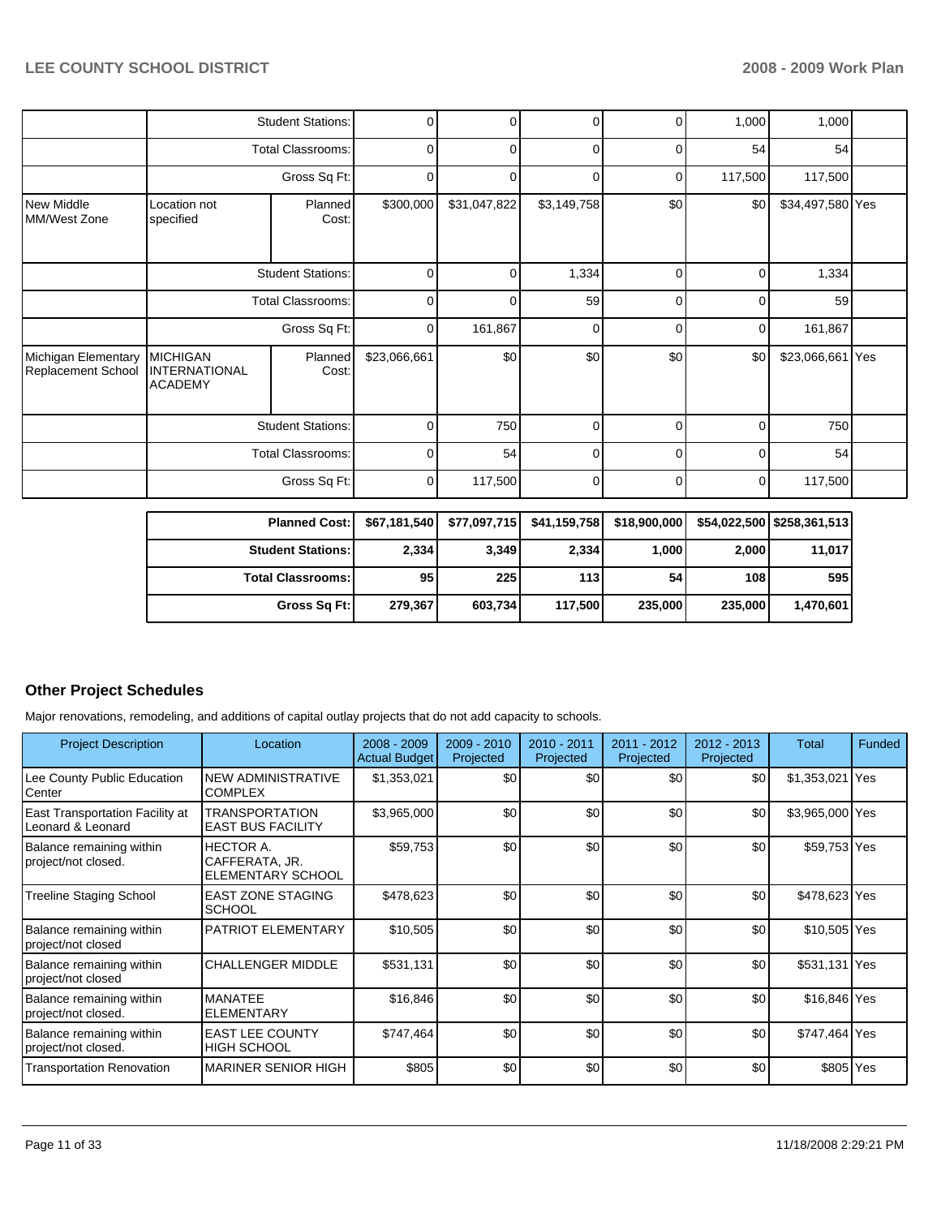| | | | | | | | | |
|---|---|---|---|---|---|---|---|---|
| | Student Stations: | | 0 | 0 | 0 | 0 | 1,000 | 1,000 | |
| | Total Classrooms: | | 0 | 0 | 0 | 0 | 54 | 54 | |
| | Gross Sq Ft: | | 0 | 0 | 0 | 0 | 117,500 | 117,500 | |
| New Middle MM/West Zone | Location not specified | Planned Cost: | $300,000 | $31,047,822 | $3,149,758 | $0 | $0 | $34,497,580 | Yes |
| | Student Stations: | | 0 | 0 | 1,334 | 0 | 0 | 1,334 | |
| | Total Classrooms: | | 0 | 0 | 59 | 0 | 0 | 59 | |
| | Gross Sq Ft: | | 0 | 161,867 | 0 | 0 | 0 | 161,867 | |
| Michigan Elementary Replacement School | MICHIGAN INTERNATIONAL ACADEMY | Planned Cost: | $23,066,661 | $0 | $0 | $0 | $0 | $23,066,661 | Yes |
| | Student Stations: | | 0 | 750 | 0 | 0 | 0 | 750 | |
| | Total Classrooms: | | 0 | 54 | 0 | 0 | 0 | 54 | |
| | Gross Sq Ft: | | 0 | 117,500 | 0 | 0 | 0 | 117,500 | |

| | | | | | | |
|---|---|---|---|---|---|---|
| Planned Cost: | $67,181,540 | $77,097,715 | $41,159,758 | $18,900,000 | $54,022,500 | $258,361,513 |
| Student Stations: | 2,334 | 3,349 | 2,334 | 1,000 | 2,000 | 11,017 |
| Total Classrooms: | 95 | 225 | 113 | 54 | 108 | 595 |
| Gross Sq Ft: | 279,367 | 603,734 | 117,500 | 235,000 | 235,000 | 1,470,601 |

## Other Project Schedules

Major renovations, remodeling, and additions of capital outlay projects that do not add capacity to schools.

| Project Description | Location | 2008 - 2009 Actual Budget | 2009 - 2010 Projected | 2010 - 2011 Projected | 2011 - 2012 Projected | 2012 - 2013 Projected | Total | Funded |
|---|---|---|---|---|---|---|---|---|
| Lee County Public Education Center | NEW ADMINISTRATIVE COMPLEX | $1,353,021 | $0 | $0 | $0 | $0 | $1,353,021 | Yes |
| East Transportation Facility at Leonard & Leonard | TRANSPORTATION EAST BUS FACILITY | $3,965,000 | $0 | $0 | $0 | $0 | $3,965,000 | Yes |
| Balance remaining within project/not closed. | HECTOR A. CAFFERATA, JR. ELEMENTARY SCHOOL | $59,753 | $0 | $0 | $0 | $0 | $59,753 | Yes |
| Treeline Staging School | EAST ZONE STAGING SCHOOL | $478,623 | $0 | $0 | $0 | $0 | $478,623 | Yes |
| Balance remaining within project/not closed | PATRIOT ELEMENTARY | $10,505 | $0 | $0 | $0 | $0 | $10,505 | Yes |
| Balance remaining within project/not closed | CHALLENGER MIDDLE | $531,131 | $0 | $0 | $0 | $0 | $531,131 | Yes |
| Balance remaining within project/not closed. | MANATEE ELEMENTARY | $16,846 | $0 | $0 | $0 | $0 | $16,846 | Yes |
| Balance remaining within project/not closed. | EAST LEE COUNTY HIGH SCHOOL | $747,464 | $0 | $0 | $0 | $0 | $747,464 | Yes |
| Transportation Renovation | MARINER SENIOR HIGH | $805 | $0 | $0 | $0 | $0 | $805 | Yes |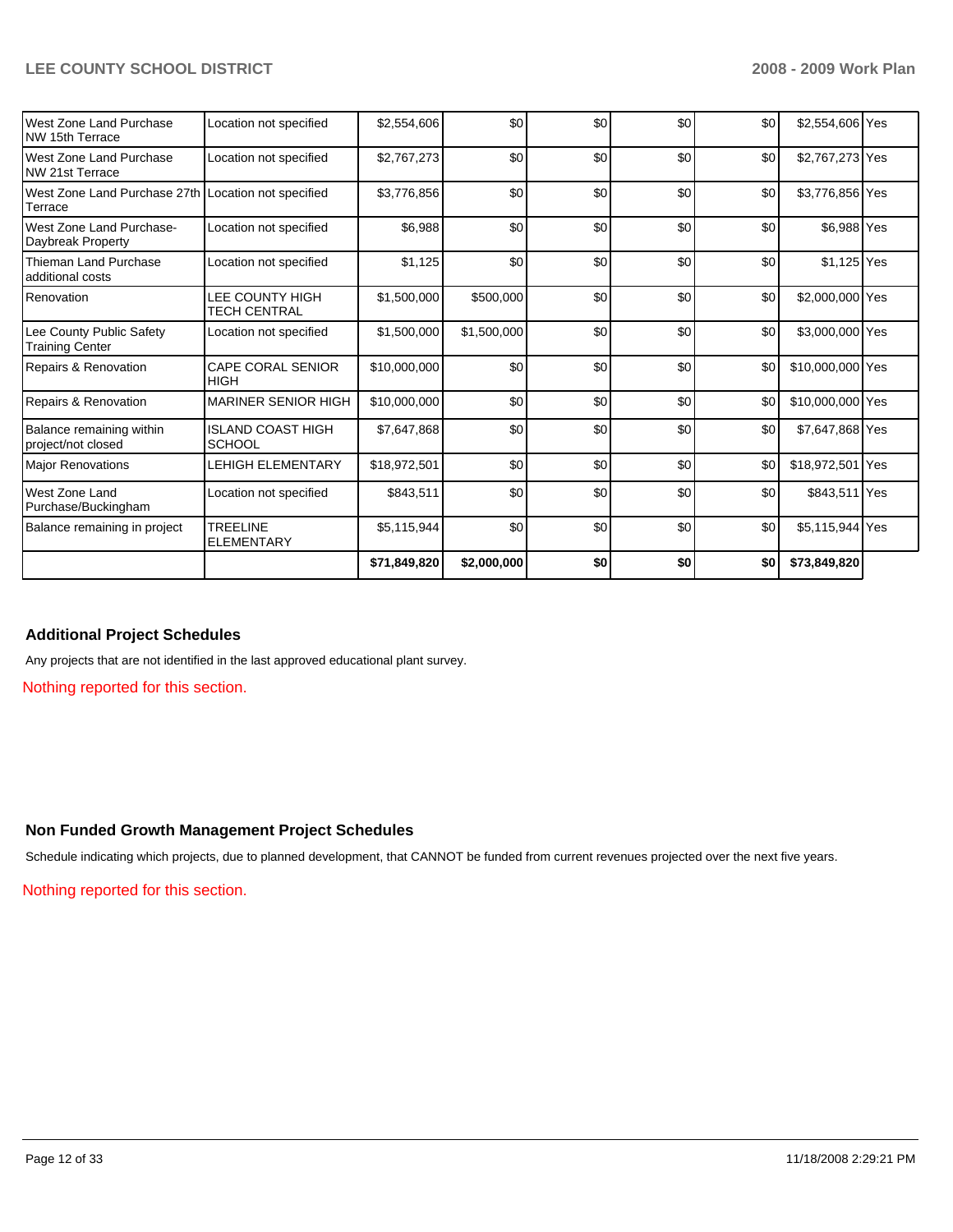| | | | | | | | | |
|---|---|---|---|---|---|---|---|---|
| West Zone Land Purchase NW 15th Terrace | Location not specified | $2,554,606 | $0 | $0 | $0 | $0 | $2,554,606 | Yes |
| West Zone Land Purchase NW 21st Terrace | Location not specified | $2,767,273 | $0 | $0 | $0 | $0 | $2,767,273 | Yes |
| West Zone Land Purchase 27th Terrace | Location not specified | $3,776,856 | $0 | $0 | $0 | $0 | $3,776,856 | Yes |
| West Zone Land Purchase-Daybreak Property | Location not specified | $6,988 | $0 | $0 | $0 | $0 | $6,988 | Yes |
| Thieman Land Purchase additional costs | Location not specified | $1,125 | $0 | $0 | $0 | $0 | $1,125 | Yes |
| Renovation | LEE COUNTY HIGH TECH CENTRAL | $1,500,000 | $500,000 | $0 | $0 | $0 | $2,000,000 | Yes |
| Lee County Public Safety Training Center | Location not specified | $1,500,000 | $1,500,000 | $0 | $0 | $0 | $3,000,000 | Yes |
| Repairs & Renovation | CAPE CORAL SENIOR HIGH | $10,000,000 | $0 | $0 | $0 | $0 | $10,000,000 | Yes |
| Repairs & Renovation | MARINER SENIOR HIGH | $10,000,000 | $0 | $0 | $0 | $0 | $10,000,000 | Yes |
| Balance remaining within project/not closed | ISLAND COAST HIGH SCHOOL | $7,647,868 | $0 | $0 | $0 | $0 | $7,647,868 | Yes |
| Major Renovations | LEHIGH ELEMENTARY | $18,972,501 | $0 | $0 | $0 | $0 | $18,972,501 | Yes |
| West Zone Land Purchase/Buckingham | Location not specified | $843,511 | $0 | $0 | $0 | $0 | $843,511 | Yes |
| Balance remaining in project | TREELINE ELEMENTARY | $5,115,944 | $0 | $0 | $0 | $0 | $5,115,944 | Yes |
| | | **$71,849,820** | **$2,000,000** | **$0** | **$0** | **$0** | **$73,849,820** | |

## Additional Project Schedules

Any projects that are not identified in the last approved educational plant survey.

Nothing reported for this section.

## Non Funded Growth Management Project Schedules

Schedule indicating which projects, due to planned development, that CANNOT be funded from current revenues projected over the next five years.

Nothing reported for this section.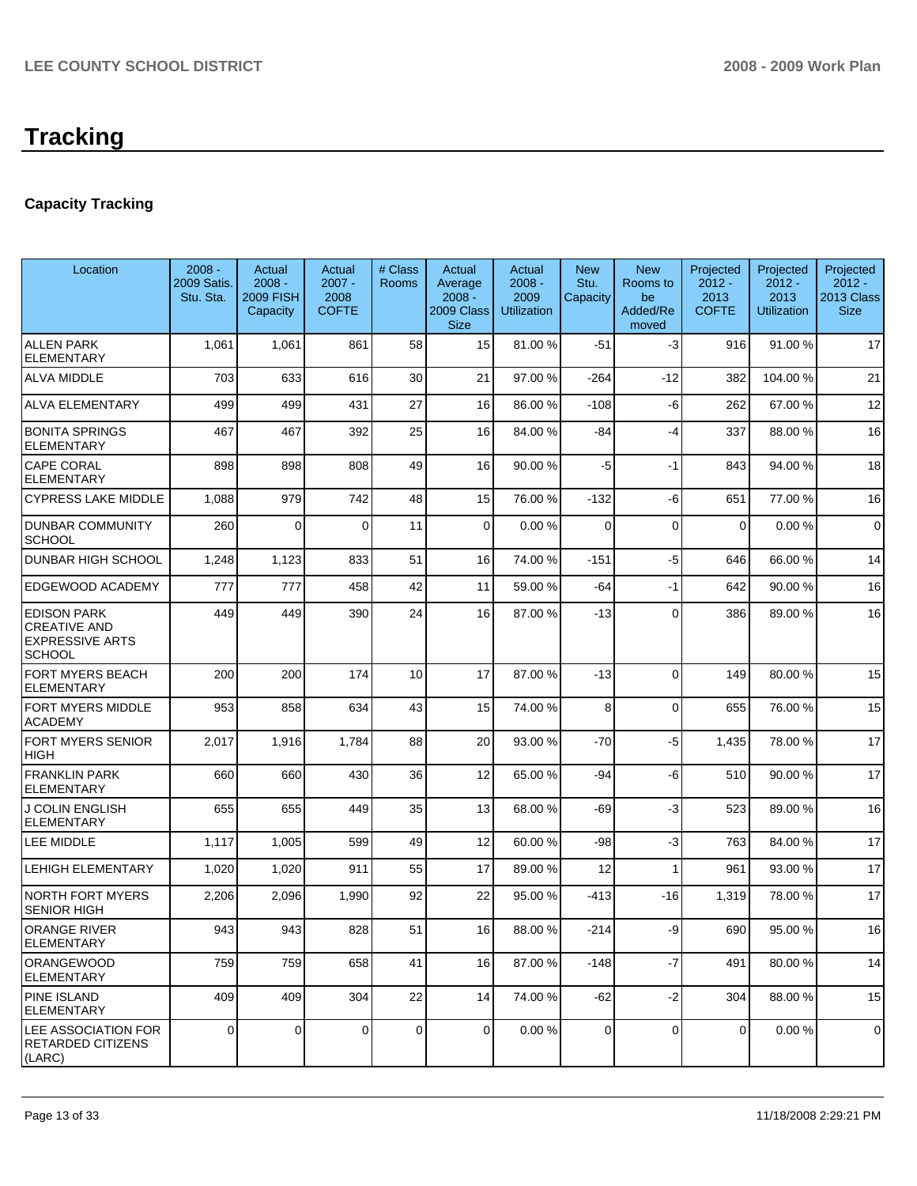# Tracking

## Capacity Tracking

| Location | 2008 - 2009 Satis. Stu. Sta. | Actual 2008 - 2009 FISH Capacity | Actual 2007 - 2008 COFTE | # Class Rooms | Actual Average 2008 - 2009 Class Size | Actual 2008 - 2009 Utilization | New Stu. Capacity | New Rooms to be Added/Removed | Projected 2012 - 2013 COFTE | Projected 2012 - 2013 Utilization | Projected 2012 - 2013 Class Size |
|---|---|---|---|---|---|---|---|---|---|---|---|
| ALLEN PARK ELEMENTARY | 1,061 | 1,061 | 861 | 58 | 15 | 81.00 % | -51 | -3 | 916 | 91.00 % | 17 |
| ALVA MIDDLE | 703 | 633 | 616 | 30 | 21 | 97.00 % | -264 | -12 | 382 | 104.00 % | 21 |
| ALVA ELEMENTARY | 499 | 499 | 431 | 27 | 16 | 86.00 % | -108 | -6 | 262 | 67.00 % | 12 |
| BONITA SPRINGS ELEMENTARY | 467 | 467 | 392 | 25 | 16 | 84.00 % | -84 | -4 | 337 | 88.00 % | 16 |
| CAPE CORAL ELEMENTARY | 898 | 898 | 808 | 49 | 16 | 90.00 % | -5 | -1 | 843 | 94.00 % | 18 |
| CYPRESS LAKE MIDDLE | 1,088 | 979 | 742 | 48 | 15 | 76.00 % | -132 | -6 | 651 | 77.00 % | 16 |
| DUNBAR COMMUNITY SCHOOL | 260 | 0 | 0 | 11 | 0 | 0.00 % | 0 | 0 | 0 | 0.00 % | 0 |
| DUNBAR HIGH SCHOOL | 1,248 | 1,123 | 833 | 51 | 16 | 74.00 % | -151 | -5 | 646 | 66.00 % | 14 |
| EDGEWOOD ACADEMY | 777 | 777 | 458 | 42 | 11 | 59.00 % | -64 | -1 | 642 | 90.00 % | 16 |
| EDISON PARK CREATIVE AND EXPRESSIVE ARTS SCHOOL | 449 | 449 | 390 | 24 | 16 | 87.00 % | -13 | 0 | 386 | 89.00 % | 16 |
| FORT MYERS BEACH ELEMENTARY | 200 | 200 | 174 | 10 | 17 | 87.00 % | -13 | 0 | 149 | 80.00 % | 15 |
| FORT MYERS MIDDLE ACADEMY | 953 | 858 | 634 | 43 | 15 | 74.00 % | 8 | 0 | 655 | 76.00 % | 15 |
| FORT MYERS SENIOR HIGH | 2,017 | 1,916 | 1,784 | 88 | 20 | 93.00 % | -70 | -5 | 1,435 | 78.00 % | 17 |
| FRANKLIN PARK ELEMENTARY | 660 | 660 | 430 | 36 | 12 | 65.00 % | -94 | -6 | 510 | 90.00 % | 17 |
| J COLIN ENGLISH ELEMENTARY | 655 | 655 | 449 | 35 | 13 | 68.00 % | -69 | -3 | 523 | 89.00 % | 16 |
| LEE MIDDLE | 1,117 | 1,005 | 599 | 49 | 12 | 60.00 % | -98 | -3 | 763 | 84.00 % | 17 |
| LEHIGH ELEMENTARY | 1,020 | 1,020 | 911 | 55 | 17 | 89.00 % | 12 | 1 | 961 | 93.00 % | 17 |
| NORTH FORT MYERS SENIOR HIGH | 2,206 | 2,096 | 1,990 | 92 | 22 | 95.00 % | -413 | -16 | 1,319 | 78.00 % | 17 |
| ORANGE RIVER ELEMENTARY | 943 | 943 | 828 | 51 | 16 | 88.00 % | -214 | -9 | 690 | 95.00 % | 16 |
| ORANGEWOOD ELEMENTARY | 759 | 759 | 658 | 41 | 16 | 87.00 % | -148 | -7 | 491 | 80.00 % | 14 |
| PINE ISLAND ELEMENTARY | 409 | 409 | 304 | 22 | 14 | 74.00 % | -62 | -2 | 304 | 88.00 % | 15 |
| LEE ASSOCIATION FOR RETARDED CITIZENS (LARC) | 0 | 0 | 0 | 0 | 0 | 0.00 % | 0 | 0 | 0 | 0.00 % | 0 |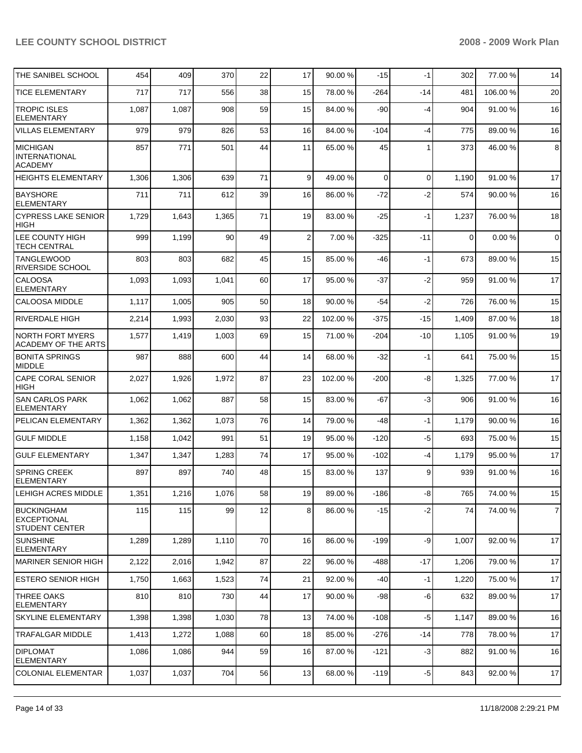| THE SANIBEL SCHOOL | 454 | 409 | 370 | 22 | 17 | 90.00 % | -15 | -1 | 302 | 77.00 % | 14 |
|---|---|---|---|---|---|---|---|---|---|---|---|
| TICE ELEMENTARY | 717 | 717 | 556 | 38 | 15 | 78.00 % | -264 | -14 | 481 | 106.00 % | 20 |
| TROPIC ISLES ELEMENTARY | 1,087 | 1,087 | 908 | 59 | 15 | 84.00 % | -90 | -4 | 904 | 91.00 % | 16 |
| VILLAS ELEMENTARY | 979 | 979 | 826 | 53 | 16 | 84.00 % | -104 | -4 | 775 | 89.00 % | 16 |
| MICHIGAN INTERNATIONAL ACADEMY | 857 | 771 | 501 | 44 | 11 | 65.00 % | 45 | 1 | 373 | 46.00 % | 8 |
| HEIGHTS ELEMENTARY | 1,306 | 1,306 | 639 | 71 | 9 | 49.00 % | 0 | 0 | 1,190 | 91.00 % | 17 |
| BAYSHORE ELEMENTARY | 711 | 711 | 612 | 39 | 16 | 86.00 % | -72 | -2 | 574 | 90.00 % | 16 |
| CYPRESS LAKE SENIOR HIGH | 1,729 | 1,643 | 1,365 | 71 | 19 | 83.00 % | -25 | -1 | 1,237 | 76.00 % | 18 |
| LEE COUNTY HIGH TECH CENTRAL | 999 | 1,199 | 90 | 49 | 2 | 7.00 % | -325 | -11 | 0 | 0.00 % | 0 |
| TANGLEWOOD RIVERSIDE SCHOOL | 803 | 803 | 682 | 45 | 15 | 85.00 % | -46 | -1 | 673 | 89.00 % | 15 |
| CALOOSA ELEMENTARY | 1,093 | 1,093 | 1,041 | 60 | 17 | 95.00 % | -37 | -2 | 959 | 91.00 % | 17 |
| CALOOSA MIDDLE | 1,117 | 1,005 | 905 | 50 | 18 | 90.00 % | -54 | -2 | 726 | 76.00 % | 15 |
| RIVERDALE HIGH | 2,214 | 1,993 | 2,030 | 93 | 22 | 102.00 % | -375 | -15 | 1,409 | 87.00 % | 18 |
| NORTH FORT MYERS ACADEMY OF THE ARTS | 1,577 | 1,419 | 1,003 | 69 | 15 | 71.00 % | -204 | -10 | 1,105 | 91.00 % | 19 |
| BONITA SPRINGS MIDDLE | 987 | 888 | 600 | 44 | 14 | 68.00 % | -32 | -1 | 641 | 75.00 % | 15 |
| CAPE CORAL SENIOR HIGH | 2,027 | 1,926 | 1,972 | 87 | 23 | 102.00 % | -200 | -8 | 1,325 | 77.00 % | 17 |
| SAN CARLOS PARK ELEMENTARY | 1,062 | 1,062 | 887 | 58 | 15 | 83.00 % | -67 | -3 | 906 | 91.00 % | 16 |
| PELICAN ELEMENTARY | 1,362 | 1,362 | 1,073 | 76 | 14 | 79.00 % | -48 | -1 | 1,179 | 90.00 % | 16 |
| GULF MIDDLE | 1,158 | 1,042 | 991 | 51 | 19 | 95.00 % | -120 | -5 | 693 | 75.00 % | 15 |
| GULF ELEMENTARY | 1,347 | 1,347 | 1,283 | 74 | 17 | 95.00 % | -102 | -4 | 1,179 | 95.00 % | 17 |
| SPRING CREEK ELEMENTARY | 897 | 897 | 740 | 48 | 15 | 83.00 % | 137 | 9 | 939 | 91.00 % | 16 |
| LEHIGH ACRES MIDDLE | 1,351 | 1,216 | 1,076 | 58 | 19 | 89.00 % | -186 | -8 | 765 | 74.00 % | 15 |
| BUCKINGHAM EXCEPTIONAL STUDENT CENTER | 115 | 115 | 99 | 12 | 8 | 86.00 % | -15 | -2 | 74 | 74.00 % | 7 |
| SUNSHINE ELEMENTARY | 1,289 | 1,289 | 1,110 | 70 | 16 | 86.00 % | -199 | -9 | 1,007 | 92.00 % | 17 |
| MARINER SENIOR HIGH | 2,122 | 2,016 | 1,942 | 87 | 22 | 96.00 % | -488 | -17 | 1,206 | 79.00 % | 17 |
| ESTERO SENIOR HIGH | 1,750 | 1,663 | 1,523 | 74 | 21 | 92.00 % | -40 | -1 | 1,220 | 75.00 % | 17 |
| THREE OAKS ELEMENTARY | 810 | 810 | 730 | 44 | 17 | 90.00 % | -98 | -6 | 632 | 89.00 % | 17 |
| SKYLINE ELEMENTARY | 1,398 | 1,398 | 1,030 | 78 | 13 | 74.00 % | -108 | -5 | 1,147 | 89.00 % | 16 |
| TRAFALGAR MIDDLE | 1,413 | 1,272 | 1,088 | 60 | 18 | 85.00 % | -276 | -14 | 778 | 78.00 % | 17 |
| DIPLOMAT ELEMENTARY | 1,086 | 1,086 | 944 | 59 | 16 | 87.00 % | -121 | -3 | 882 | 91.00 % | 16 |
| COLONIAL ELEMENTAR | 1,037 | 1,037 | 704 | 56 | 13 | 68.00 % | -119 | -5 | 843 | 92.00 % | 17 |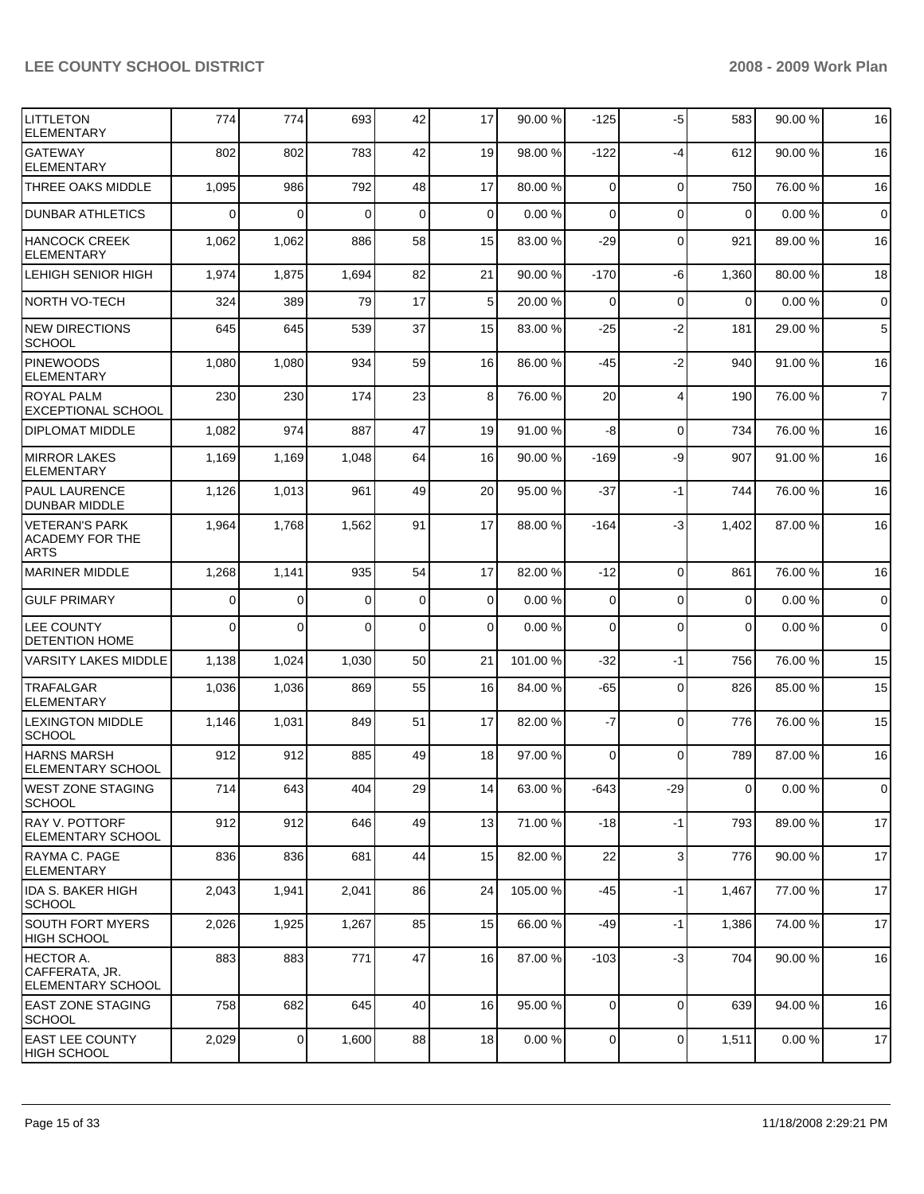| | | | | | | | | | | | |
|---|---|---|---|---|---|---|---|---|---|---|---|
| LITTLETON ELEMENTARY | 774 | 774 | 693 | 42 | 17 | 90.00 % | -125 | -5 | 583 | 90.00 % | 16 |
| GATEWAY ELEMENTARY | 802 | 802 | 783 | 42 | 19 | 98.00 % | -122 | -4 | 612 | 90.00 % | 16 |
| THREE OAKS MIDDLE | 1,095 | 986 | 792 | 48 | 17 | 80.00 % | 0 | 0 | 750 | 76.00 % | 16 |
| DUNBAR ATHLETICS | 0 | 0 | 0 | 0 | 0 | 0.00 % | 0 | 0 | 0 | 0.00 % | 0 |
| HANCOCK CREEK ELEMENTARY | 1,062 | 1,062 | 886 | 58 | 15 | 83.00 % | -29 | 0 | 921 | 89.00 % | 16 |
| LEHIGH SENIOR HIGH | 1,974 | 1,875 | 1,694 | 82 | 21 | 90.00 % | -170 | -6 | 1,360 | 80.00 % | 18 |
| NORTH VO-TECH | 324 | 389 | 79 | 17 | 5 | 20.00 % | 0 | 0 | 0 | 0.00 % | 0 |
| NEW DIRECTIONS SCHOOL | 645 | 645 | 539 | 37 | 15 | 83.00 % | -25 | -2 | 181 | 29.00 % | 5 |
| PINEWOODS ELEMENTARY | 1,080 | 1,080 | 934 | 59 | 16 | 86.00 % | -45 | -2 | 940 | 91.00 % | 16 |
| ROYAL PALM EXCEPTIONAL SCHOOL | 230 | 230 | 174 | 23 | 8 | 76.00 % | 20 | 4 | 190 | 76.00 % | 7 |
| DIPLOMAT MIDDLE | 1,082 | 974 | 887 | 47 | 19 | 91.00 % | -8 | 0 | 734 | 76.00 % | 16 |
| MIRROR LAKES ELEMENTARY | 1,169 | 1,169 | 1,048 | 64 | 16 | 90.00 % | -169 | -9 | 907 | 91.00 % | 16 |
| PAUL LAURENCE DUNBAR MIDDLE | 1,126 | 1,013 | 961 | 49 | 20 | 95.00 % | -37 | -1 | 744 | 76.00 % | 16 |
| VETERAN'S PARK ACADEMY FOR THE ARTS | 1,964 | 1,768 | 1,562 | 91 | 17 | 88.00 % | -164 | -3 | 1,402 | 87.00 % | 16 |
| MARINER MIDDLE | 1,268 | 1,141 | 935 | 54 | 17 | 82.00 % | -12 | 0 | 861 | 76.00 % | 16 |
| GULF PRIMARY | 0 | 0 | 0 | 0 | 0 | 0.00 % | 0 | 0 | 0 | 0.00 % | 0 |
| LEE COUNTY DETENTION HOME | 0 | 0 | 0 | 0 | 0 | 0.00 % | 0 | 0 | 0 | 0.00 % | 0 |
| VARSITY LAKES MIDDLE | 1,138 | 1,024 | 1,030 | 50 | 21 | 101.00 % | -32 | -1 | 756 | 76.00 % | 15 |
| TRAFALGAR ELEMENTARY | 1,036 | 1,036 | 869 | 55 | 16 | 84.00 % | -65 | 0 | 826 | 85.00 % | 15 |
| LEXINGTON MIDDLE SCHOOL | 1,146 | 1,031 | 849 | 51 | 17 | 82.00 % | -7 | 0 | 776 | 76.00 % | 15 |
| HARNS MARSH ELEMENTARY SCHOOL | 912 | 912 | 885 | 49 | 18 | 97.00 % | 0 | 0 | 789 | 87.00 % | 16 |
| WEST ZONE STAGING SCHOOL | 714 | 643 | 404 | 29 | 14 | 63.00 % | -643 | -29 | 0 | 0.00 % | 0 |
| RAY V. POTTORF ELEMENTARY SCHOOL | 912 | 912 | 646 | 49 | 13 | 71.00 % | -18 | -1 | 793 | 89.00 % | 17 |
| RAYMA C. PAGE ELEMENTARY | 836 | 836 | 681 | 44 | 15 | 82.00 % | 22 | 3 | 776 | 90.00 % | 17 |
| IDA S. BAKER HIGH SCHOOL | 2,043 | 1,941 | 2,041 | 86 | 24 | 105.00 % | -45 | -1 | 1,467 | 77.00 % | 17 |
| SOUTH FORT MYERS HIGH SCHOOL | 2,026 | 1,925 | 1,267 | 85 | 15 | 66.00 % | -49 | -1 | 1,386 | 74.00 % | 17 |
| HECTOR A. CAFFERATA, JR. ELEMENTARY SCHOOL | 883 | 883 | 771 | 47 | 16 | 87.00 % | -103 | -3 | 704 | 90.00 % | 16 |
| EAST ZONE STAGING SCHOOL | 758 | 682 | 645 | 40 | 16 | 95.00 % | 0 | 0 | 639 | 94.00 % | 16 |
| EAST LEE COUNTY HIGH SCHOOL | 2,029 | 0 | 1,600 | 88 | 18 | 0.00 % | 0 | 0 | 1,511 | 0.00 % | 17 |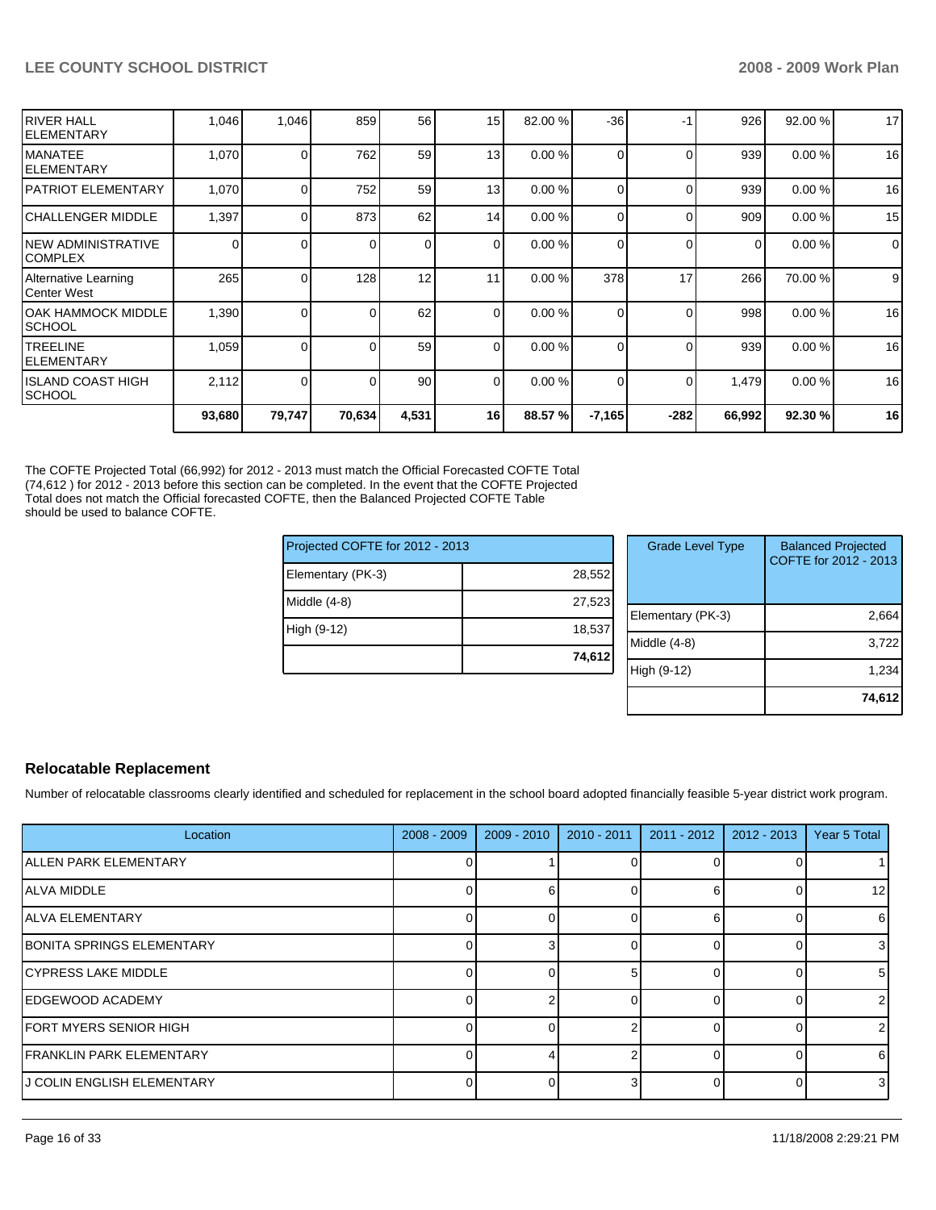| | | | | | | | | | | | |
|---|---|---|---|---|---|---|---|---|---|---|---|
| RIVER HALL ELEMENTARY | 1,046 | 1,046 | 859 | 56 | 15 | 82.00 % | -36 | -1 | 926 | 92.00 % | 17 |
| MANATEE ELEMENTARY | 1,070 | 0 | 762 | 59 | 13 | 0.00 % | 0 | 0 | 939 | 0.00 % | 16 |
| PATRIOT ELEMENTARY | 1,070 | 0 | 752 | 59 | 13 | 0.00 % | 0 | 0 | 939 | 0.00 % | 16 |
| CHALLENGER MIDDLE | 1,397 | 0 | 873 | 62 | 14 | 0.00 % | 0 | 0 | 909 | 0.00 % | 15 |
| NEW ADMINISTRATIVE COMPLEX | 0 | 0 | 0 | 0 | 0 | 0.00 % | 0 | 0 | 0 | 0.00 % | 0 |
| Alternative Learning Center West | 265 | 0 | 128 | 12 | 11 | 0.00 % | 378 | 17 | 266 | 70.00 % | 9 |
| OAK HAMMOCK MIDDLE SCHOOL | 1,390 | 0 | 0 | 62 | 0 | 0.00 % | 0 | 0 | 998 | 0.00 % | 16 |
| TREELINE ELEMENTARY | 1,059 | 0 | 0 | 59 | 0 | 0.00 % | 0 | 0 | 939 | 0.00 % | 16 |
| ISLAND COAST HIGH SCHOOL | 2,112 | 0 | 0 | 90 | 0 | 0.00 % | 0 | 0 | 1,479 | 0.00 % | 16 |
| | **93,680** | **79,747** | **70,634** | **4,531** | **16** | **88.57 %** | **-7,165** | **-282** | **66,992** | **92.30 %** | **16** |

The COFTE Projected Total (66,992) for 2012 - 2013 must match the Official Forecasted COFTE Total (74,612 ) for 2012 - 2013 before this section can be completed. In the event that the COFTE Projected Total does not match the Official forecasted COFTE, then the Balanced Projected COFTE Table should be used to balance COFTE.

| Projected COFTE for 2012 - 2013 | |
|---|---|
| Elementary (PK-3) | 28,552 |
| Middle (4-8) | 27,523 |
| High (9-12) | 18,537 |
| | **74,612** |

| Grade Level Type | Balanced Projected COFTE for 2012 - 2013 |
|---|---|
| Elementary (PK-3) | 2,664 |
| Middle (4-8) | 3,722 |
| High (9-12) | 1,234 |
| | **74,612** |

## Relocatable Replacement

Number of relocatable classrooms clearly identified and scheduled for replacement in the school board adopted financially feasible 5-year district work program.

| Location | 2008 - 2009 | 2009 - 2010 | 2010 - 2011 | 2011 - 2012 | 2012 - 2013 | Year 5 Total |
|---|---|---|---|---|---|---|
| ALLEN PARK ELEMENTARY | 0 | 1 | 0 | 0 | 0 | 1 |
| ALVA MIDDLE | 0 | 6 | 0 | 6 | 0 | 12 |
| ALVA ELEMENTARY | 0 | 0 | 0 | 6 | 0 | 6 |
| BONITA SPRINGS ELEMENTARY | 0 | 3 | 0 | 0 | 0 | 3 |
| CYPRESS LAKE MIDDLE | 0 | 0 | 5 | 0 | 0 | 5 |
| EDGEWOOD ACADEMY | 0 | 2 | 0 | 0 | 0 | 2 |
| FORT MYERS SENIOR HIGH | 0 | 0 | 2 | 0 | 0 | 2 |
| FRANKLIN PARK ELEMENTARY | 0 | 4 | 2 | 0 | 0 | 6 |
| J COLIN ENGLISH ELEMENTARY | 0 | 0 | 3 | 0 | 0 | 3 |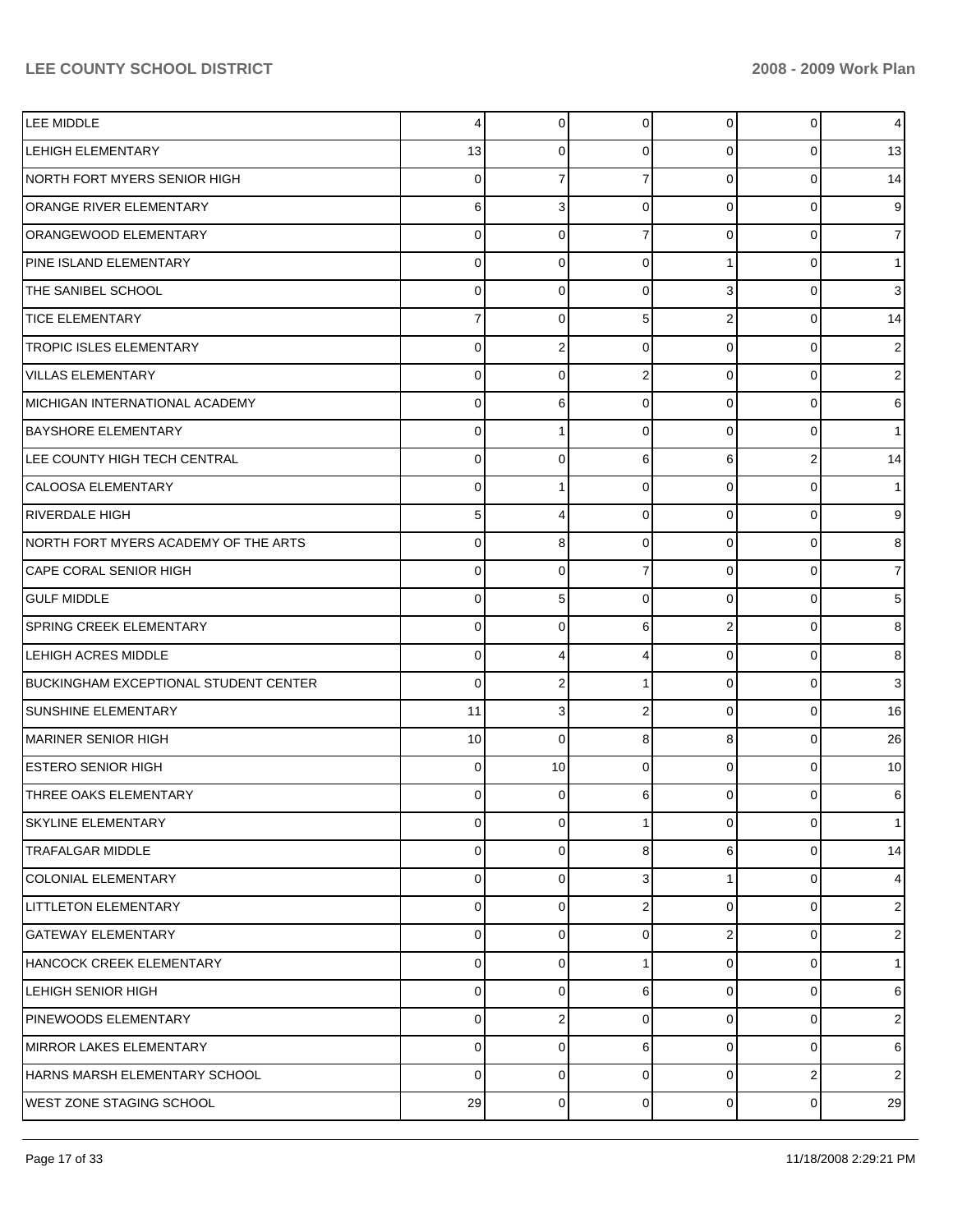| | | | | | | |
|---|---|---|---|---|---|---|
| LEE MIDDLE | 4 | 0 | 0 | 0 | 0 | 4 |
| LEHIGH ELEMENTARY | 13 | 0 | 0 | 0 | 0 | 13 |
| NORTH FORT MYERS SENIOR HIGH | 0 | 7 | 7 | 0 | 0 | 14 |
| ORANGE RIVER ELEMENTARY | 6 | 3 | 0 | 0 | 0 | 9 |
| ORANGEWOOD ELEMENTARY | 0 | 0 | 7 | 0 | 0 | 7 |
| PINE ISLAND ELEMENTARY | 0 | 0 | 0 | 1 | 0 | 1 |
| THE SANIBEL SCHOOL | 0 | 0 | 0 | 3 | 0 | 3 |
| TICE ELEMENTARY | 7 | 0 | 5 | 2 | 0 | 14 |
| TROPIC ISLES ELEMENTARY | 0 | 2 | 0 | 0 | 0 | 2 |
| VILLAS ELEMENTARY | 0 | 0 | 2 | 0 | 0 | 2 |
| MICHIGAN INTERNATIONAL ACADEMY | 0 | 6 | 0 | 0 | 0 | 6 |
| BAYSHORE ELEMENTARY | 0 | 1 | 0 | 0 | 0 | 1 |
| LEE COUNTY HIGH TECH CENTRAL | 0 | 0 | 6 | 6 | 2 | 14 |
| CALOOSA ELEMENTARY | 0 | 1 | 0 | 0 | 0 | 1 |
| RIVERDALE HIGH | 5 | 4 | 0 | 0 | 0 | 9 |
| NORTH FORT MYERS ACADEMY OF THE ARTS | 0 | 8 | 0 | 0 | 0 | 8 |
| CAPE CORAL SENIOR HIGH | 0 | 0 | 7 | 0 | 0 | 7 |
| GULF MIDDLE | 0 | 5 | 0 | 0 | 0 | 5 |
| SPRING CREEK ELEMENTARY | 0 | 0 | 6 | 2 | 0 | 8 |
| LEHIGH ACRES MIDDLE | 0 | 4 | 4 | 0 | 0 | 8 |
| BUCKINGHAM EXCEPTIONAL STUDENT CENTER | 0 | 2 | 1 | 0 | 0 | 3 |
| SUNSHINE ELEMENTARY | 11 | 3 | 2 | 0 | 0 | 16 |
| MARINER SENIOR HIGH | 10 | 0 | 8 | 8 | 0 | 26 |
| ESTERO SENIOR HIGH | 0 | 10 | 0 | 0 | 0 | 10 |
| THREE OAKS ELEMENTARY | 0 | 0 | 6 | 0 | 0 | 6 |
| SKYLINE ELEMENTARY | 0 | 0 | 1 | 0 | 0 | 1 |
| TRAFALGAR MIDDLE | 0 | 0 | 8 | 6 | 0 | 14 |
| COLONIAL ELEMENTARY | 0 | 0 | 3 | 1 | 0 | 4 |
| LITTLETON ELEMENTARY | 0 | 0 | 2 | 0 | 0 | 2 |
| GATEWAY ELEMENTARY | 0 | 0 | 0 | 2 | 0 | 2 |
| HANCOCK CREEK ELEMENTARY | 0 | 0 | 1 | 0 | 0 | 1 |
| LEHIGH SENIOR HIGH | 0 | 0 | 6 | 0 | 0 | 6 |
| PINEWOODS ELEMENTARY | 0 | 2 | 0 | 0 | 0 | 2 |
| MIRROR LAKES ELEMENTARY | 0 | 0 | 6 | 0 | 0 | 6 |
| HARNS MARSH ELEMENTARY SCHOOL | 0 | 0 | 0 | 0 | 2 | 2 |
| WEST ZONE STAGING SCHOOL | 29 | 0 | 0 | 0 | 0 | 29 |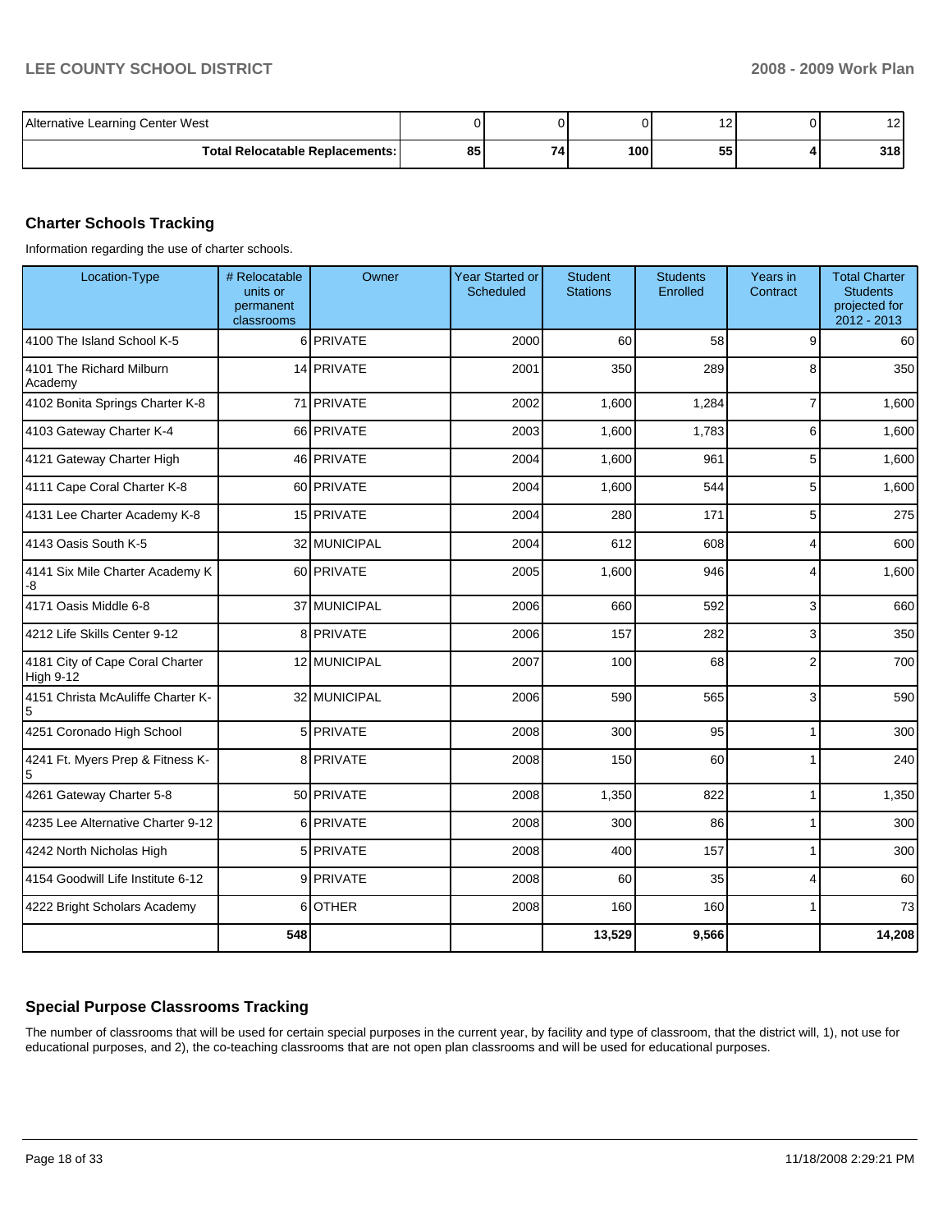| Alternative Learning Center West | 0 | 0 | 0 | 12 | 0 | 12 |
|---|---|---|---|---|---|---|
| **Total Relocatable Replacements:** | **85** | **74** | **100** | **55** | **4** | **318** |

## Charter Schools Tracking

Information regarding the use of charter schools.

| Location-Type | # Relocatable units or permanent classrooms | Owner | Year Started or Scheduled | Student Stations | Students Enrolled | Years in Contract | Total Charter Students projected for 2012 - 2013 |
|---|---|---|---|---|---|---|---|
| 4100 The Island School K-5 | 6 | PRIVATE | 2000 | 60 | 58 | 9 | 60 |
| 4101 The Richard Milburn Academy | 14 | PRIVATE | 2001 | 350 | 289 | 8 | 350 |
| 4102 Bonita Springs Charter K-8 | 71 | PRIVATE | 2002 | 1,600 | 1,284 | 7 | 1,600 |
| 4103 Gateway Charter K-4 | 66 | PRIVATE | 2003 | 1,600 | 1,783 | 6 | 1,600 |
| 4121 Gateway Charter High | 46 | PRIVATE | 2004 | 1,600 | 961 | 5 | 1,600 |
| 4111 Cape Coral Charter K-8 | 60 | PRIVATE | 2004 | 1,600 | 544 | 5 | 1,600 |
| 4131 Lee Charter Academy K-8 | 15 | PRIVATE | 2004 | 280 | 171 | 5 | 275 |
| 4143 Oasis South K-5 | 32 | MUNICIPAL | 2004 | 612 | 608 | 4 | 600 |
| 4141 Six Mile Charter Academy K-8 | 60 | PRIVATE | 2005 | 1,600 | 946 | 4 | 1,600 |
| 4171 Oasis Middle 6-8 | 37 | MUNICIPAL | 2006 | 660 | 592 | 3 | 660 |
| 4212 Life Skills Center 9-12 | 8 | PRIVATE | 2006 | 157 | 282 | 3 | 350 |
| 4181 City of Cape Coral Charter High 9-12 | 12 | MUNICIPAL | 2007 | 100 | 68 | 2 | 700 |
| 4151 Christa McAuliffe Charter K-5 | 32 | MUNICIPAL | 2006 | 590 | 565 | 3 | 590 |
| 4251 Coronado High School | 5 | PRIVATE | 2008 | 300 | 95 | 1 | 300 |
| 4241 Ft. Myers Prep & Fitness K-5 | 8 | PRIVATE | 2008 | 150 | 60 | 1 | 240 |
| 4261 Gateway Charter 5-8 | 50 | PRIVATE | 2008 | 1,350 | 822 | 1 | 1,350 |
| 4235 Lee Alternative Charter 9-12 | 6 | PRIVATE | 2008 | 300 | 86 | 1 | 300 |
| 4242 North Nicholas High | 5 | PRIVATE | 2008 | 400 | 157 | 1 | 300 |
| 4154 Goodwill Life Institute 6-12 | 9 | PRIVATE | 2008 | 60 | 35 | 4 | 60 |
| 4222 Bright Scholars Academy | 6 | OTHER | 2008 | 160 | 160 | 1 | 73 |
| | **548** | | | **13,529** | **9,566** | | **14,208** |

## Special Purpose Classrooms Tracking

The number of classrooms that will be used for certain special purposes in the current year, by facility and type of classroom, that the district will, 1), not use for educational purposes, and 2), the co-teaching classrooms that are not open plan classrooms and will be used for educational purposes.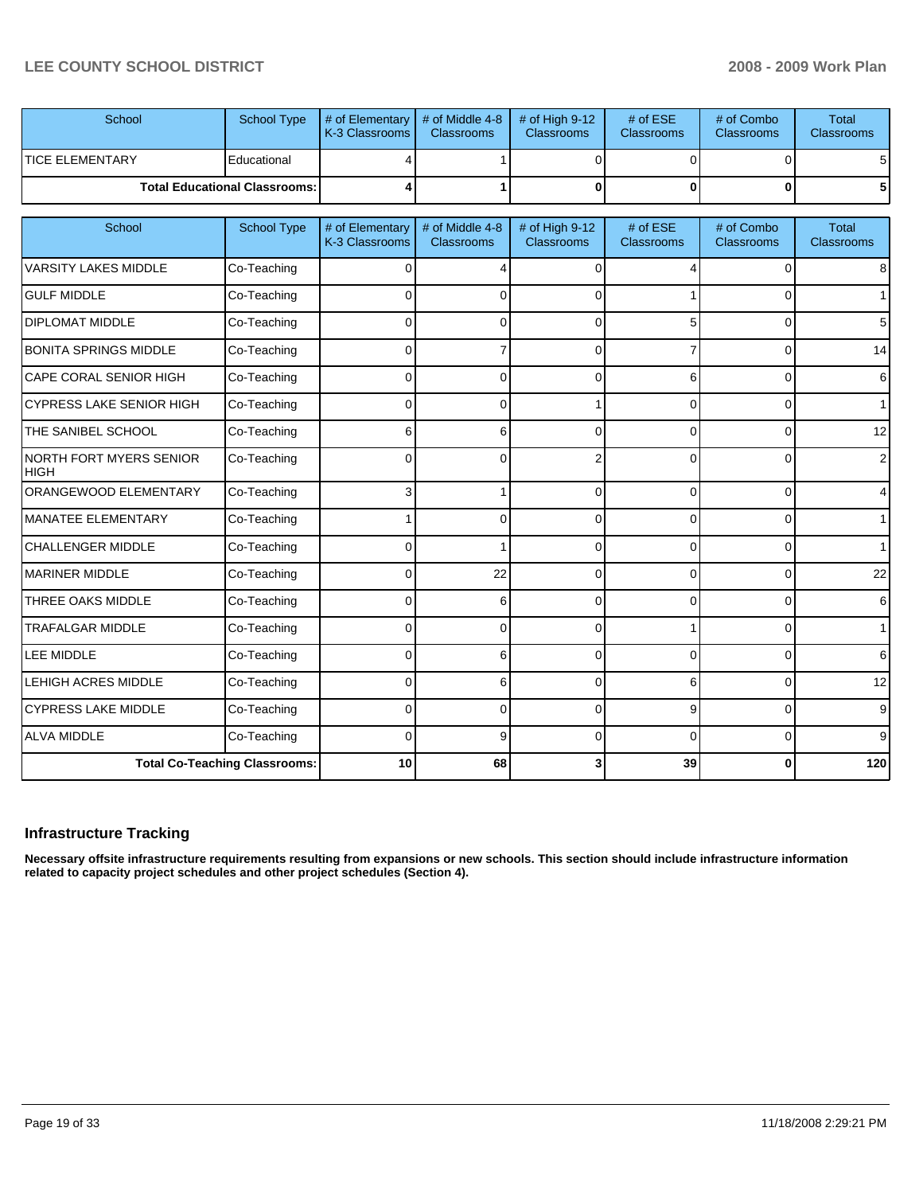| School | School Type | # of Elementary K-3 Classrooms | # of Middle 4-8 Classrooms | # of High 9-12 Classrooms | # of ESE Classrooms | # of Combo Classrooms | Total Classrooms |
|---|---|---|---|---|---|---|---|
| TICE ELEMENTARY | Educational | 4 | 1 | 0 | 0 | 0 | 5 |
| **Total Educational Classrooms:** | | **4** | **1** | **0** | **0** | **0** | **5** |

| School | School Type | # of Elementary K-3 Classrooms | # of Middle 4-8 Classrooms | # of High 9-12 Classrooms | # of ESE Classrooms | # of Combo Classrooms | Total Classrooms |
|---|---|---|---|---|---|---|---|
| VARSITY LAKES MIDDLE | Co-Teaching | 0 | 4 | 0 | 4 | 0 | 8 |
| GULF MIDDLE | Co-Teaching | 0 | 0 | 0 | 1 | 0 | 1 |
| DIPLOMAT MIDDLE | Co-Teaching | 0 | 0 | 0 | 5 | 0 | 5 |
| BONITA SPRINGS MIDDLE | Co-Teaching | 0 | 7 | 0 | 7 | 0 | 14 |
| CAPE CORAL SENIOR HIGH | Co-Teaching | 0 | 0 | 0 | 6 | 0 | 6 |
| CYPRESS LAKE SENIOR HIGH | Co-Teaching | 0 | 0 | 1 | 0 | 0 | 1 |
| THE SANIBEL SCHOOL | Co-Teaching | 6 | 6 | 0 | 0 | 0 | 12 |
| NORTH FORT MYERS SENIOR HIGH | Co-Teaching | 0 | 0 | 2 | 0 | 0 | 2 |
| ORANGEWOOD ELEMENTARY | Co-Teaching | 3 | 1 | 0 | 0 | 0 | 4 |
| MANATEE ELEMENTARY | Co-Teaching | 1 | 0 | 0 | 0 | 0 | 1 |
| CHALLENGER MIDDLE | Co-Teaching | 0 | 1 | 0 | 0 | 0 | 1 |
| MARINER MIDDLE | Co-Teaching | 0 | 22 | 0 | 0 | 0 | 22 |
| THREE OAKS MIDDLE | Co-Teaching | 0 | 6 | 0 | 0 | 0 | 6 |
| TRAFALGAR MIDDLE | Co-Teaching | 0 | 0 | 0 | 1 | 0 | 1 |
| LEE MIDDLE | Co-Teaching | 0 | 6 | 0 | 0 | 0 | 6 |
| LEHIGH ACRES MIDDLE | Co-Teaching | 0 | 6 | 0 | 6 | 0 | 12 |
| CYPRESS LAKE MIDDLE | Co-Teaching | 0 | 0 | 0 | 9 | 0 | 9 |
| ALVA MIDDLE | Co-Teaching | 0 | 9 | 0 | 0 | 0 | 9 |
| **Total Co-Teaching Classrooms:** | | **10** | **68** | **3** | **39** | **0** | **120** |

## Infrastructure Tracking

**Necessary offsite infrastructure requirements resulting from expansions or new schools. This section should include infrastructure information related to capacity project schedules and other project schedules (Section 4).**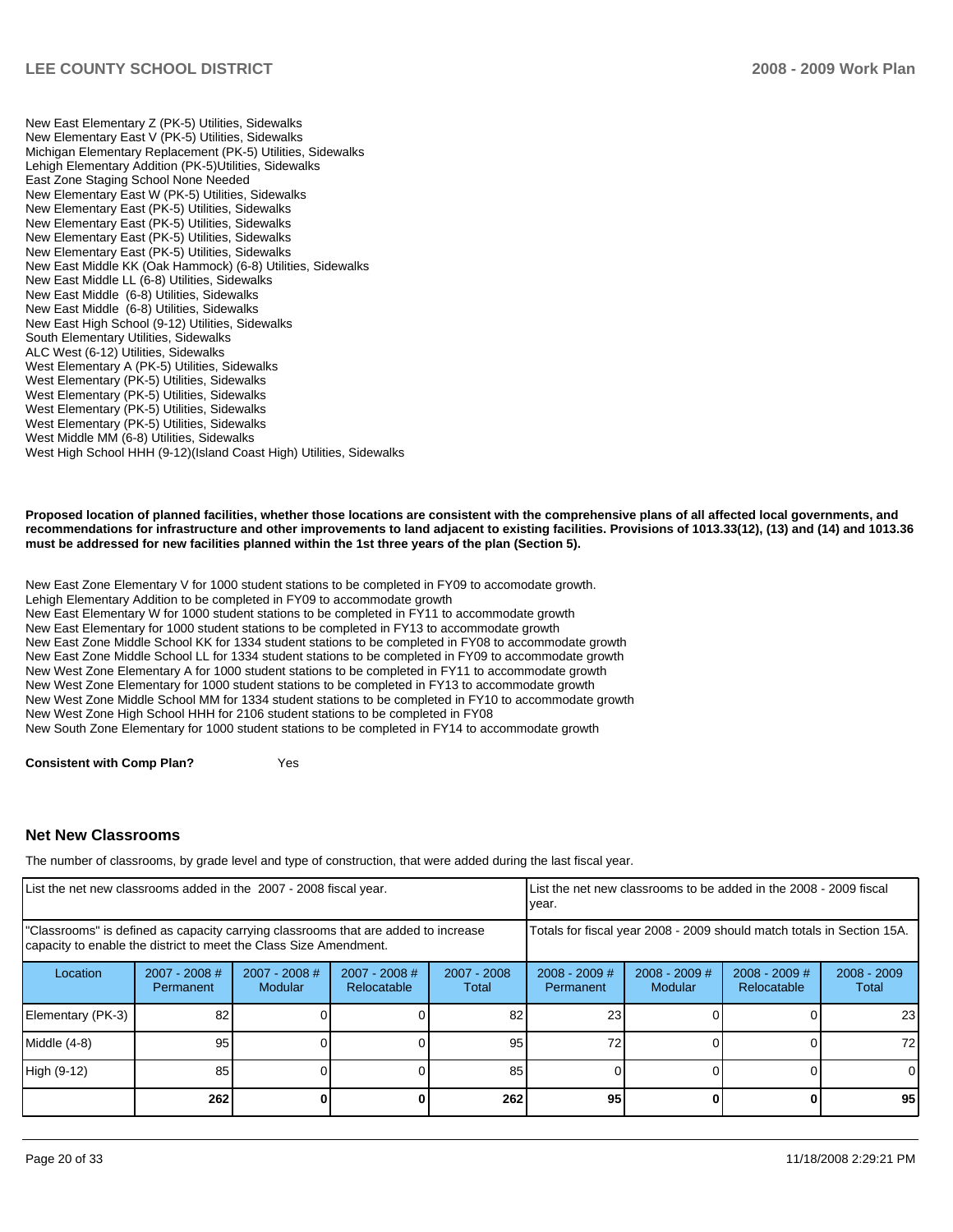New East Elementary Z (PK-5) Utilities, Sidewalks
New Elementary East V (PK-5) Utilities, Sidewalks
Michigan Elementary Replacement (PK-5) Utilities, Sidewalks
Lehigh Elementary Addition (PK-5)Utilities, Sidewalks
East Zone Staging School None Needed
New Elementary East W (PK-5) Utilities, Sidewalks
New Elementary East (PK-5) Utilities, Sidewalks
New Elementary East (PK-5) Utilities, Sidewalks
New Elementary East (PK-5) Utilities, Sidewalks
New Elementary East (PK-5) Utilities, Sidewalks
New East Middle KK (Oak Hammock) (6-8) Utilities, Sidewalks
New East Middle LL (6-8) Utilities, Sidewalks
New East Middle (6-8) Utilities, Sidewalks
New East Middle (6-8) Utilities, Sidewalks
New East High School (9-12) Utilities, Sidewalks
South Elementary Utilities, Sidewalks
ALC West (6-12) Utilities, Sidewalks
West Elementary A (PK-5) Utilities, Sidewalks
West Elementary (PK-5) Utilities, Sidewalks
West Elementary (PK-5) Utilities, Sidewalks
West Elementary (PK-5) Utilities, Sidewalks
West Elementary (PK-5) Utilities, Sidewalks
West Middle MM (6-8) Utilities, Sidewalks
West High School HHH (9-12)(Island Coast High) Utilities, Sidewalks

**Proposed location of planned facilities, whether those locations are consistent with the comprehensive plans of all affected local governments, and recommendations for infrastructure and other improvements to land adjacent to existing facilities. Provisions of 1013.33(12), (13) and (14) and 1013.36 must be addressed for new facilities planned within the 1st three years of the plan (Section 5).**

New East Zone Elementary V for 1000 student stations to be completed in FY09 to accomodate growth.
Lehigh Elementary Addition to be completed in FY09 to accommodate growth
New East Elementary W for 1000 student stations to be completed in FY11 to accommodate growth
New East Elementary for 1000 student stations to be completed in FY13 to accommodate growth
New East Zone Middle School KK for 1334 student stations to be completed in FY08 to accommodate growth
New East Zone Middle School LL for 1334 student stations to be completed in FY09 to accommodate growth
New West Zone Elementary A for 1000 student stations to be completed in FY11 to accommodate growth
New West Zone Elementary for 1000 student stations to be completed in FY13 to accommodate growth
New West Zone Middle School MM for 1334 student stations to be completed in FY10 to accommodate growth
New West Zone High School HHH for 2106 student stations to be completed in FY08
New South Zone Elementary for 1000 student stations to be completed in FY14 to accommodate growth

**Consistent with Comp Plan?** Yes

## Net New Classrooms

The number of classrooms, by grade level and type of construction, that were added during the last fiscal year.

| List the net new classrooms added in the 2007 - 2008 fiscal year. | | | | | List the net new classrooms to be added in the 2008 - 2009 fiscal year. | | | |
|---|---|---|---|---|---|---|---|---|
| "Classrooms" is defined as capacity carrying classrooms that are added to increase capacity to enable the district to meet the Class Size Amendment. | | | | | Totals for fiscal year 2008 - 2009 should match totals in Section 15A. | | | |
| Location | 2007 - 2008 # Permanent | 2007 - 2008 # Modular | 2007 - 2008 # Relocatable | 2007 - 2008 Total | 2008 - 2009 # Permanent | 2008 - 2009 # Modular | 2008 - 2009 # Relocatable | 2008 - 2009 Total |
| Elementary (PK-3) | 82 | 0 | 0 | 82 | 23 | 0 | 0 | 23 |
| Middle (4-8) | 95 | 0 | 0 | 95 | 72 | 0 | 0 | 72 |
| High (9-12) | 85 | 0 | 0 | 85 | 0 | 0 | 0 | 0 |
| | **262** | **0** | **0** | **262** | **95** | **0** | **0** | **95** |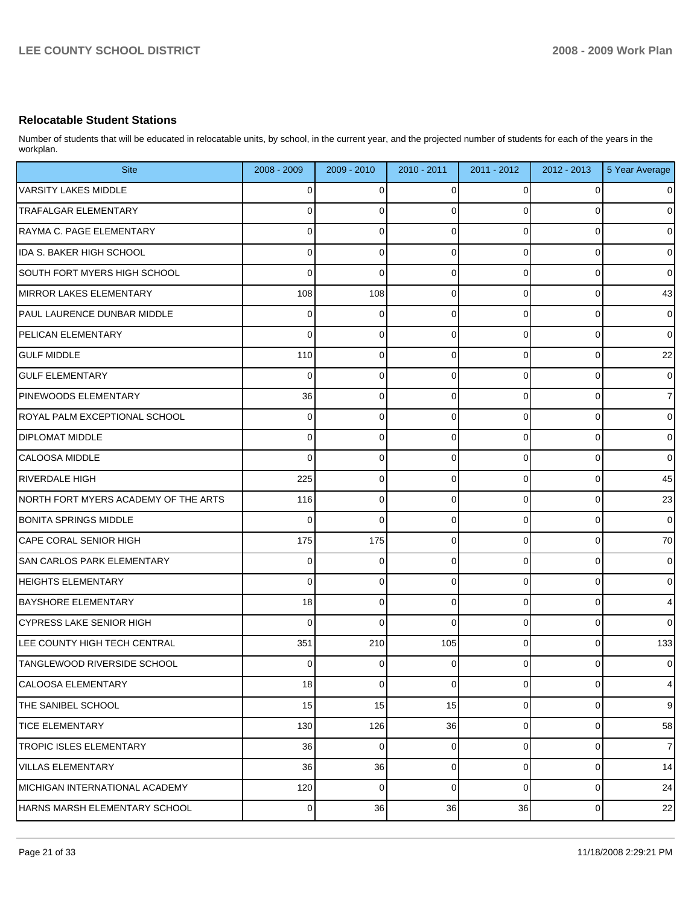## Relocatable Student Stations

Number of students that will be educated in relocatable units, by school, in the current year, and the projected number of students for each of the years in the workplan.

| Site | 2008 - 2009 | 2009 - 2010 | 2010 - 2011 | 2011 - 2012 | 2012 - 2013 | 5 Year Average |
|---|---|---|---|---|---|---|
| VARSITY LAKES MIDDLE | 0 | 0 | 0 | 0 | 0 | 0 |
| TRAFALGAR ELEMENTARY | 0 | 0 | 0 | 0 | 0 | 0 |
| RAYMA C. PAGE ELEMENTARY | 0 | 0 | 0 | 0 | 0 | 0 |
| IDA S. BAKER HIGH SCHOOL | 0 | 0 | 0 | 0 | 0 | 0 |
| SOUTH FORT MYERS HIGH SCHOOL | 0 | 0 | 0 | 0 | 0 | 0 |
| MIRROR LAKES ELEMENTARY | 108 | 108 | 0 | 0 | 0 | 43 |
| PAUL LAURENCE DUNBAR MIDDLE | 0 | 0 | 0 | 0 | 0 | 0 |
| PELICAN ELEMENTARY | 0 | 0 | 0 | 0 | 0 | 0 |
| GULF MIDDLE | 110 | 0 | 0 | 0 | 0 | 22 |
| GULF ELEMENTARY | 0 | 0 | 0 | 0 | 0 | 0 |
| PINEWOODS ELEMENTARY | 36 | 0 | 0 | 0 | 0 | 7 |
| ROYAL PALM EXCEPTIONAL SCHOOL | 0 | 0 | 0 | 0 | 0 | 0 |
| DIPLOMAT MIDDLE | 0 | 0 | 0 | 0 | 0 | 0 |
| CALOOSA MIDDLE | 0 | 0 | 0 | 0 | 0 | 0 |
| RIVERDALE HIGH | 225 | 0 | 0 | 0 | 0 | 45 |
| NORTH FORT MYERS ACADEMY OF THE ARTS | 116 | 0 | 0 | 0 | 0 | 23 |
| BONITA SPRINGS MIDDLE | 0 | 0 | 0 | 0 | 0 | 0 |
| CAPE CORAL SENIOR HIGH | 175 | 175 | 0 | 0 | 0 | 70 |
| SAN CARLOS PARK ELEMENTARY | 0 | 0 | 0 | 0 | 0 | 0 |
| HEIGHTS ELEMENTARY | 0 | 0 | 0 | 0 | 0 | 0 |
| BAYSHORE ELEMENTARY | 18 | 0 | 0 | 0 | 0 | 4 |
| CYPRESS LAKE SENIOR HIGH | 0 | 0 | 0 | 0 | 0 | 0 |
| LEE COUNTY HIGH TECH CENTRAL | 351 | 210 | 105 | 0 | 0 | 133 |
| TANGLEWOOD RIVERSIDE SCHOOL | 0 | 0 | 0 | 0 | 0 | 0 |
| CALOOSA ELEMENTARY | 18 | 0 | 0 | 0 | 0 | 4 |
| THE SANIBEL SCHOOL | 15 | 15 | 15 | 0 | 0 | 9 |
| TICE ELEMENTARY | 130 | 126 | 36 | 0 | 0 | 58 |
| TROPIC ISLES ELEMENTARY | 36 | 0 | 0 | 0 | 0 | 7 |
| VILLAS ELEMENTARY | 36 | 36 | 0 | 0 | 0 | 14 |
| MICHIGAN INTERNATIONAL ACADEMY | 120 | 0 | 0 | 0 | 0 | 24 |
| HARNS MARSH ELEMENTARY SCHOOL | 0 | 36 | 36 | 36 | 0 | 22 |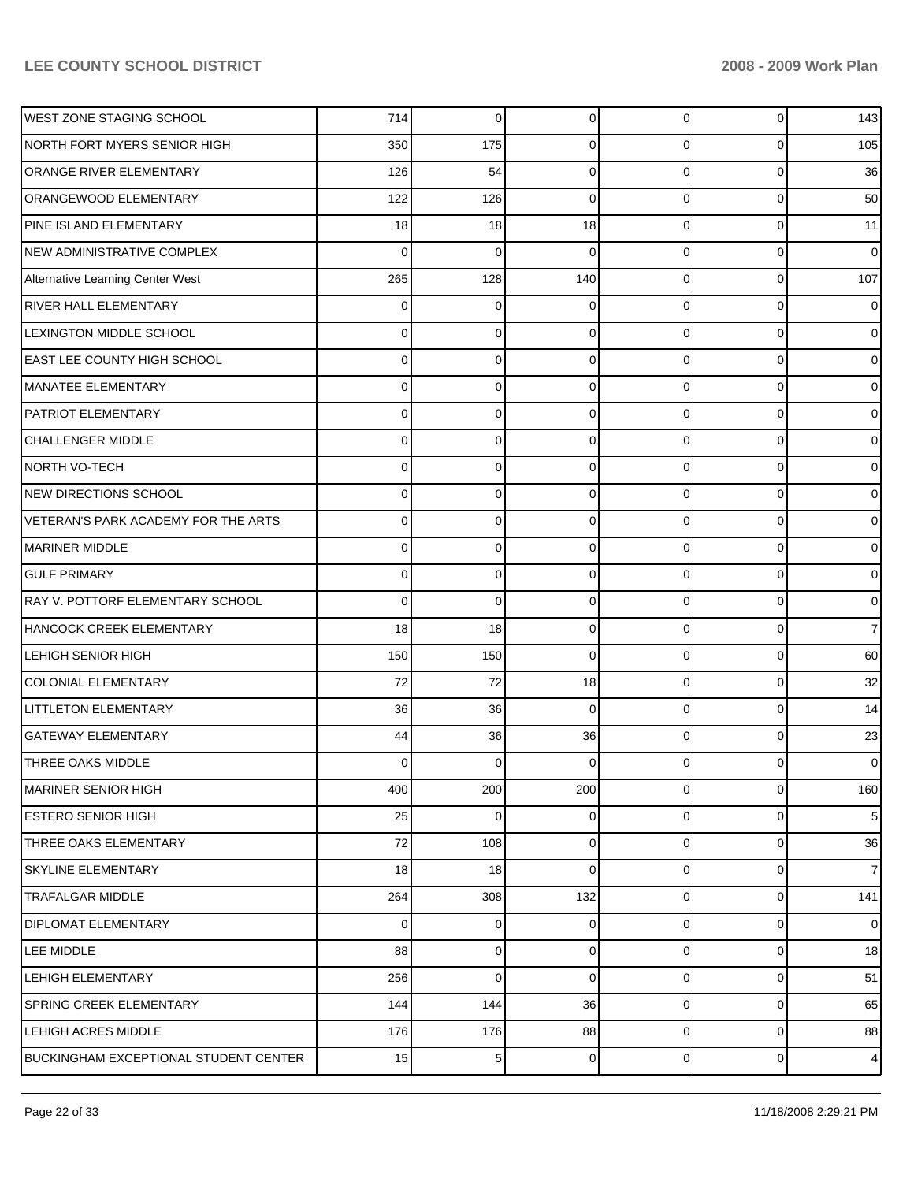| | | | | | | |
|---|---|---|---|---|---|---|
| WEST ZONE STAGING SCHOOL | 714 | 0 | 0 | 0 | 0 | 143 |
| NORTH FORT MYERS SENIOR HIGH | 350 | 175 | 0 | 0 | 0 | 105 |
| ORANGE RIVER ELEMENTARY | 126 | 54 | 0 | 0 | 0 | 36 |
| ORANGEWOOD ELEMENTARY | 122 | 126 | 0 | 0 | 0 | 50 |
| PINE ISLAND ELEMENTARY | 18 | 18 | 18 | 0 | 0 | 11 |
| NEW ADMINISTRATIVE COMPLEX | 0 | 0 | 0 | 0 | 0 | 0 |
| Alternative Learning Center West | 265 | 128 | 140 | 0 | 0 | 107 |
| RIVER HALL ELEMENTARY | 0 | 0 | 0 | 0 | 0 | 0 |
| LEXINGTON MIDDLE SCHOOL | 0 | 0 | 0 | 0 | 0 | 0 |
| EAST LEE COUNTY HIGH SCHOOL | 0 | 0 | 0 | 0 | 0 | 0 |
| MANATEE ELEMENTARY | 0 | 0 | 0 | 0 | 0 | 0 |
| PATRIOT ELEMENTARY | 0 | 0 | 0 | 0 | 0 | 0 |
| CHALLENGER MIDDLE | 0 | 0 | 0 | 0 | 0 | 0 |
| NORTH VO-TECH | 0 | 0 | 0 | 0 | 0 | 0 |
| NEW DIRECTIONS SCHOOL | 0 | 0 | 0 | 0 | 0 | 0 |
| VETERAN'S PARK ACADEMY FOR THE ARTS | 0 | 0 | 0 | 0 | 0 | 0 |
| MARINER MIDDLE | 0 | 0 | 0 | 0 | 0 | 0 |
| GULF PRIMARY | 0 | 0 | 0 | 0 | 0 | 0 |
| RAY V. POTTORF ELEMENTARY SCHOOL | 0 | 0 | 0 | 0 | 0 | 0 |
| HANCOCK CREEK ELEMENTARY | 18 | 18 | 0 | 0 | 0 | 7 |
| LEHIGH SENIOR HIGH | 150 | 150 | 0 | 0 | 0 | 60 |
| COLONIAL ELEMENTARY | 72 | 72 | 18 | 0 | 0 | 32 |
| LITTLETON ELEMENTARY | 36 | 36 | 0 | 0 | 0 | 14 |
| GATEWAY ELEMENTARY | 44 | 36 | 36 | 0 | 0 | 23 |
| THREE OAKS MIDDLE | 0 | 0 | 0 | 0 | 0 | 0 |
| MARINER SENIOR HIGH | 400 | 200 | 200 | 0 | 0 | 160 |
| ESTERO SENIOR HIGH | 25 | 0 | 0 | 0 | 0 | 5 |
| THREE OAKS ELEMENTARY | 72 | 108 | 0 | 0 | 0 | 36 |
| SKYLINE ELEMENTARY | 18 | 18 | 0 | 0 | 0 | 7 |
| TRAFALGAR MIDDLE | 264 | 308 | 132 | 0 | 0 | 141 |
| DIPLOMAT ELEMENTARY | 0 | 0 | 0 | 0 | 0 | 0 |
| LEE MIDDLE | 88 | 0 | 0 | 0 | 0 | 18 |
| LEHIGH ELEMENTARY | 256 | 0 | 0 | 0 | 0 | 51 |
| SPRING CREEK ELEMENTARY | 144 | 144 | 36 | 0 | 0 | 65 |
| LEHIGH ACRES MIDDLE | 176 | 176 | 88 | 0 | 0 | 88 |
| BUCKINGHAM EXCEPTIONAL STUDENT CENTER | 15 | 5 | 0 | 0 | 0 | 4 |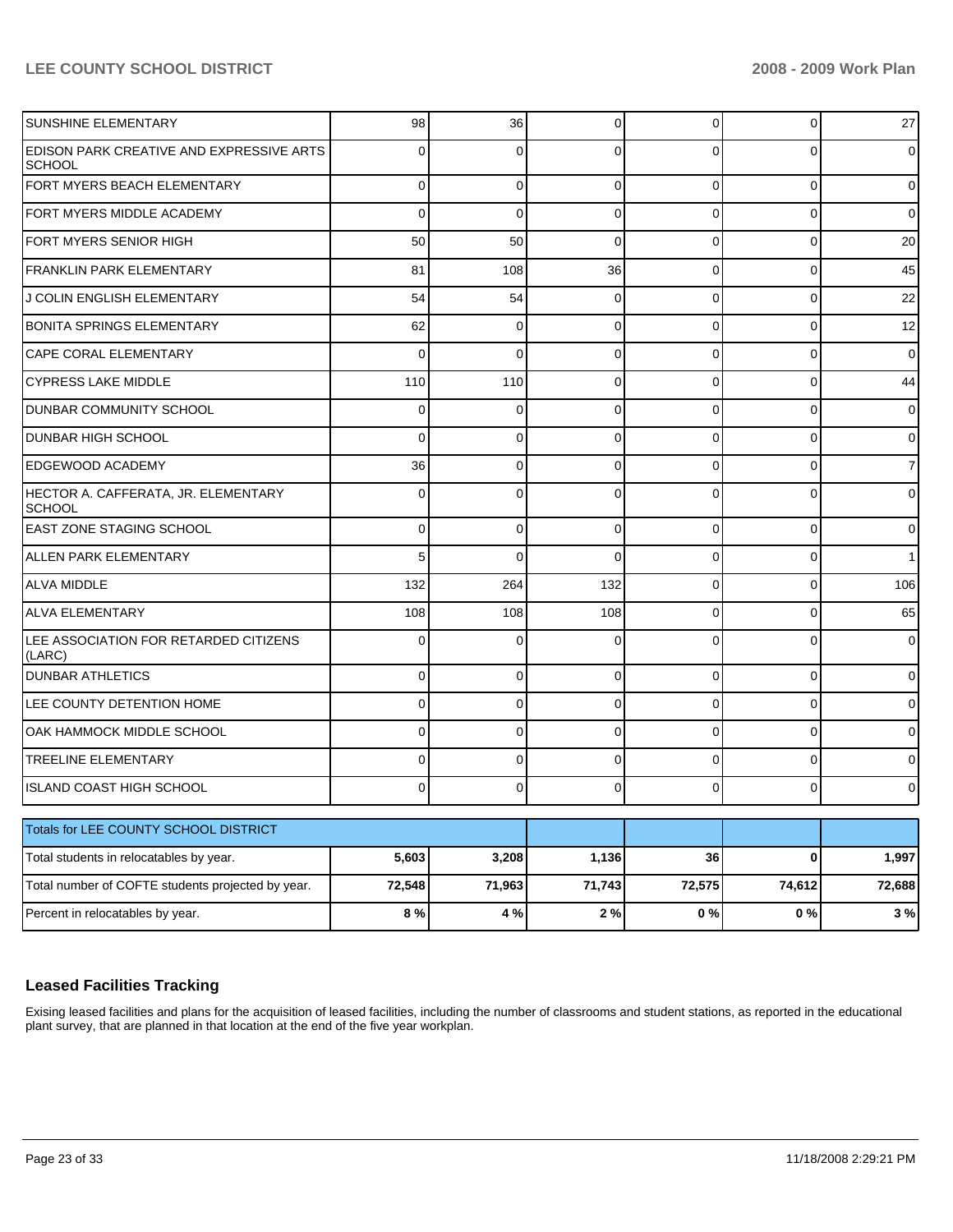| | | | | | | |
|---|---|---|---|---|---|---|
| SUNSHINE ELEMENTARY | 98 | 36 | 0 | 0 | 0 | 27 |
| EDISON PARK CREATIVE AND EXPRESSIVE ARTS SCHOOL | 0 | 0 | 0 | 0 | 0 | 0 |
| FORT MYERS BEACH ELEMENTARY | 0 | 0 | 0 | 0 | 0 | 0 |
| FORT MYERS MIDDLE ACADEMY | 0 | 0 | 0 | 0 | 0 | 0 |
| FORT MYERS SENIOR HIGH | 50 | 50 | 0 | 0 | 0 | 20 |
| FRANKLIN PARK ELEMENTARY | 81 | 108 | 36 | 0 | 0 | 45 |
| J COLIN ENGLISH ELEMENTARY | 54 | 54 | 0 | 0 | 0 | 22 |
| BONITA SPRINGS ELEMENTARY | 62 | 0 | 0 | 0 | 0 | 12 |
| CAPE CORAL ELEMENTARY | 0 | 0 | 0 | 0 | 0 | 0 |
| CYPRESS LAKE MIDDLE | 110 | 110 | 0 | 0 | 0 | 44 |
| DUNBAR COMMUNITY SCHOOL | 0 | 0 | 0 | 0 | 0 | 0 |
| DUNBAR HIGH SCHOOL | 0 | 0 | 0 | 0 | 0 | 0 |
| EDGEWOOD ACADEMY | 36 | 0 | 0 | 0 | 0 | 7 |
| HECTOR A. CAFFERATA, JR. ELEMENTARY SCHOOL | 0 | 0 | 0 | 0 | 0 | 0 |
| EAST ZONE STAGING SCHOOL | 0 | 0 | 0 | 0 | 0 | 0 |
| ALLEN PARK ELEMENTARY | 5 | 0 | 0 | 0 | 0 | 1 |
| ALVA MIDDLE | 132 | 264 | 132 | 0 | 0 | 106 |
| ALVA ELEMENTARY | 108 | 108 | 108 | 0 | 0 | 65 |
| LEE ASSOCIATION FOR RETARDED CITIZENS (LARC) | 0 | 0 | 0 | 0 | 0 | 0 |
| DUNBAR ATHLETICS | 0 | 0 | 0 | 0 | 0 | 0 |
| LEE COUNTY DETENTION HOME | 0 | 0 | 0 | 0 | 0 | 0 |
| OAK HAMMOCK MIDDLE SCHOOL | 0 | 0 | 0 | 0 | 0 | 0 |
| TREELINE ELEMENTARY | 0 | 0 | 0 | 0 | 0 | 0 |
| ISLAND COAST HIGH SCHOOL | 0 | 0 | 0 | 0 | 0 | 0 |

| Totals for LEE COUNTY SCHOOL DISTRICT | | | | | | |
|---|---|---|---|---|---|---|
| Total students in relocatables by year. | **5,603** | **3,208** | **1,136** | **36** | **0** | **1,997** |
| Total number of COFTE students projected by year. | **72,548** | **71,963** | **71,743** | **72,575** | **74,612** | **72,688** |
| Percent in relocatables by year. | **8 %** | **4 %** | **2 %** | **0 %** | **0 %** | **3 %** |

## Leased Facilities Tracking

Exising leased facilities and plans for the acquisition of leased facilities, including the number of classrooms and student stations, as reported in the educational plant survey, that are planned in that location at the end of the five year workplan.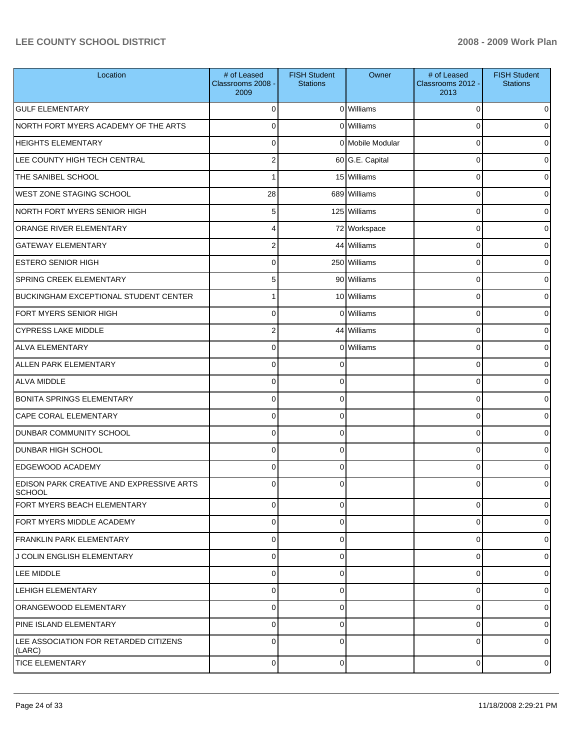| Location | # of Leased Classrooms 2008 - 2009 | FISH Student Stations | Owner | # of Leased Classrooms 2012 - 2013 | FISH Student Stations |
|---|---|---|---|---|---|
| GULF ELEMENTARY | 0 | 0 | Williams | 0 | 0 |
| NORTH FORT MYERS ACADEMY OF THE ARTS | 0 | 0 | Williams | 0 | 0 |
| HEIGHTS ELEMENTARY | 0 | 0 | Mobile Modular | 0 | 0 |
| LEE COUNTY HIGH TECH CENTRAL | 2 | 60 | G.E. Capital | 0 | 0 |
| THE SANIBEL SCHOOL | 1 | 15 | Williams | 0 | 0 |
| WEST ZONE STAGING SCHOOL | 28 | 689 | Williams | 0 | 0 |
| NORTH FORT MYERS SENIOR HIGH | 5 | 125 | Williams | 0 | 0 |
| ORANGE RIVER ELEMENTARY | 4 | 72 | Workspace | 0 | 0 |
| GATEWAY ELEMENTARY | 2 | 44 | Williams | 0 | 0 |
| ESTERO SENIOR HIGH | 0 | 250 | Williams | 0 | 0 |
| SPRING CREEK ELEMENTARY | 5 | 90 | Williams | 0 | 0 |
| BUCKINGHAM EXCEPTIONAL STUDENT CENTER | 1 | 10 | Williams | 0 | 0 |
| FORT MYERS SENIOR HIGH | 0 | 0 | Williams | 0 | 0 |
| CYPRESS LAKE MIDDLE | 2 | 44 | Williams | 0 | 0 |
| ALVA ELEMENTARY | 0 | 0 | Williams | 0 | 0 |
| ALLEN PARK ELEMENTARY | 0 | 0 | | 0 | 0 |
| ALVA MIDDLE | 0 | 0 | | 0 | 0 |
| BONITA SPRINGS ELEMENTARY | 0 | 0 | | 0 | 0 |
| CAPE CORAL ELEMENTARY | 0 | 0 | | 0 | 0 |
| DUNBAR COMMUNITY SCHOOL | 0 | 0 | | 0 | 0 |
| DUNBAR HIGH SCHOOL | 0 | 0 | | 0 | 0 |
| EDGEWOOD ACADEMY | 0 | 0 | | 0 | 0 |
| EDISON PARK CREATIVE AND EXPRESSIVE ARTS SCHOOL | 0 | 0 | | 0 | 0 |
| FORT MYERS BEACH ELEMENTARY | 0 | 0 | | 0 | 0 |
| FORT MYERS MIDDLE ACADEMY | 0 | 0 | | 0 | 0 |
| FRANKLIN PARK ELEMENTARY | 0 | 0 | | 0 | 0 |
| J COLIN ENGLISH ELEMENTARY | 0 | 0 | | 0 | 0 |
| LEE MIDDLE | 0 | 0 | | 0 | 0 |
| LEHIGH ELEMENTARY | 0 | 0 | | 0 | 0 |
| ORANGEWOOD ELEMENTARY | 0 | 0 | | 0 | 0 |
| PINE ISLAND ELEMENTARY | 0 | 0 | | 0 | 0 |
| LEE ASSOCIATION FOR RETARDED CITIZENS (LARC) | 0 | 0 | | 0 | 0 |
| TICE ELEMENTARY | 0 | 0 | | 0 | 0 |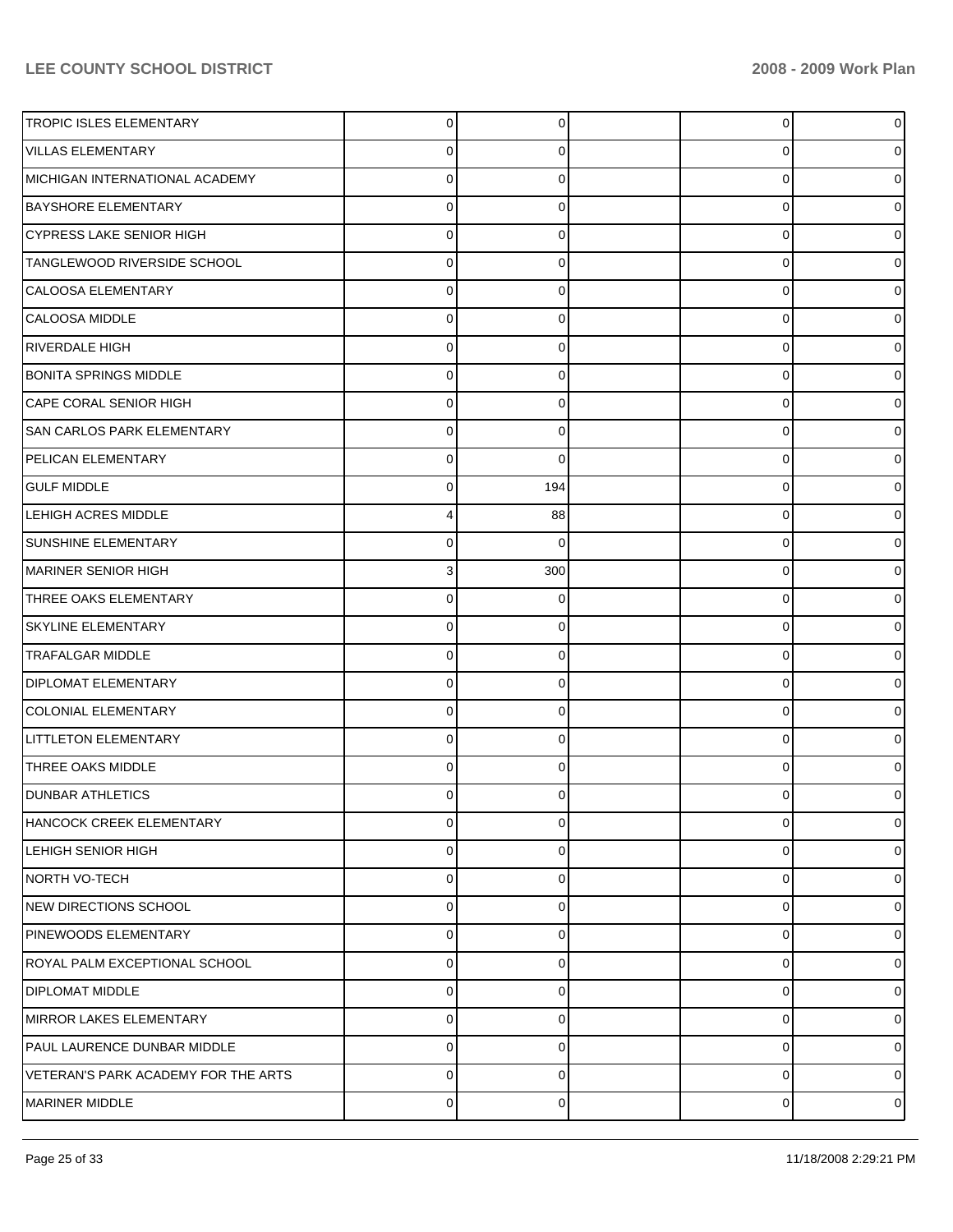| | | | | | |
|---|---|---|---|---|---|
| TROPIC ISLES ELEMENTARY | 0 | 0 | | 0 | 0 |
| VILLAS ELEMENTARY | 0 | 0 | | 0 | 0 |
| MICHIGAN INTERNATIONAL ACADEMY | 0 | 0 | | 0 | 0 |
| BAYSHORE ELEMENTARY | 0 | 0 | | 0 | 0 |
| CYPRESS LAKE SENIOR HIGH | 0 | 0 | | 0 | 0 |
| TANGLEWOOD RIVERSIDE SCHOOL | 0 | 0 | | 0 | 0 |
| CALOOSA ELEMENTARY | 0 | 0 | | 0 | 0 |
| CALOOSA MIDDLE | 0 | 0 | | 0 | 0 |
| RIVERDALE HIGH | 0 | 0 | | 0 | 0 |
| BONITA SPRINGS MIDDLE | 0 | 0 | | 0 | 0 |
| CAPE CORAL SENIOR HIGH | 0 | 0 | | 0 | 0 |
| SAN CARLOS PARK ELEMENTARY | 0 | 0 | | 0 | 0 |
| PELICAN ELEMENTARY | 0 | 0 | | 0 | 0 |
| GULF MIDDLE | 0 | 194 | | 0 | 0 |
| LEHIGH ACRES MIDDLE | 4 | 88 | | 0 | 0 |
| SUNSHINE ELEMENTARY | 0 | 0 | | 0 | 0 |
| MARINER SENIOR HIGH | 3 | 300 | | 0 | 0 |
| THREE OAKS ELEMENTARY | 0 | 0 | | 0 | 0 |
| SKYLINE ELEMENTARY | 0 | 0 | | 0 | 0 |
| TRAFALGAR MIDDLE | 0 | 0 | | 0 | 0 |
| DIPLOMAT ELEMENTARY | 0 | 0 | | 0 | 0 |
| COLONIAL ELEMENTARY | 0 | 0 | | 0 | 0 |
| LITTLETON ELEMENTARY | 0 | 0 | | 0 | 0 |
| THREE OAKS MIDDLE | 0 | 0 | | 0 | 0 |
| DUNBAR ATHLETICS | 0 | 0 | | 0 | 0 |
| HANCOCK CREEK ELEMENTARY | 0 | 0 | | 0 | 0 |
| LEHIGH SENIOR HIGH | 0 | 0 | | 0 | 0 |
| NORTH VO-TECH | 0 | 0 | | 0 | 0 |
| NEW DIRECTIONS SCHOOL | 0 | 0 | | 0 | 0 |
| PINEWOODS ELEMENTARY | 0 | 0 | | 0 | 0 |
| ROYAL PALM EXCEPTIONAL SCHOOL | 0 | 0 | | 0 | 0 |
| DIPLOMAT MIDDLE | 0 | 0 | | 0 | 0 |
| MIRROR LAKES ELEMENTARY | 0 | 0 | | 0 | 0 |
| PAUL LAURENCE DUNBAR MIDDLE | 0 | 0 | | 0 | 0 |
| VETERAN'S PARK ACADEMY FOR THE ARTS | 0 | 0 | | 0 | 0 |
| MARINER MIDDLE | 0 | 0 | | 0 | 0 |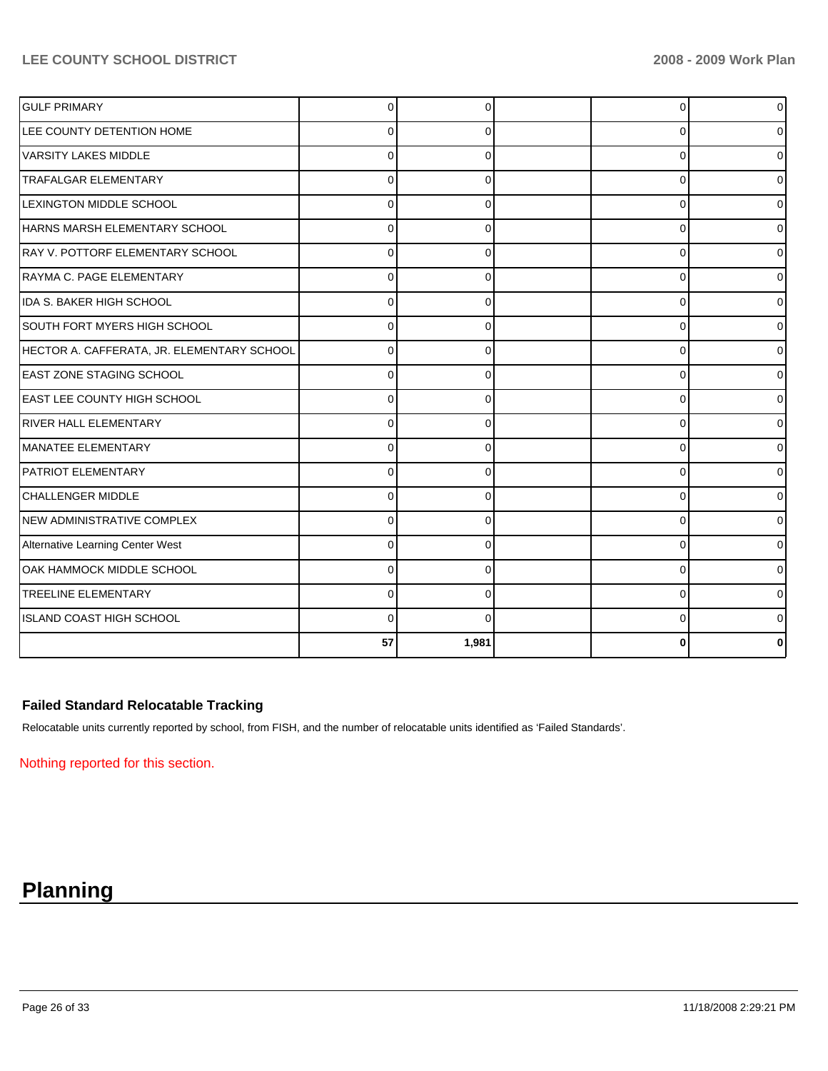| | | | | | |
|---|---|---|---|---|---|
| GULF PRIMARY | 0 | 0 | | 0 | 0 |
| LEE COUNTY DETENTION HOME | 0 | 0 | | 0 | 0 |
| VARSITY LAKES MIDDLE | 0 | 0 | | 0 | 0 |
| TRAFALGAR ELEMENTARY | 0 | 0 | | 0 | 0 |
| LEXINGTON MIDDLE SCHOOL | 0 | 0 | | 0 | 0 |
| HARNS MARSH ELEMENTARY SCHOOL | 0 | 0 | | 0 | 0 |
| RAY V. POTTORF ELEMENTARY SCHOOL | 0 | 0 | | 0 | 0 |
| RAYMA C. PAGE ELEMENTARY | 0 | 0 | | 0 | 0 |
| IDA S. BAKER HIGH SCHOOL | 0 | 0 | | 0 | 0 |
| SOUTH FORT MYERS HIGH SCHOOL | 0 | 0 | | 0 | 0 |
| HECTOR A. CAFFERATA, JR. ELEMENTARY SCHOOL | 0 | 0 | | 0 | 0 |
| EAST ZONE STAGING SCHOOL | 0 | 0 | | 0 | 0 |
| EAST LEE COUNTY HIGH SCHOOL | 0 | 0 | | 0 | 0 |
| RIVER HALL ELEMENTARY | 0 | 0 | | 0 | 0 |
| MANATEE ELEMENTARY | 0 | 0 | | 0 | 0 |
| PATRIOT ELEMENTARY | 0 | 0 | | 0 | 0 |
| CHALLENGER MIDDLE | 0 | 0 | | 0 | 0 |
| NEW ADMINISTRATIVE COMPLEX | 0 | 0 | | 0 | 0 |
| Alternative Learning Center West | 0 | 0 | | 0 | 0 |
| OAK HAMMOCK MIDDLE SCHOOL | 0 | 0 | | 0 | 0 |
| TREELINE ELEMENTARY | 0 | 0 | | 0 | 0 |
| ISLAND COAST HIGH SCHOOL | 0 | 0 | | 0 | 0 |
| | **57** | **1,981** | | **0** | **0** |

### Failed Standard Relocatable Tracking

Relocatable units currently reported by school, from FISH, and the number of relocatable units identified as 'Failed Standards'.

Nothing reported for this section.

# Planning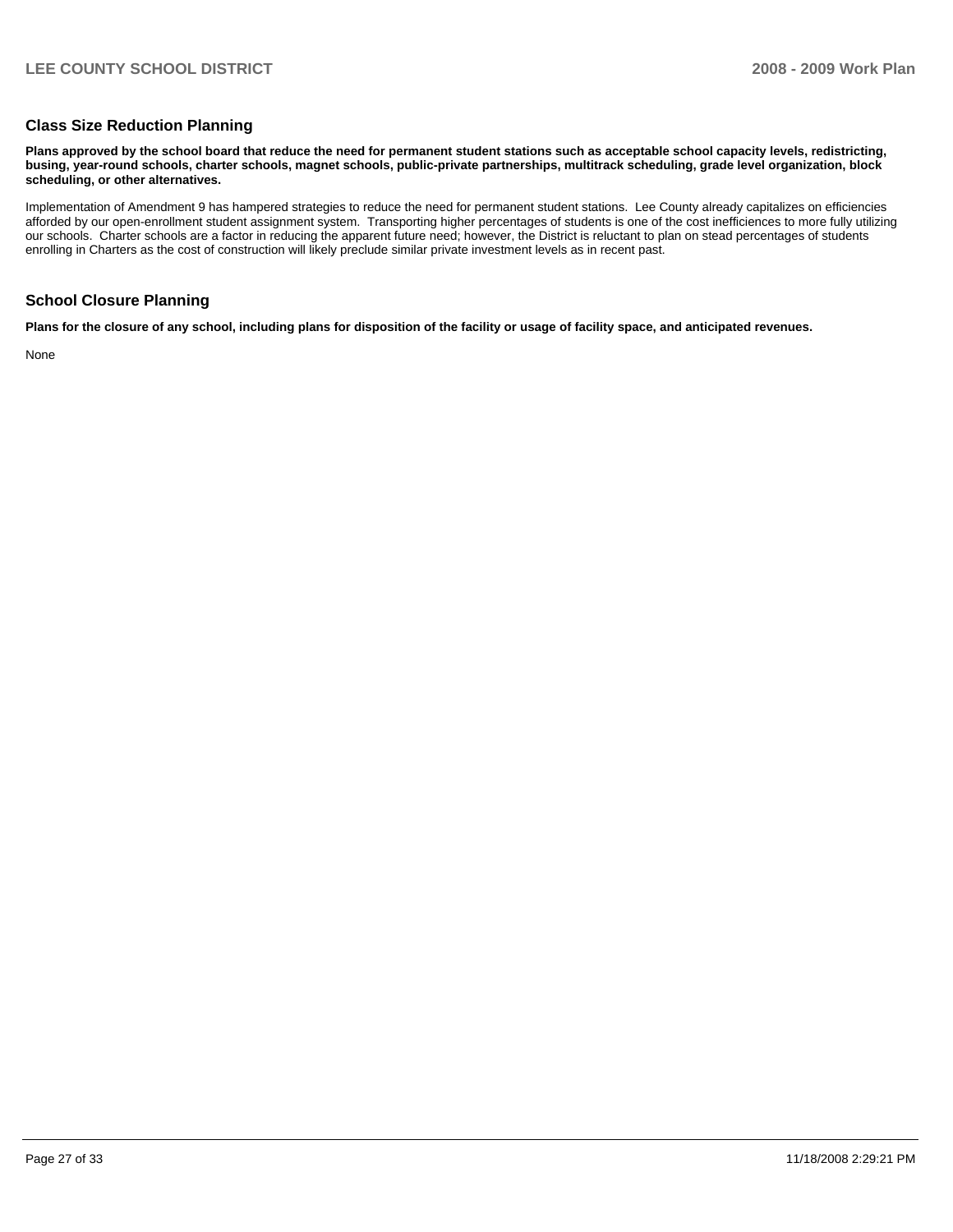## Class Size Reduction Planning

**Plans approved by the school board that reduce the need for permanent student stations such as acceptable school capacity levels, redistricting, busing, year-round schools, charter schools, magnet schools, public-private partnerships, multitrack scheduling, grade level organization, block scheduling, or other alternatives.**

Implementation of Amendment 9 has hampered strategies to reduce the need for permanent student stations. Lee County already capitalizes on efficiencies afforded by our open-enrollment student assignment system. Transporting higher percentages of students is one of the cost inefficiences to more fully utilizing our schools. Charter schools are a factor in reducing the apparent future need; however, the District is reluctant to plan on stead percentages of students enrolling in Charters as the cost of construction will likely preclude similar private investment levels as in recent past.

## School Closure Planning

**Plans for the closure of any school, including plans for disposition of the facility or usage of facility space, and anticipated revenues.**

None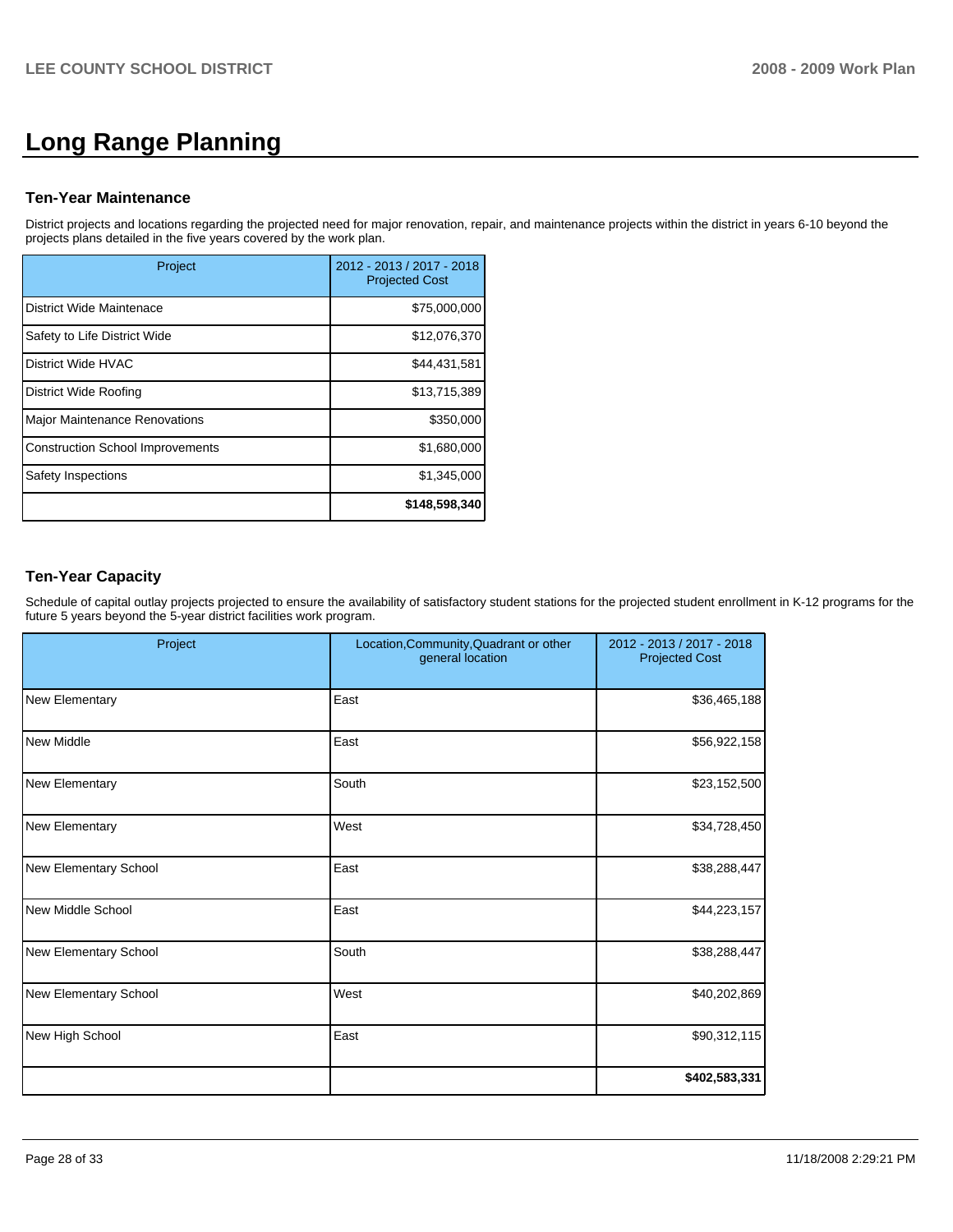# Long Range Planning

### Ten-Year Maintenance

District projects and locations regarding the projected need for major renovation, repair, and maintenance projects within the district in years 6-10 beyond the projects plans detailed in the five years covered by the work plan.

| Project | 2012 - 2013 / 2017 - 2018 Projected Cost |
|---|---|
| District Wide Maintenace | $75,000,000 |
| Safety to Life District Wide | $12,076,370 |
| District Wide HVAC | $44,431,581 |
| District Wide Roofing | $13,715,389 |
| Major Maintenance Renovations | $350,000 |
| Construction School Improvements | $1,680,000 |
| Safety Inspections | $1,345,000 |
| | **$148,598,340** |

### Ten-Year Capacity

Schedule of capital outlay projects projected to ensure the availability of satisfactory student stations for the projected student enrollment in K-12 programs for the future 5 years beyond the 5-year district facilities work program.

| Project | Location,Community,Quadrant or other general location | 2012 - 2013 / 2017 - 2018 Projected Cost |
|---|---|---|
| New Elementary | East | $36,465,188 |
| New Middle | East | $56,922,158 |
| New Elementary | South | $23,152,500 |
| New Elementary | West | $34,728,450 |
| New Elementary School | East | $38,288,447 |
| New Middle School | East | $44,223,157 |
| New Elementary School | South | $38,288,447 |
| New Elementary School | West | $40,202,869 |
| New High School | East | $90,312,115 |
| | | **$402,583,331** |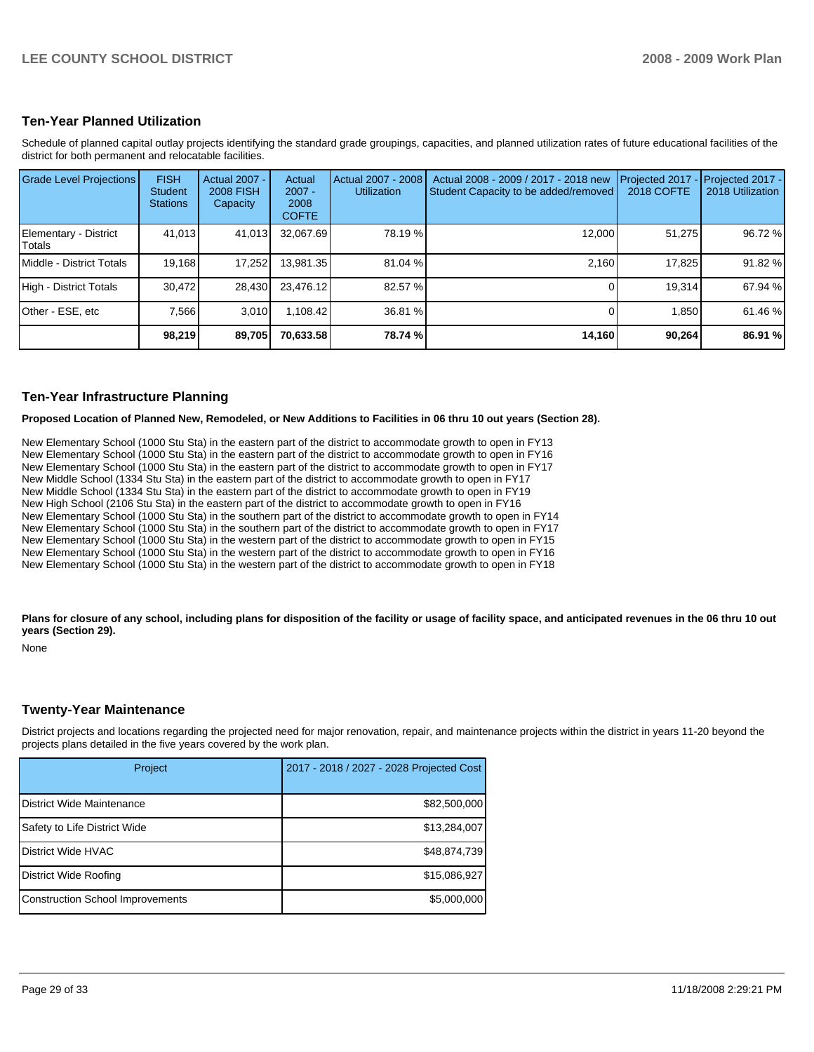## Ten-Year Planned Utilization

Schedule of planned capital outlay projects identifying the standard grade groupings, capacities, and planned utilization rates of future educational facilities of the district for both permanent and relocatable facilities.

| Grade Level Projections | FISH Student Stations | Actual 2007 - 2008 FISH Capacity | Actual 2007 - 2008 COFTE | Actual 2007 - 2008 Utilization | Actual 2008 - 2009 / 2017 - 2018 new Student Capacity to be added/removed | Projected 2017 - 2018 COFTE | Projected 2017 - 2018 Utilization |
|---|---|---|---|---|---|---|---|
| Elementary - District Totals | 41,013 | 41,013 | 32,067.69 | 78.19 % | 12,000 | 51,275 | 96.72 % |
| Middle - District Totals | 19,168 | 17,252 | 13,981.35 | 81.04 % | 2,160 | 17,825 | 91.82 % |
| High - District Totals | 30,472 | 28,430 | 23,476.12 | 82.57 % | 0 | 19,314 | 67.94 % |
| Other - ESE, etc | 7,566 | 3,010 | 1,108.42 | 36.81 % | 0 | 1,850 | 61.46 % |
| | **98,219** | **89,705** | **70,633.58** | **78.74 %** | **14,160** | **90,264** | **86.91 %** |

## Ten-Year Infrastructure Planning

**Proposed Location of Planned New, Remodeled, or New Additions to Facilities in 06 thru 10 out years (Section 28).**

New Elementary School (1000 Stu Sta) in the eastern part of the district to accommodate growth to open in FY13
New Elementary School (1000 Stu Sta) in the eastern part of the district to accommodate growth to open in FY16
New Elementary School (1000 Stu Sta) in the eastern part of the district to accommodate growth to open in FY17
New Middle School (1334 Stu Sta) in the eastern part of the district to accommodate growth to open in FY17
New Middle School (1334 Stu Sta) in the eastern part of the district to accommodate growth to open in FY19
New High School (2106 Stu Sta) in the eastern part of the district to accommodate growth to open in FY16
New Elementary School (1000 Stu Sta) in the southern part of the district to accommodate growth to open in FY14
New Elementary School (1000 Stu Sta) in the southern part of the district to accommodate growth to open in FY17
New Elementary School (1000 Stu Sta) in the western part of the district to accommodate growth to open in FY15
New Elementary School (1000 Stu Sta) in the western part of the district to accommodate growth to open in FY16
New Elementary School (1000 Stu Sta) in the western part of the district to accommodate growth to open in FY18

**Plans for closure of any school, including plans for disposition of the facility or usage of facility space, and anticipated revenues in the 06 thru 10 out years (Section 29).**

None

## Twenty-Year Maintenance

District projects and locations regarding the projected need for major renovation, repair, and maintenance projects within the district in years 11-20 beyond the projects plans detailed in the five years covered by the work plan.

| Project | 2017 - 2018 / 2027 - 2028 Projected Cost |
|---|---|
| District Wide Maintenance | $82,500,000 |
| Safety to Life District Wide | $13,284,007 |
| District Wide HVAC | $48,874,739 |
| District Wide Roofing | $15,086,927 |
| Construction School Improvements | $5,000,000 |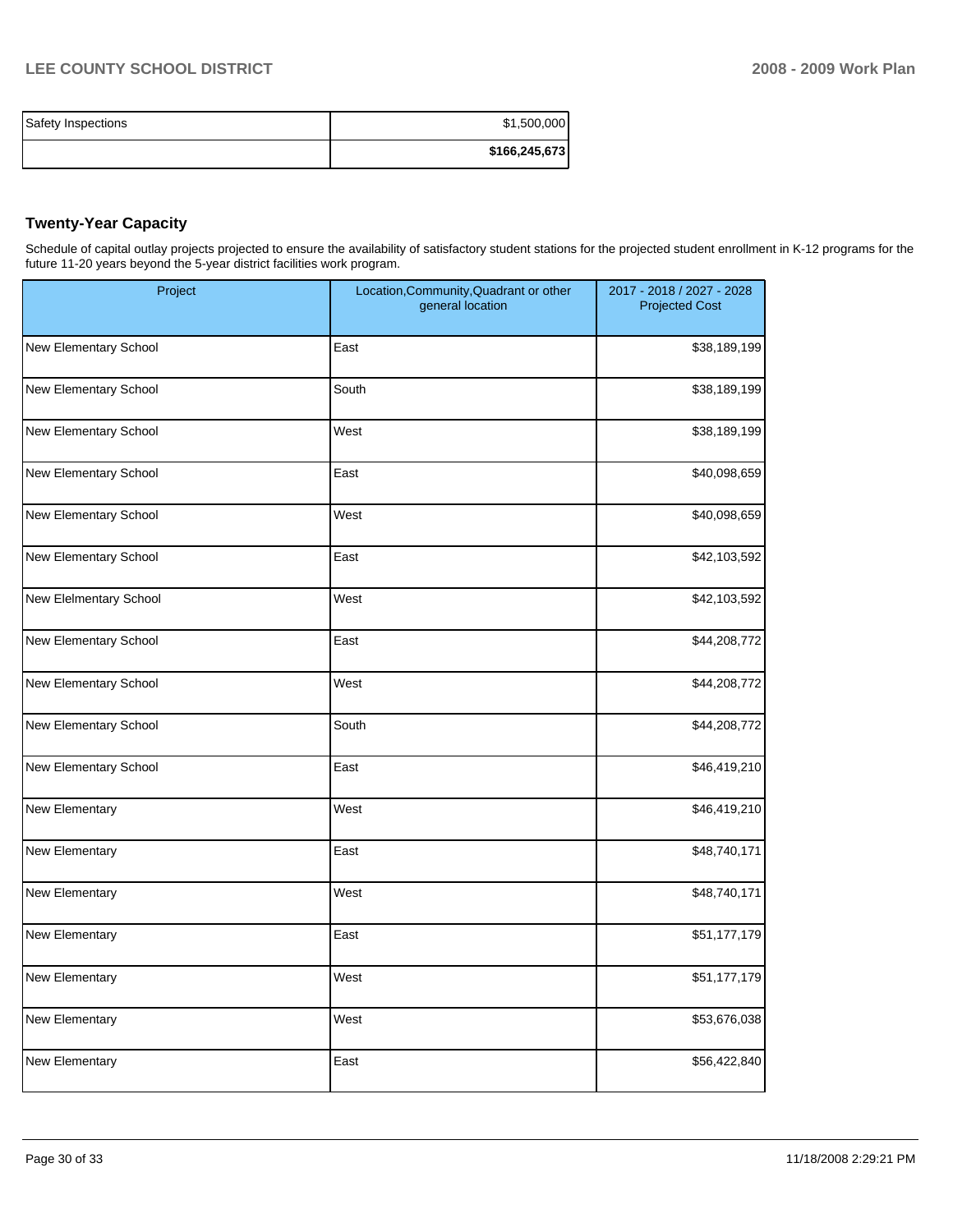| | |
|---|---|
| Safety Inspections | $1,500,000 |
| | **$166,245,673** |

## Twenty-Year Capacity

Schedule of capital outlay projects projected to ensure the availability of satisfactory student stations for the projected student enrollment in K-12 programs for the future 11-20 years beyond the 5-year district facilities work program.

| Project | Location,Community,Quadrant or other general location | 2017 - 2018 / 2027 - 2028 Projected Cost |
|---|---|---|
| New Elementary School | East | $38,189,199 |
| New Elementary School | South | $38,189,199 |
| New Elementary School | West | $38,189,199 |
| New Elementary School | East | $40,098,659 |
| New Elementary School | West | $40,098,659 |
| New Elementary School | East | $42,103,592 |
| New Elelmentary School | West | $42,103,592 |
| New Elementary School | East | $44,208,772 |
| New Elementary School | West | $44,208,772 |
| New Elementary School | South | $44,208,772 |
| New Elementary School | East | $46,419,210 |
| New Elementary | West | $46,419,210 |
| New Elementary | East | $48,740,171 |
| New Elementary | West | $48,740,171 |
| New Elementary | East | $51,177,179 |
| New Elementary | West | $51,177,179 |
| New Elementary | West | $53,676,038 |
| New Elementary | East | $56,422,840 |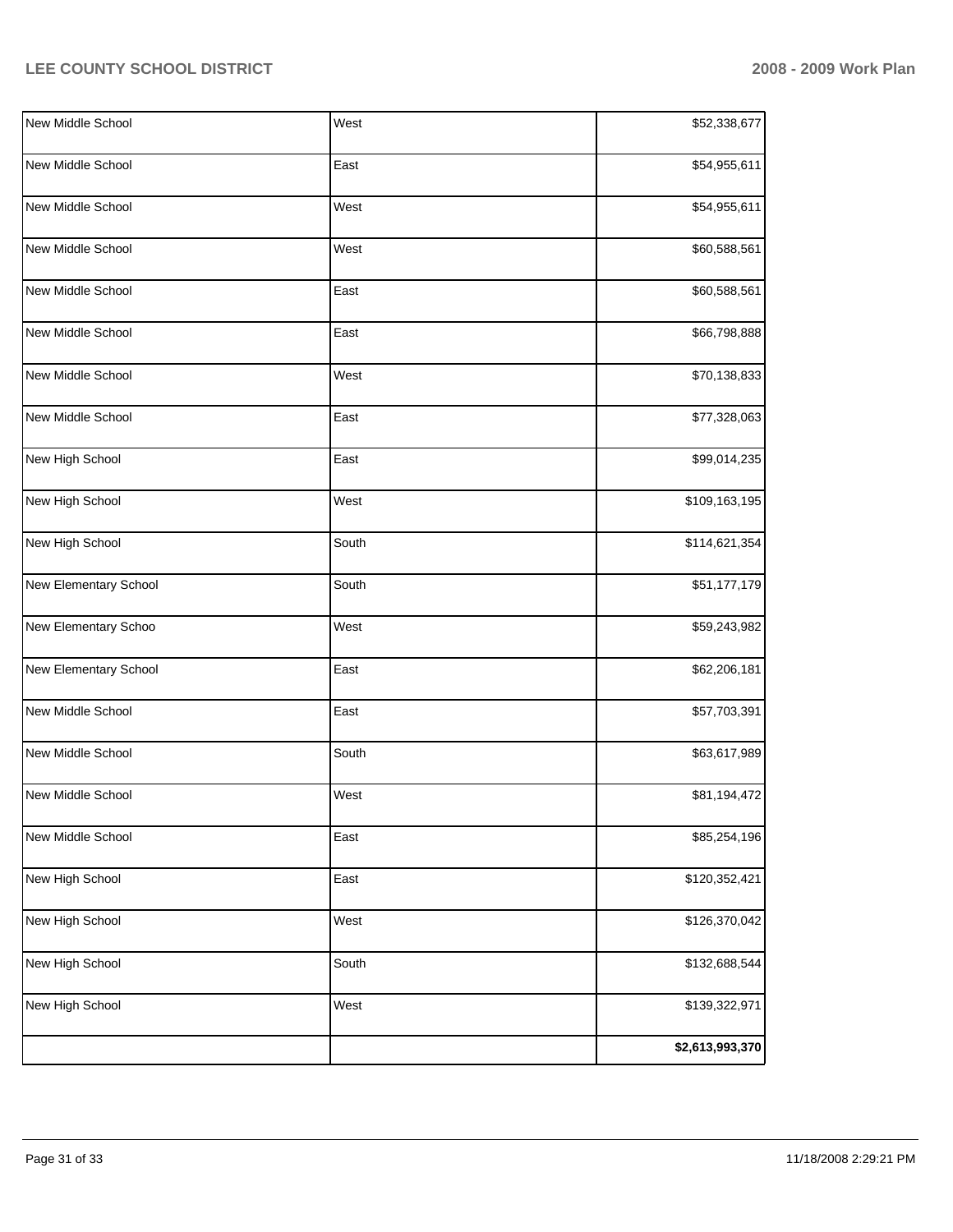| | | |
|---|---|---|
| New Middle School | West | $52,338,677 |
| New Middle School | East | $54,955,611 |
| New Middle School | West | $54,955,611 |
| New Middle School | West | $60,588,561 |
| New Middle School | East | $60,588,561 |
| New Middle School | East | $66,798,888 |
| New Middle School | West | $70,138,833 |
| New Middle School | East | $77,328,063 |
| New High School | East | $99,014,235 |
| New High School | West | $109,163,195 |
| New High School | South | $114,621,354 |
| New Elementary School | South | $51,177,179 |
| New Elementary Schoo | West | $59,243,982 |
| New Elementary School | East | $62,206,181 |
| New Middle School | East | $57,703,391 |
| New Middle School | South | $63,617,989 |
| New Middle School | West | $81,194,472 |
| New Middle School | East | $85,254,196 |
| New High School | East | $120,352,421 |
| New High School | West | $126,370,042 |
| New High School | South | $132,688,544 |
| New High School | West | $139,322,971 |
| | | **$2,613,993,370** |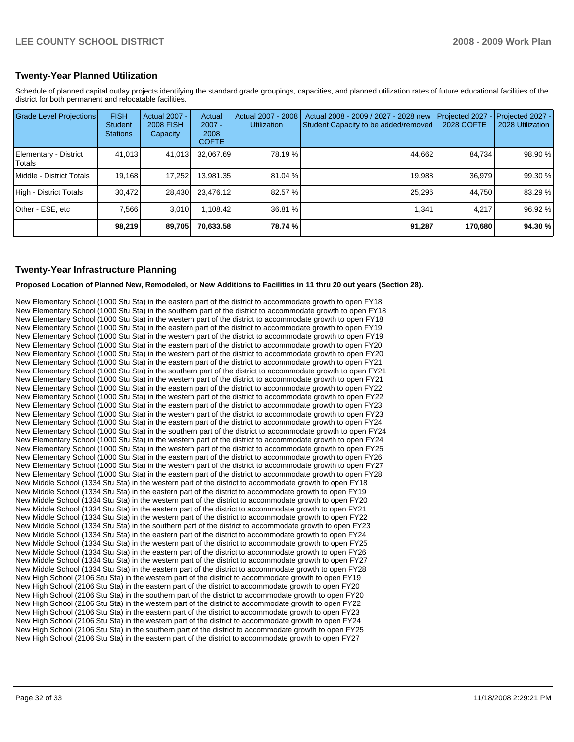## Twenty-Year Planned Utilization

Schedule of planned capital outlay projects identifying the standard grade groupings, capacities, and planned utilization rates of future educational facilities of the district for both permanent and relocatable facilities.

| Grade Level Projections | FISH Student Stations | Actual 2007 - 2008 FISH Capacity | Actual 2007 - 2008 COFTE | Actual 2007 - 2008 Utilization | Actual 2008 - 2009 / 2027 - 2028 new Student Capacity to be added/removed | Projected 2027 - 2028 COFTE | Projected 2027 - 2028 Utilization |
|---|---|---|---|---|---|---|---|
| Elementary - District Totals | 41,013 | 41,013 | 32,067.69 | 78.19 % | 44,662 | 84,734 | 98.90 % |
| Middle - District Totals | 19,168 | 17,252 | 13,981.35 | 81.04 % | 19,988 | 36,979 | 99.30 % |
| High - District Totals | 30,472 | 28,430 | 23,476.12 | 82.57 % | 25,296 | 44,750 | 83.29 % |
| Other - ESE, etc | 7,566 | 3,010 | 1,108.42 | 36.81 % | 1,341 | 4,217 | 96.92 % |
| | **98,219** | **89,705** | **70,633.58** | **78.74 %** | **91,287** | **170,680** | **94.30 %** |

## Twenty-Year Infrastructure Planning

**Proposed Location of Planned New, Remodeled, or New Additions to Facilities in 11 thru 20 out years (Section 28).**

New Elementary School (1000 Stu Sta) in the eastern part of the district to accommodate growth to open FY18
New Elementary School (1000 Stu Sta) in the southern part of the district to accommodate growth to open FY18
New Elementary School (1000 Stu Sta) in the western part of the district to accommodate growth to open FY18
New Elementary School (1000 Stu Sta) in the eastern part of the district to accommodate growth to open FY19
New Elementary School (1000 Stu Sta) in the western part of the district to accommodate growth to open FY19
New Elementary School (1000 Stu Sta) in the eastern part of the district to accommodate growth to open FY20
New Elementary School (1000 Stu Sta) in the western part of the district to accommodate growth to open FY20
New Elementary School (1000 Stu Sta) in the eastern part of the district to accommodate growth to open FY21
New Elementary School (1000 Stu Sta) in the southern part of the district to accommodate growth to open FY21
New Elementary School (1000 Stu Sta) in the western part of the district to accommodate growth to open FY21
New Elementary School (1000 Stu Sta) in the eastern part of the district to accommodate growth to open FY22
New Elementary School (1000 Stu Sta) in the western part of the district to accommodate growth to open FY22
New Elementary School (1000 Stu Sta) in the eastern part of the district to accommodate growth to open FY23
New Elementary School (1000 Stu Sta) in the western part of the district to accommodate growth to open FY23
New Elementary School (1000 Stu Sta) in the eastern part of the district to accommodate growth to open FY24
New Elementary School (1000 Stu Sta) in the southern part of the district to accommodate growth to open FY24
New Elementary School (1000 Stu Sta) in the western part of the district to accommodate growth to open FY24
New Elementary School (1000 Stu Sta) in the western part of the district to accommodate growth to open FY25
New Elementary School (1000 Stu Sta) in the eastern part of the district to accommodate growth to open FY26
New Elementary School (1000 Stu Sta) in the western part of the district to accommodate growth to open FY27
New Elementary School (1000 Stu Sta) in the eastern part of the district to accommodate growth to open FY28
New Middle School (1334 Stu Sta) in the western part of the district to accommodate growth to open FY18
New Middle School (1334 Stu Sta) in the eastern part of the district to accommodate growth to open FY19
New Middle School (1334 Stu Sta) in the western part of the district to accommodate growth to open FY20
New Middle School (1334 Stu Sta) in the eastern part of the district to accommodate growth to open FY21
New Middle School (1334 Stu Sta) in the western part of the district to accommodate growth to open FY22
New Middle School (1334 Stu Sta) in the southern part of the district to accommodate growth to open FY23
New Middle School (1334 Stu Sta) in the eastern part of the district to accommodate growth to open FY24
New Middle School (1334 Stu Sta) in the western part of the district to accommodate growth to open FY25
New Middle School (1334 Stu Sta) in the eastern part of the district to accommodate growth to open FY26
New Middle School (1334 Stu Sta) in the western part of the district to accommodate growth to open FY27
New Middle School (1334 Stu Sta) in the eastern part of the district to accommodate growth to open FY28
New High School (2106 Stu Sta) in the western part of the district to accommodate growth to open FY19
New High School (2106 Stu Sta) in the eastern part of the district to accommodate growth to open FY20
New High School (2106 Stu Sta) in the southern part of the district to accommodate growth to open FY20
New High School (2106 Stu Sta) in the western part of the district to accommodate growth to open FY22
New High School (2106 Stu Sta) in the eastern part of the district to accommodate growth to open FY23
New High School (2106 Stu Sta) in the western part of the district to accommodate growth to open FY24
New High School (2106 Stu Sta) in the southern part of the district to accommodate growth to open FY25
New High School (2106 Stu Sta) in the eastern part of the district to accommodate growth to open FY27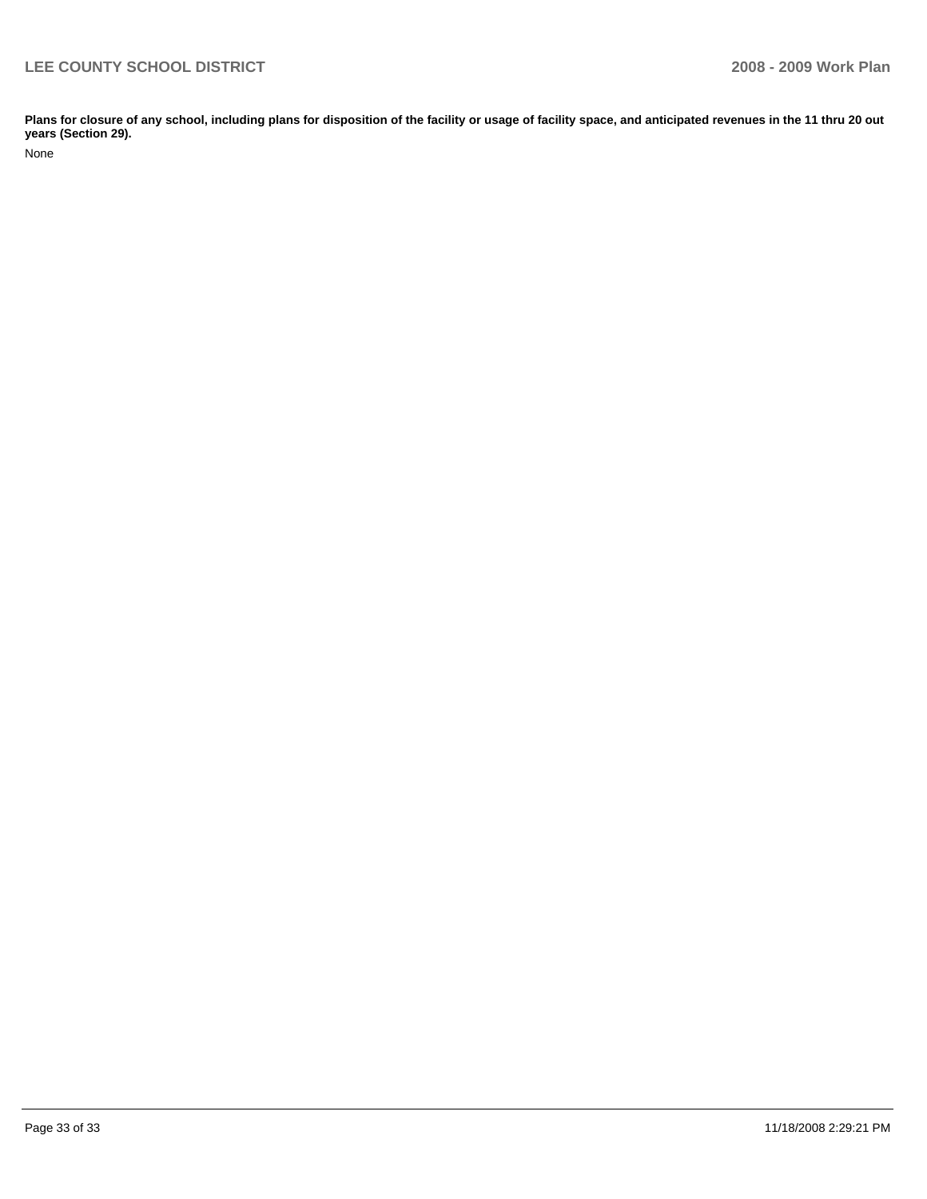**Plans for closure of any school, including plans for disposition of the facility or usage of facility space, and anticipated revenues in the 11 thru 20 out years (Section 29).**

None